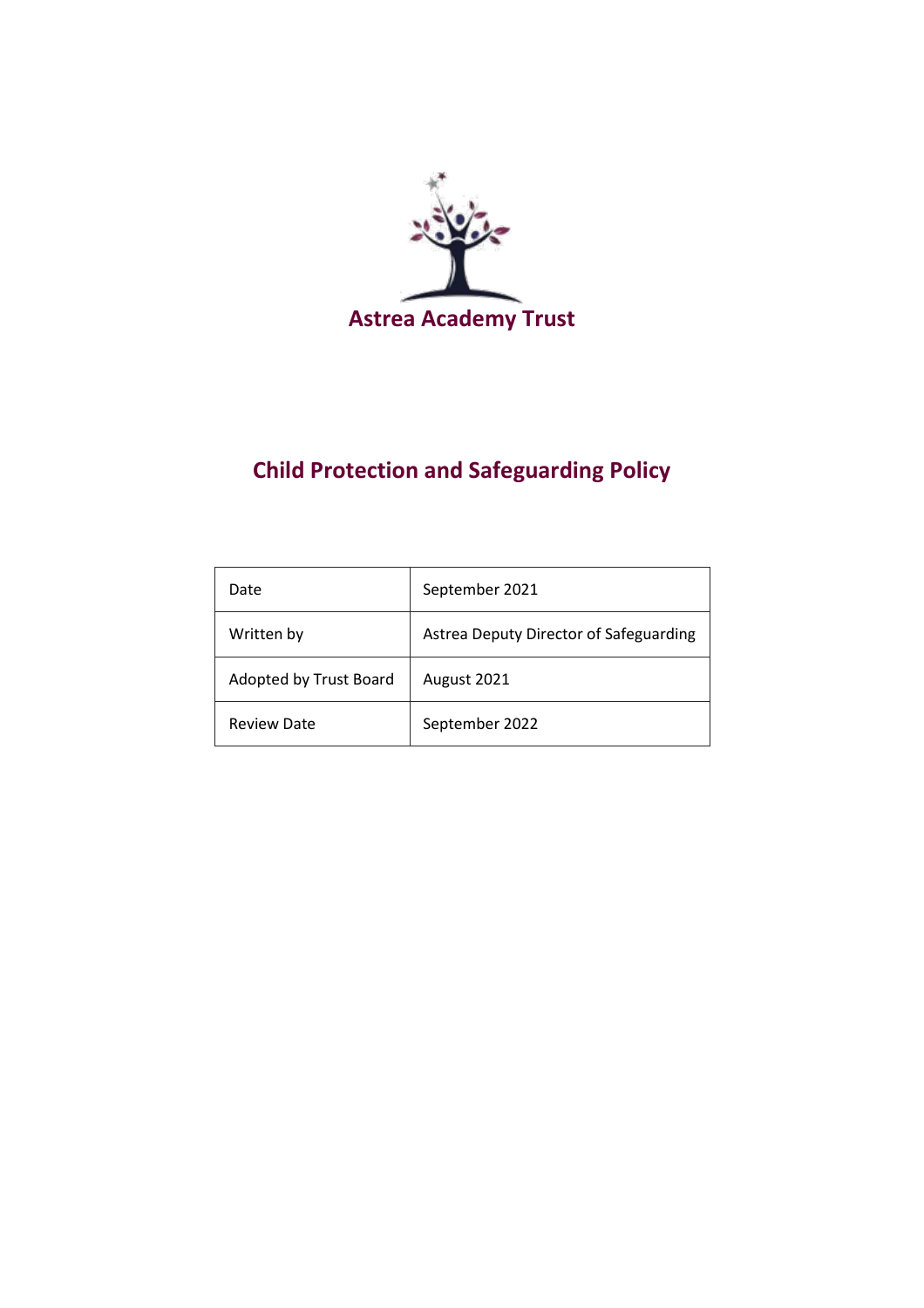Astrea Academy Trust

# Child Protection and Safeguarding Policy

| Date | September 2021 |
|---|---|
| Written by | Astrea Deputy Director of Safeguarding |
| Adopted by Trust Board | August 2021 |
| Review Date | September 2022 |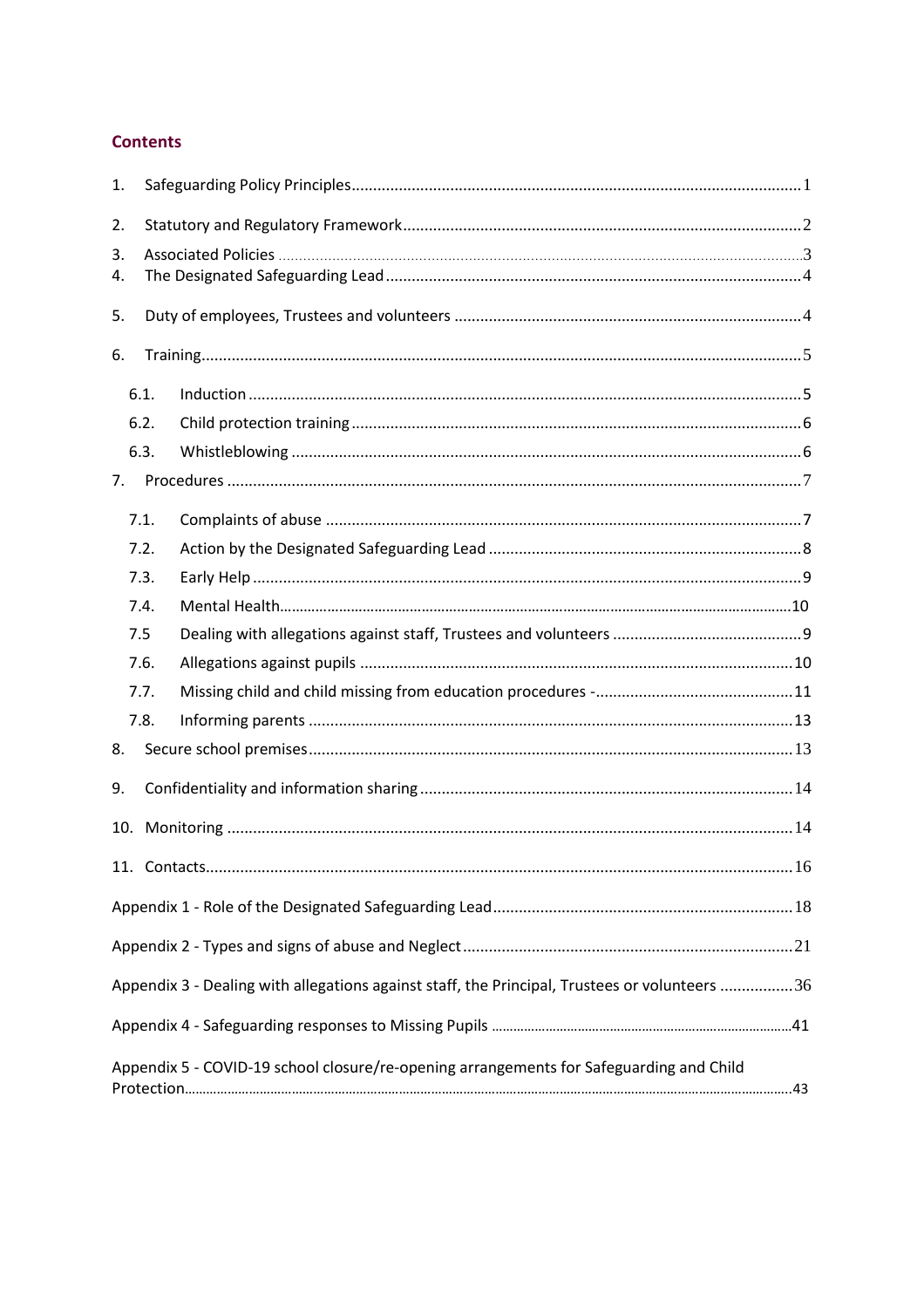## Contents

1. Safeguarding Policy Principles ........ 1
2. Statutory and Regulatory Framework ........ 2
3. Associated Policies ........ 3
4. The Designated Safeguarding Lead ........ 4
5. Duty of employees, Trustees and volunteers ........ 4
6. Training ........ 5
   - 6.1. Induction ........ 5
   - 6.2. Child protection training ........ 6
   - 6.3. Whistleblowing ........ 6
7. Procedures ........ 7
   - 7.1. Complaints of abuse ........ 7
   - 7.2. Action by the Designated Safeguarding Lead ........ 8
   - 7.3. Early Help ........ 9
   - 7.4. Mental Health ........ 10
   - 7.5 Dealing with allegations against staff, Trustees and volunteers ........ 9
   - 7.6. Allegations against pupils ........ 10
   - 7.7. Missing child and child missing from education procedures - ........ 11
   - 7.8. Informing parents ........ 13
8. Secure school premises ........ 13
9. Confidentiality and information sharing ........ 14
10. Monitoring ........ 14
11. Contacts ........ 16

Appendix 1 - Role of the Designated Safeguarding Lead ........ 18

Appendix 2 - Types and signs of abuse and Neglect ........ 21

Appendix 3 - Dealing with allegations against staff, the Principal, Trustees or volunteers ........ 36

Appendix 4 - Safeguarding responses to Missing Pupils ........ 41

Appendix 5 - COVID-19 school closure/re-opening arrangements for Safeguarding and Child Protection ........ 43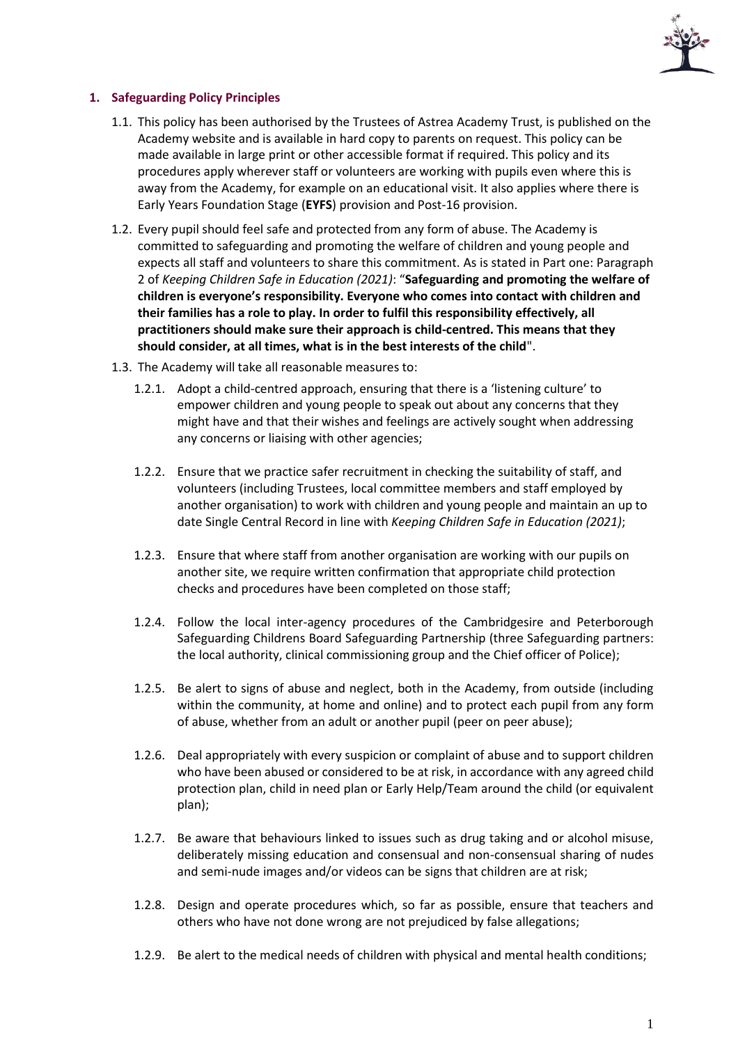## 1. Safeguarding Policy Principles

1.1. This policy has been authorised by the Trustees of Astrea Academy Trust, is published on the Academy website and is available in hard copy to parents on request. This policy can be made available in large print or other accessible format if required. This policy and its procedures apply wherever staff or volunteers are working with pupils even where this is away from the Academy, for example on an educational visit. It also applies where there is Early Years Foundation Stage (**EYFS**) provision and Post-16 provision.

1.2. Every pupil should feel safe and protected from any form of abuse. The Academy is committed to safeguarding and promoting the welfare of children and young people and expects all staff and volunteers to share this commitment. As is stated in Part one: Paragraph 2 of *Keeping Children Safe in Education (2021)*: "**Safeguarding and promoting the welfare of children is everyone's responsibility. Everyone who comes into contact with children and their families has a role to play. In order to fulfil this responsibility effectively, all practitioners should make sure their approach is child-centred. This means that they should consider, at all times, what is in the best interests of the child**".

1.3. The Academy will take all reasonable measures to:

1.2.1. Adopt a child-centred approach, ensuring that there is a 'listening culture' to empower children and young people to speak out about any concerns that they might have and that their wishes and feelings are actively sought when addressing any concerns or liaising with other agencies;

1.2.2. Ensure that we practice safer recruitment in checking the suitability of staff, and volunteers (including Trustees, local committee members and staff employed by another organisation) to work with children and young people and maintain an up to date Single Central Record in line with *Keeping Children Safe in Education (2021)*;

1.2.3. Ensure that where staff from another organisation are working with our pupils on another site, we require written confirmation that appropriate child protection checks and procedures have been completed on those staff;

1.2.4. Follow the local inter-agency procedures of the Cambridgesire and Peterborough Safeguarding Childrens Board Safeguarding Partnership (three Safeguarding partners: the local authority, clinical commissioning group and the Chief officer of Police);

1.2.5. Be alert to signs of abuse and neglect, both in the Academy, from outside (including within the community, at home and online) and to protect each pupil from any form of abuse, whether from an adult or another pupil (peer on peer abuse);

1.2.6. Deal appropriately with every suspicion or complaint of abuse and to support children who have been abused or considered to be at risk, in accordance with any agreed child protection plan, child in need plan or Early Help/Team around the child (or equivalent plan);

1.2.7. Be aware that behaviours linked to issues such as drug taking and or alcohol misuse, deliberately missing education and consensual and non-consensual sharing of nudes and semi-nude images and/or videos can be signs that children are at risk;

1.2.8. Design and operate procedures which, so far as possible, ensure that teachers and others who have not done wrong are not prejudiced by false allegations;

1.2.9. Be alert to the medical needs of children with physical and mental health conditions;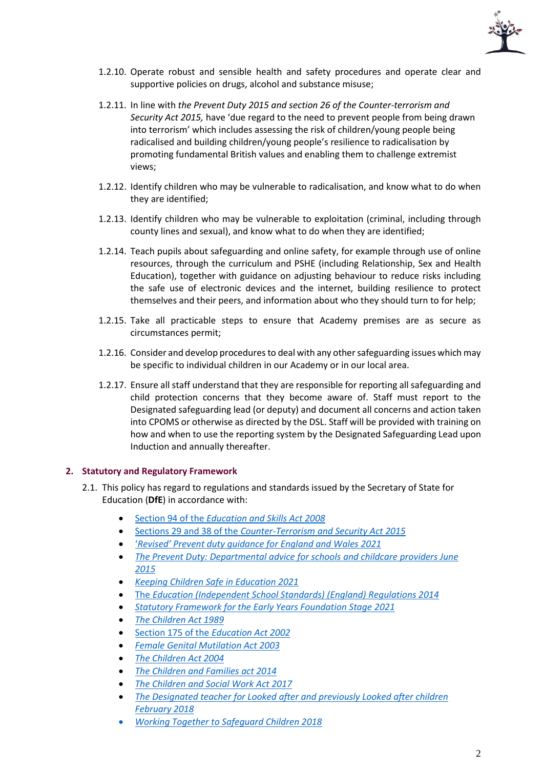1.2.10. Operate robust and sensible health and safety procedures and operate clear and supportive policies on drugs, alcohol and substance misuse;

1.2.11. In line with *the Prevent Duty 2015 and section 26 of the Counter-terrorism and Security Act 2015,* have 'due regard to the need to prevent people from being drawn into terrorism' which includes assessing the risk of children/young people being radicalised and building children/young people's resilience to radicalisation by promoting fundamental British values and enabling them to challenge extremist views;

1.2.12. Identify children who may be vulnerable to radicalisation, and know what to do when they are identified;

1.2.13. Identify children who may be vulnerable to exploitation (criminal, including through county lines and sexual), and know what to do when they are identified;

1.2.14. Teach pupils about safeguarding and online safety, for example through use of online resources, through the curriculum and PSHE (including Relationship, Sex and Health Education), together with guidance on adjusting behaviour to reduce risks including the safe use of electronic devices and the internet, building resilience to protect themselves and their peers, and information about who they should turn to for help;

1.2.15. Take all practicable steps to ensure that Academy premises are as secure as circumstances permit;

1.2.16. Consider and develop procedures to deal with any other safeguarding issues which may be specific to individual children in our Academy or in our local area.

1.2.17. Ensure all staff understand that they are responsible for reporting all safeguarding and child protection concerns that they become aware of. Staff must report to the Designated safeguarding lead (or deputy) and document all concerns and action taken into CPOMS or otherwise as directed by the DSL. Staff will be provided with training on how and when to use the reporting system by the Designated Safeguarding Lead upon Induction and annually thereafter.

## 2. Statutory and Regulatory Framework

2.1. This policy has regard to regulations and standards issued by the Secretary of State for Education (**DfE**) in accordance with:

- Section 94 of the *Education and Skills Act 2008*
- Sections 29 and 38 of the *Counter-Terrorism and Security Act 2015*
- *'Revised' Prevent duty guidance for England and Wales 2021*
- *The Prevent Duty: Departmental advice for schools and childcare providers June 2015*
- *Keeping Children Safe in Education 2021*
- The *Education (Independent School Standards) (England) Regulations 2014*
- *Statutory Framework for the Early Years Foundation Stage 2021*
- *The Children Act 1989*
- Section 175 of the *Education Act 2002*
- *Female Genital Mutilation Act 2003*
- *The Children Act 2004*
- *The Children and Families act 2014*
- *The Children and Social Work Act 2017*
- *The Designated teacher for Looked after and previously Looked after children February 2018*
- *Working Together to Safeguard Children 2018*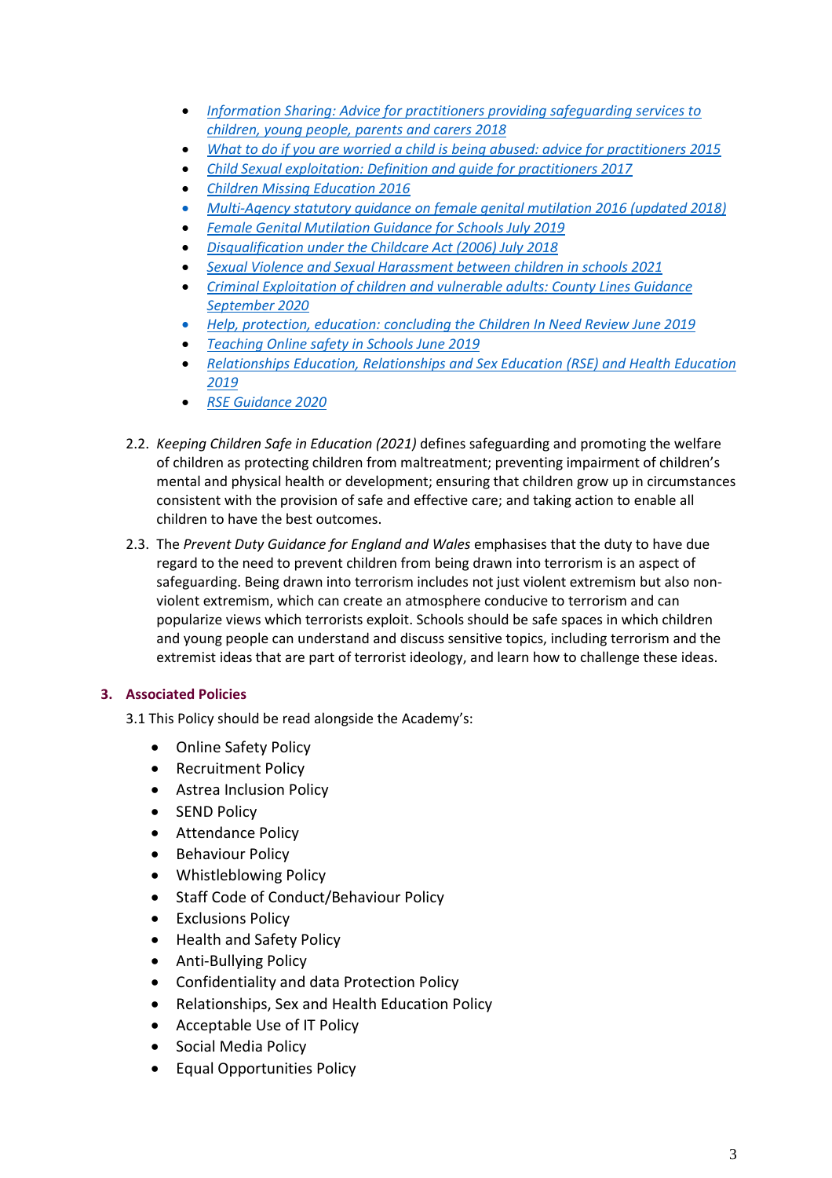- *Information Sharing: Advice for practitioners providing safeguarding services to children, young people, parents and carers 2018*
- *What to do if you are worried a child is being abused: advice for practitioners 2015*
- *Child Sexual exploitation: Definition and guide for practitioners 2017*
- *Children Missing Education 2016*
- *Multi-Agency statutory guidance on female genital mutilation 2016 (updated 2018)*
- *Female Genital Mutilation Guidance for Schools July 2019*
- *Disqualification under the Childcare Act (2006) July 2018*
- *Sexual Violence and Sexual Harassment between children in schools 2021*
- *Criminal Exploitation of children and vulnerable adults: County Lines Guidance September 2020*
- *Help, protection, education: concluding the Children In Need Review June 2019*
- *Teaching Online safety in Schools June 2019*
- *Relationships Education, Relationships and Sex Education (RSE) and Health Education 2019*
- *RSE Guidance 2020*

2.2. *Keeping Children Safe in Education (2021)* defines safeguarding and promoting the welfare of children as protecting children from maltreatment; preventing impairment of children's mental and physical health or development; ensuring that children grow up in circumstances consistent with the provision of safe and effective care; and taking action to enable all children to have the best outcomes.

2.3. The *Prevent Duty Guidance for England and Wales* emphasises that the duty to have due regard to the need to prevent children from being drawn into terrorism is an aspect of safeguarding. Being drawn into terrorism includes not just violent extremism but also non-violent extremism, which can create an atmosphere conducive to terrorism and can popularize views which terrorists exploit. Schools should be safe spaces in which children and young people can understand and discuss sensitive topics, including terrorism and the extremist ideas that are part of terrorist ideology, and learn how to challenge these ideas.

## 3. Associated Policies

3.1 This Policy should be read alongside the Academy's:

- Online Safety Policy
- Recruitment Policy
- Astrea Inclusion Policy
- SEND Policy
- Attendance Policy
- Behaviour Policy
- Whistleblowing Policy
- Staff Code of Conduct/Behaviour Policy
- Exclusions Policy
- Health and Safety Policy
- Anti-Bullying Policy
- Confidentiality and data Protection Policy
- Relationships, Sex and Health Education Policy
- Acceptable Use of IT Policy
- Social Media Policy
- Equal Opportunities Policy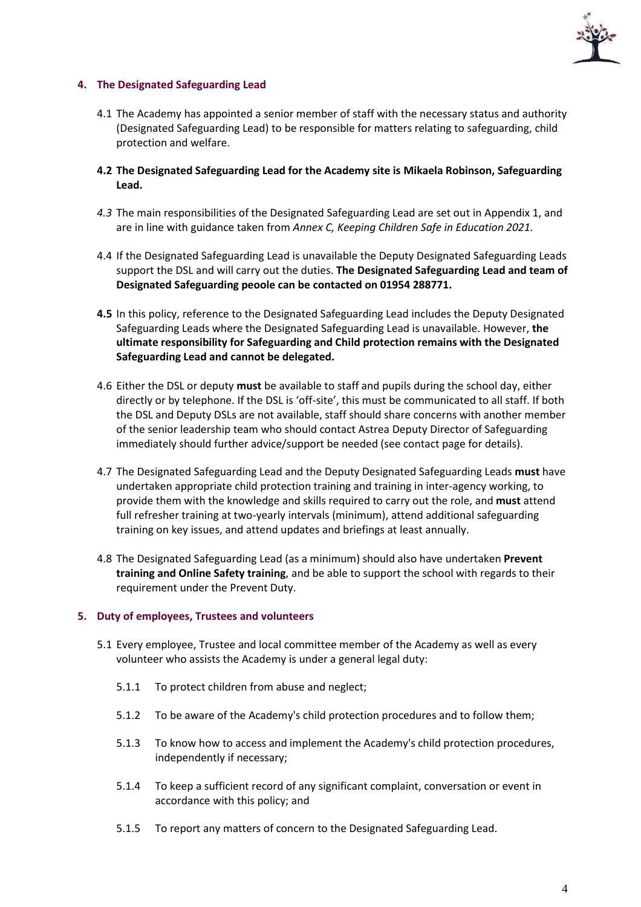## 4. The Designated Safeguarding Lead

4.1 The Academy has appointed a senior member of staff with the necessary status and authority (Designated Safeguarding Lead) to be responsible for matters relating to safeguarding, child protection and welfare.

**4.2 The Designated Safeguarding Lead for the Academy site is Mikaela Robinson, Safeguarding Lead.**

*4.3* The main responsibilities of the Designated Safeguarding Lead are set out in Appendix 1, and are in line with guidance taken from *Annex C, Keeping Children Safe in Education 2021.*

4.4 If the Designated Safeguarding Lead is unavailable the Deputy Designated Safeguarding Leads support the DSL and will carry out the duties. **The Designated Safeguarding Lead and team of Designated Safeguarding peoole can be contacted on 01954 288771.**

**4.5** In this policy, reference to the Designated Safeguarding Lead includes the Deputy Designated Safeguarding Leads where the Designated Safeguarding Lead is unavailable. However, **the ultimate responsibility for Safeguarding and Child protection remains with the Designated Safeguarding Lead and cannot be delegated.**

4.6 Either the DSL or deputy **must** be available to staff and pupils during the school day, either directly or by telephone. If the DSL is 'off-site', this must be communicated to all staff. If both the DSL and Deputy DSLs are not available, staff should share concerns with another member of the senior leadership team who should contact Astrea Deputy Director of Safeguarding immediately should further advice/support be needed (see contact page for details).

4.7 The Designated Safeguarding Lead and the Deputy Designated Safeguarding Leads **must** have undertaken appropriate child protection training and training in inter-agency working, to provide them with the knowledge and skills required to carry out the role, and **must** attend full refresher training at two-yearly intervals (minimum), attend additional safeguarding training on key issues, and attend updates and briefings at least annually.

4.8 The Designated Safeguarding Lead (as a minimum) should also have undertaken **Prevent training and Online Safety training**, and be able to support the school with regards to their requirement under the Prevent Duty.

## 5. Duty of employees, Trustees and volunteers

5.1 Every employee, Trustee and local committee member of the Academy as well as every volunteer who assists the Academy is under a general legal duty:

5.1.1 To protect children from abuse and neglect;

5.1.2 To be aware of the Academy's child protection procedures and to follow them;

5.1.3 To know how to access and implement the Academy's child protection procedures, independently if necessary;

5.1.4 To keep a sufficient record of any significant complaint, conversation or event in accordance with this policy; and

5.1.5 To report any matters of concern to the Designated Safeguarding Lead.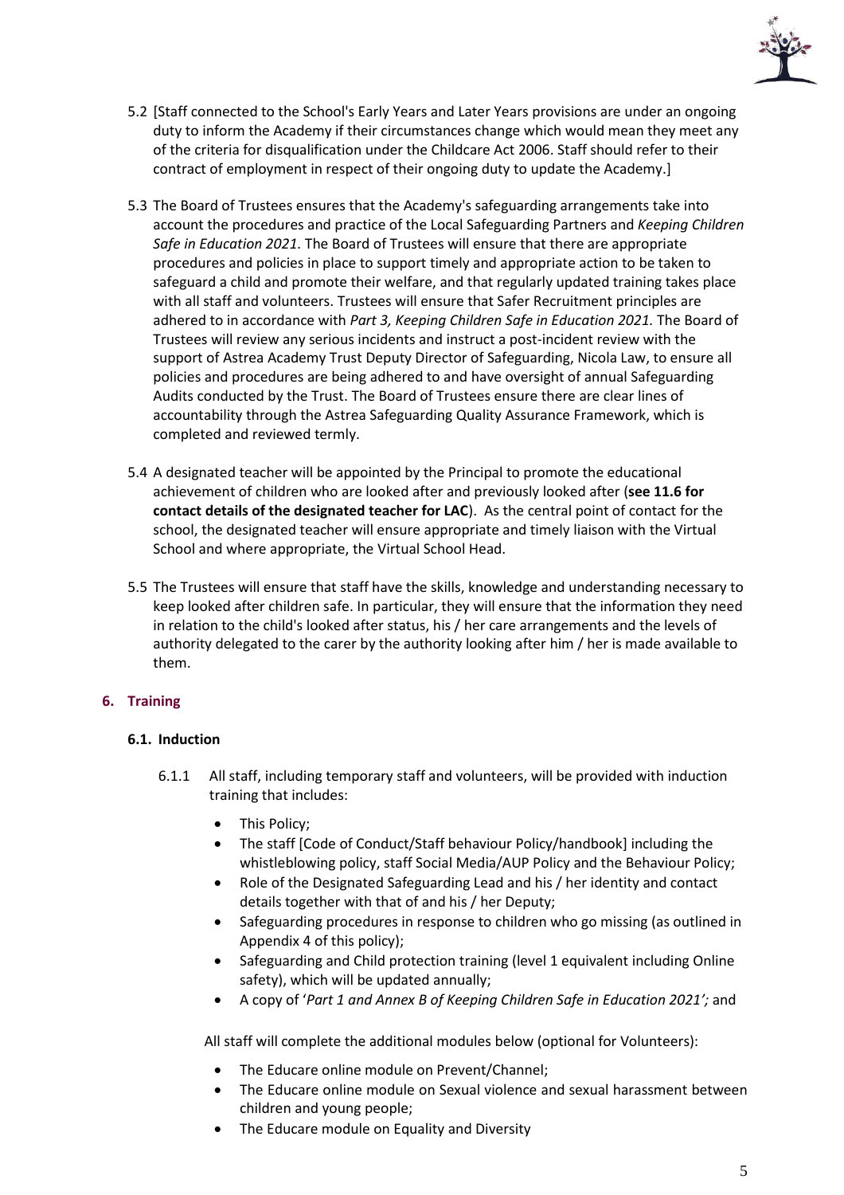5.2 [Staff connected to the School's Early Years and Later Years provisions are under an ongoing duty to inform the Academy if their circumstances change which would mean they meet any of the criteria for disqualification under the Childcare Act 2006. Staff should refer to their contract of employment in respect of their ongoing duty to update the Academy.]

5.3 The Board of Trustees ensures that the Academy's safeguarding arrangements take into account the procedures and practice of the Local Safeguarding Partners and *Keeping Children Safe in Education 2021.* The Board of Trustees will ensure that there are appropriate procedures and policies in place to support timely and appropriate action to be taken to safeguard a child and promote their welfare, and that regularly updated training takes place with all staff and volunteers. Trustees will ensure that Safer Recruitment principles are adhered to in accordance with *Part 3, Keeping Children Safe in Education 2021.* The Board of Trustees will review any serious incidents and instruct a post-incident review with the support of Astrea Academy Trust Deputy Director of Safeguarding, Nicola Law, to ensure all policies and procedures are being adhered to and have oversight of annual Safeguarding Audits conducted by the Trust. The Board of Trustees ensure there are clear lines of accountability through the Astrea Safeguarding Quality Assurance Framework, which is completed and reviewed termly.

5.4 A designated teacher will be appointed by the Principal to promote the educational achievement of children who are looked after and previously looked after (**see 11.6 for contact details of the designated teacher for LAC**). As the central point of contact for the school, the designated teacher will ensure appropriate and timely liaison with the Virtual School and where appropriate, the Virtual School Head.

5.5 The Trustees will ensure that staff have the skills, knowledge and understanding necessary to keep looked after children safe. In particular, they will ensure that the information they need in relation to the child's looked after status, his / her care arrangements and the levels of authority delegated to the carer by the authority looking after him / her is made available to them.

## 6. Training

### 6.1. Induction

6.1.1 All staff, including temporary staff and volunteers, will be provided with induction training that includes:

- This Policy;
- The staff [Code of Conduct/Staff behaviour Policy/handbook] including the whistleblowing policy, staff Social Media/AUP Policy and the Behaviour Policy;
- Role of the Designated Safeguarding Lead and his / her identity and contact details together with that of and his / her Deputy;
- Safeguarding procedures in response to children who go missing (as outlined in Appendix 4 of this policy);
- Safeguarding and Child protection training (level 1 equivalent including Online safety), which will be updated annually;
- A copy of '*Part 1 and Annex B of Keeping Children Safe in Education 2021';* and

All staff will complete the additional modules below (optional for Volunteers):

- The Educare online module on Prevent/Channel;
- The Educare online module on Sexual violence and sexual harassment between children and young people;
- The Educare module on Equality and Diversity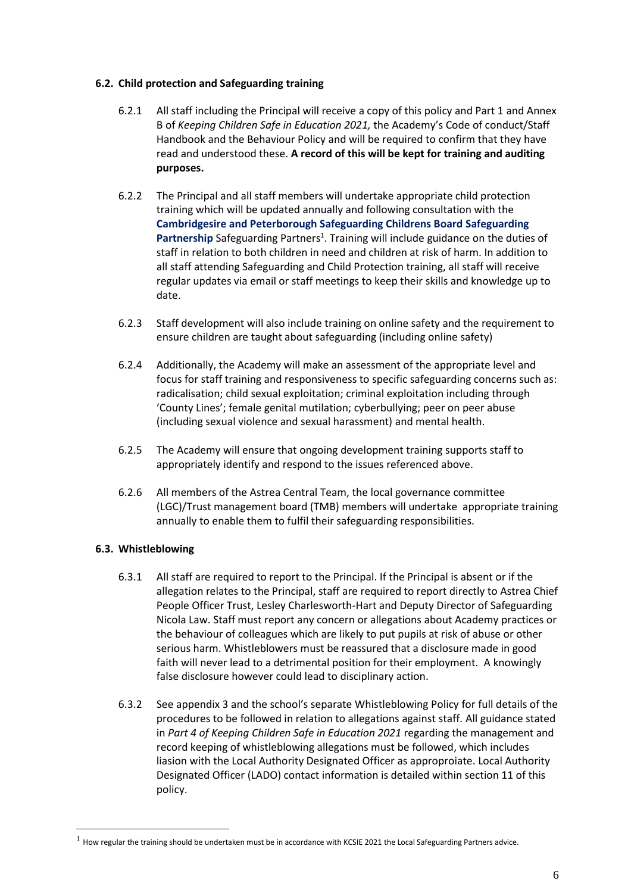### 6.2. Child protection and Safeguarding training

6.2.1 All staff including the Principal will receive a copy of this policy and Part 1 and Annex B of *Keeping Children Safe in Education 2021,* the Academy's Code of conduct/Staff Handbook and the Behaviour Policy and will be required to confirm that they have read and understood these. **A record of this will be kept for training and auditing purposes.**

6.2.2 The Principal and all staff members will undertake appropriate child protection training which will be updated annually and following consultation with the **Cambridgesire and Peterborough Safeguarding Childrens Board Safeguarding Partnership** Safeguarding Partners[1]. Training will include guidance on the duties of staff in relation to both children in need and children at risk of harm. In addition to all staff attending Safeguarding and Child Protection training, all staff will receive regular updates via email or staff meetings to keep their skills and knowledge up to date.

6.2.3 Staff development will also include training on online safety and the requirement to ensure children are taught about safeguarding (including online safety)

6.2.4 Additionally, the Academy will make an assessment of the appropriate level and focus for staff training and responsiveness to specific safeguarding concerns such as: radicalisation; child sexual exploitation; criminal exploitation including through 'County Lines'; female genital mutilation; cyberbullying; peer on peer abuse (including sexual violence and sexual harassment) and mental health.

6.2.5 The Academy will ensure that ongoing development training supports staff to appropriately identify and respond to the issues referenced above.

6.2.6 All members of the Astrea Central Team, the local governance committee (LGC)/Trust management board (TMB) members will undertake appropriate training annually to enable them to fulfil their safeguarding responsibilities.

### 6.3. Whistleblowing

6.3.1 All staff are required to report to the Principal. If the Principal is absent or if the allegation relates to the Principal, staff are required to report directly to Astrea Chief People Officer Trust, Lesley Charlesworth-Hart and Deputy Director of Safeguarding Nicola Law. Staff must report any concern or allegations about Academy practices or the behaviour of colleagues which are likely to put pupils at risk of abuse or other serious harm. Whistleblowers must be reassured that a disclosure made in good faith will never lead to a detrimental position for their employment. A knowingly false disclosure however could lead to disciplinary action.

6.3.2 See appendix 3 and the school's separate Whistleblowing Policy for full details of the procedures to be followed in relation to allegations against staff. All guidance stated in *Part 4 of Keeping Children Safe in Education 2021* regarding the management and record keeping of whistleblowing allegations must be followed, which includes liasion with the Local Authority Designated Officer as approproiate. Local Authority Designated Officer (LADO) contact information is detailed within section 11 of this policy.

---

[1] How regular the training should be undertaken must be in accordance with KCSIE 2021 the Local Safeguarding Partners advice.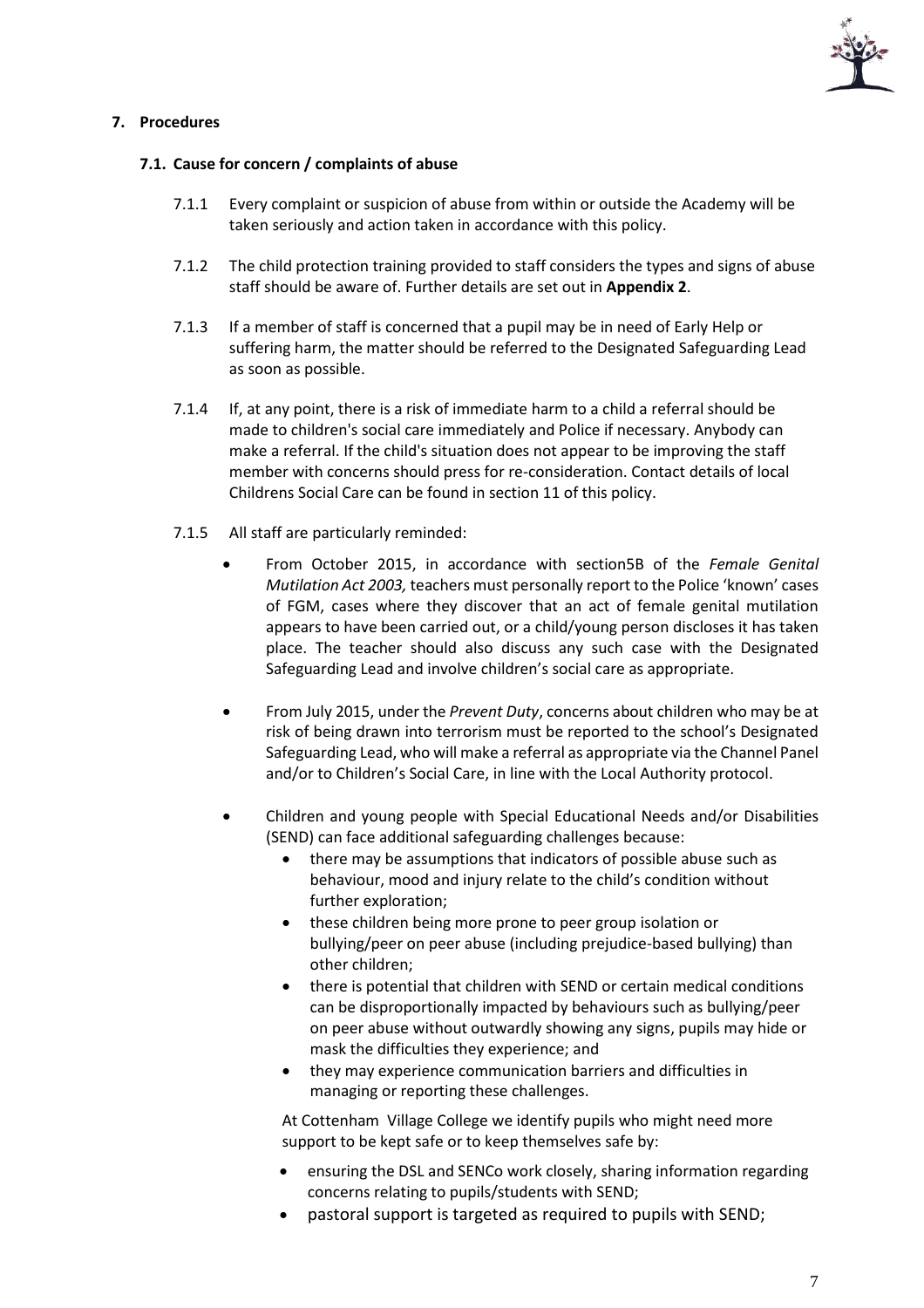## 7. Procedures

### 7.1. Cause for concern / complaints of abuse

7.1.1 Every complaint or suspicion of abuse from within or outside the Academy will be taken seriously and action taken in accordance with this policy.

7.1.2 The child protection training provided to staff considers the types and signs of abuse staff should be aware of. Further details are set out in **Appendix 2**.

7.1.3 If a member of staff is concerned that a pupil may be in need of Early Help or suffering harm, the matter should be referred to the Designated Safeguarding Lead as soon as possible.

7.1.4 If, at any point, there is a risk of immediate harm to a child a referral should be made to children's social care immediately and Police if necessary. Anybody can make a referral. If the child's situation does not appear to be improving the staff member with concerns should press for re-consideration. Contact details of local Childrens Social Care can be found in section 11 of this policy.

7.1.5 All staff are particularly reminded:

- From October 2015, in accordance with section5B of the *Female Genital Mutilation Act 2003,* teachers must personally report to the Police 'known' cases of FGM, cases where they discover that an act of female genital mutilation appears to have been carried out, or a child/young person discloses it has taken place. The teacher should also discuss any such case with the Designated Safeguarding Lead and involve children's social care as appropriate.

- From July 2015, under the *Prevent Duty*, concerns about children who may be at risk of being drawn into terrorism must be reported to the school's Designated Safeguarding Lead, who will make a referral as appropriate via the Channel Panel and/or to Children's Social Care, in line with the Local Authority protocol.

- Children and young people with Special Educational Needs and/or Disabilities (SEND) can face additional safeguarding challenges because:
  - there may be assumptions that indicators of possible abuse such as behaviour, mood and injury relate to the child's condition without further exploration;
  - these children being more prone to peer group isolation or bullying/peer on peer abuse (including prejudice-based bullying) than other children;
  - there is potential that children with SEND or certain medical conditions can be disproportionally impacted by behaviours such as bullying/peer on peer abuse without outwardly showing any signs, pupils may hide or mask the difficulties they experience; and
  - they may experience communication barriers and difficulties in managing or reporting these challenges.

  At Cottenham Village College we identify pupils who might need more support to be kept safe or to keep themselves safe by:

  - ensuring the DSL and SENCo work closely, sharing information regarding concerns relating to pupils/students with SEND;
  - pastoral support is targeted as required to pupils with SEND;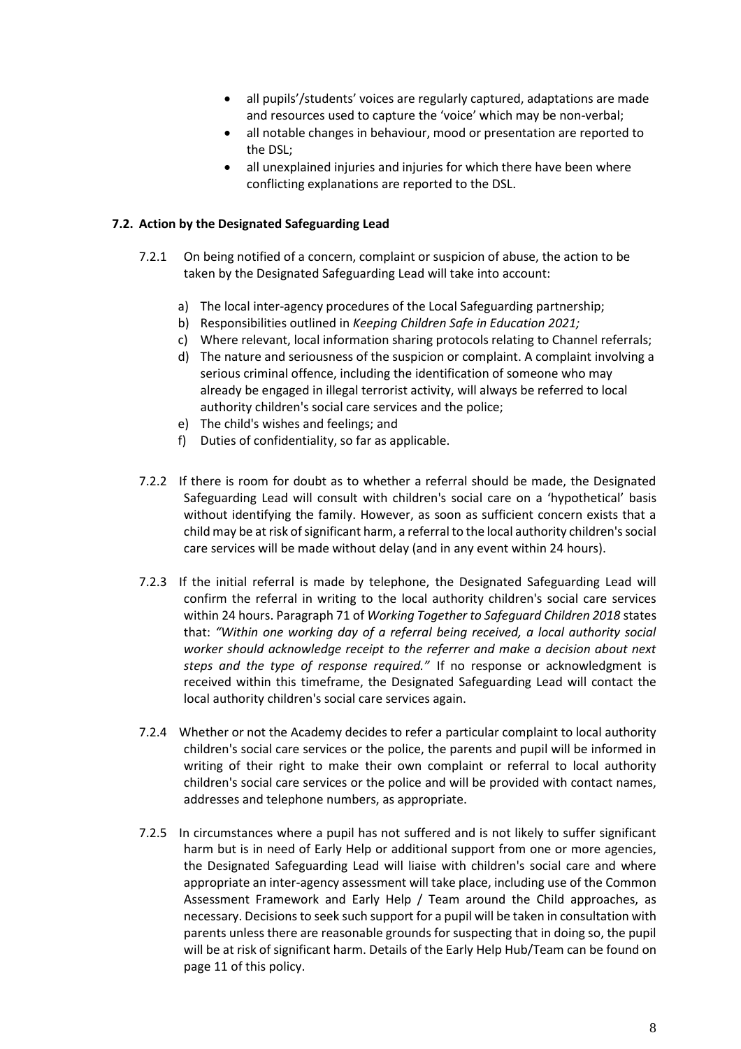- all pupils'/students' voices are regularly captured, adaptations are made and resources used to capture the 'voice' which may be non-verbal;
- all notable changes in behaviour, mood or presentation are reported to the DSL;
- all unexplained injuries and injuries for which there have been where conflicting explanations are reported to the DSL.

### 7.2. Action by the Designated Safeguarding Lead

7.2.1 On being notified of a concern, complaint or suspicion of abuse, the action to be taken by the Designated Safeguarding Lead will take into account:

a) The local inter-agency procedures of the Local Safeguarding partnership;
b) Responsibilities outlined in *Keeping Children Safe in Education 2021;*
c) Where relevant, local information sharing protocols relating to Channel referrals;
d) The nature and seriousness of the suspicion or complaint. A complaint involving a serious criminal offence, including the identification of someone who may already be engaged in illegal terrorist activity, will always be referred to local authority children's social care services and the police;
e) The child's wishes and feelings; and
f) Duties of confidentiality, so far as applicable.

7.2.2 If there is room for doubt as to whether a referral should be made, the Designated Safeguarding Lead will consult with children's social care on a 'hypothetical' basis without identifying the family. However, as soon as sufficient concern exists that a child may be at risk of significant harm, a referral to the local authority children's social care services will be made without delay (and in any event within 24 hours).

7.2.3 If the initial referral is made by telephone, the Designated Safeguarding Lead will confirm the referral in writing to the local authority children's social care services within 24 hours. Paragraph 71 of *Working Together to Safeguard Children 2018* states that: *"Within one working day of a referral being received, a local authority social worker should acknowledge receipt to the referrer and make a decision about next steps and the type of response required."* If no response or acknowledgment is received within this timeframe, the Designated Safeguarding Lead will contact the local authority children's social care services again.

7.2.4 Whether or not the Academy decides to refer a particular complaint to local authority children's social care services or the police, the parents and pupil will be informed in writing of their right to make their own complaint or referral to local authority children's social care services or the police and will be provided with contact names, addresses and telephone numbers, as appropriate.

7.2.5 In circumstances where a pupil has not suffered and is not likely to suffer significant harm but is in need of Early Help or additional support from one or more agencies, the Designated Safeguarding Lead will liaise with children's social care and where appropriate an inter-agency assessment will take place, including use of the Common Assessment Framework and Early Help / Team around the Child approaches, as necessary. Decisions to seek such support for a pupil will be taken in consultation with parents unless there are reasonable grounds for suspecting that in doing so, the pupil will be at risk of significant harm. Details of the Early Help Hub/Team can be found on page 11 of this policy.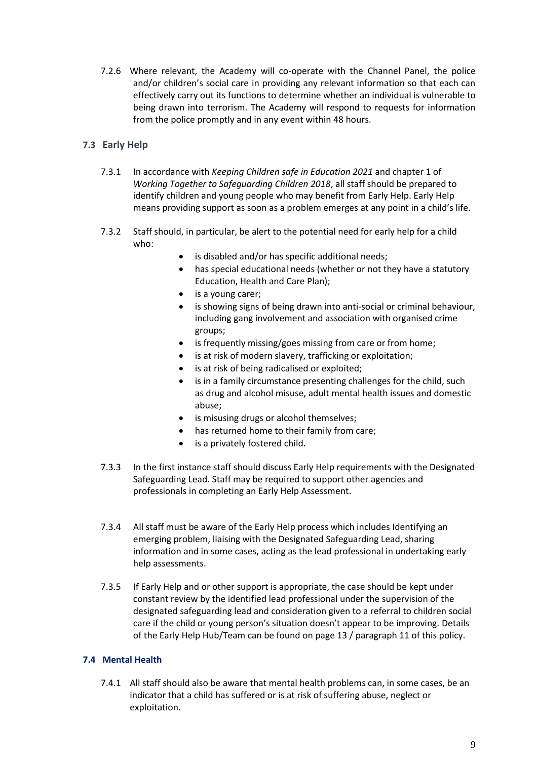7.2.6 Where relevant, the Academy will co-operate with the Channel Panel, the police and/or children's social care in providing any relevant information so that each can effectively carry out its functions to determine whether an individual is vulnerable to being drawn into terrorism. The Academy will respond to requests for information from the police promptly and in any event within 48 hours.

### 7.3 Early Help

7.3.1 In accordance with *Keeping Children safe in Education 2021* and chapter 1 of *Working Together to Safeguarding Children 2018*, all staff should be prepared to identify children and young people who may benefit from Early Help. Early Help means providing support as soon as a problem emerges at any point in a child's life.

7.3.2 Staff should, in particular, be alert to the potential need for early help for a child who:

- is disabled and/or has specific additional needs;
- has special educational needs (whether or not they have a statutory Education, Health and Care Plan);
- is a young carer;
- is showing signs of being drawn into anti-social or criminal behaviour, including gang involvement and association with organised crime groups;
- is frequently missing/goes missing from care or from home;
- is at risk of modern slavery, trafficking or exploitation;
- is at risk of being radicalised or exploited;
- is in a family circumstance presenting challenges for the child, such as drug and alcohol misuse, adult mental health issues and domestic abuse;
- is misusing drugs or alcohol themselves;
- has returned home to their family from care;
- is a privately fostered child.

7.3.3 In the first instance staff should discuss Early Help requirements with the Designated Safeguarding Lead. Staff may be required to support other agencies and professionals in completing an Early Help Assessment.

7.3.4 All staff must be aware of the Early Help process which includes Identifying an emerging problem, liaising with the Designated Safeguarding Lead, sharing information and in some cases, acting as the lead professional in undertaking early help assessments.

7.3.5 If Early Help and or other support is appropriate, the case should be kept under constant review by the identified lead professional under the supervision of the designated safeguarding lead and consideration given to a referral to children social care if the child or young person's situation doesn't appear to be improving. Details of the Early Help Hub/Team can be found on page 13 / paragraph 11 of this policy.

### 7.4 Mental Health

7.4.1 All staff should also be aware that mental health problems can, in some cases, be an indicator that a child has suffered or is at risk of suffering abuse, neglect or exploitation.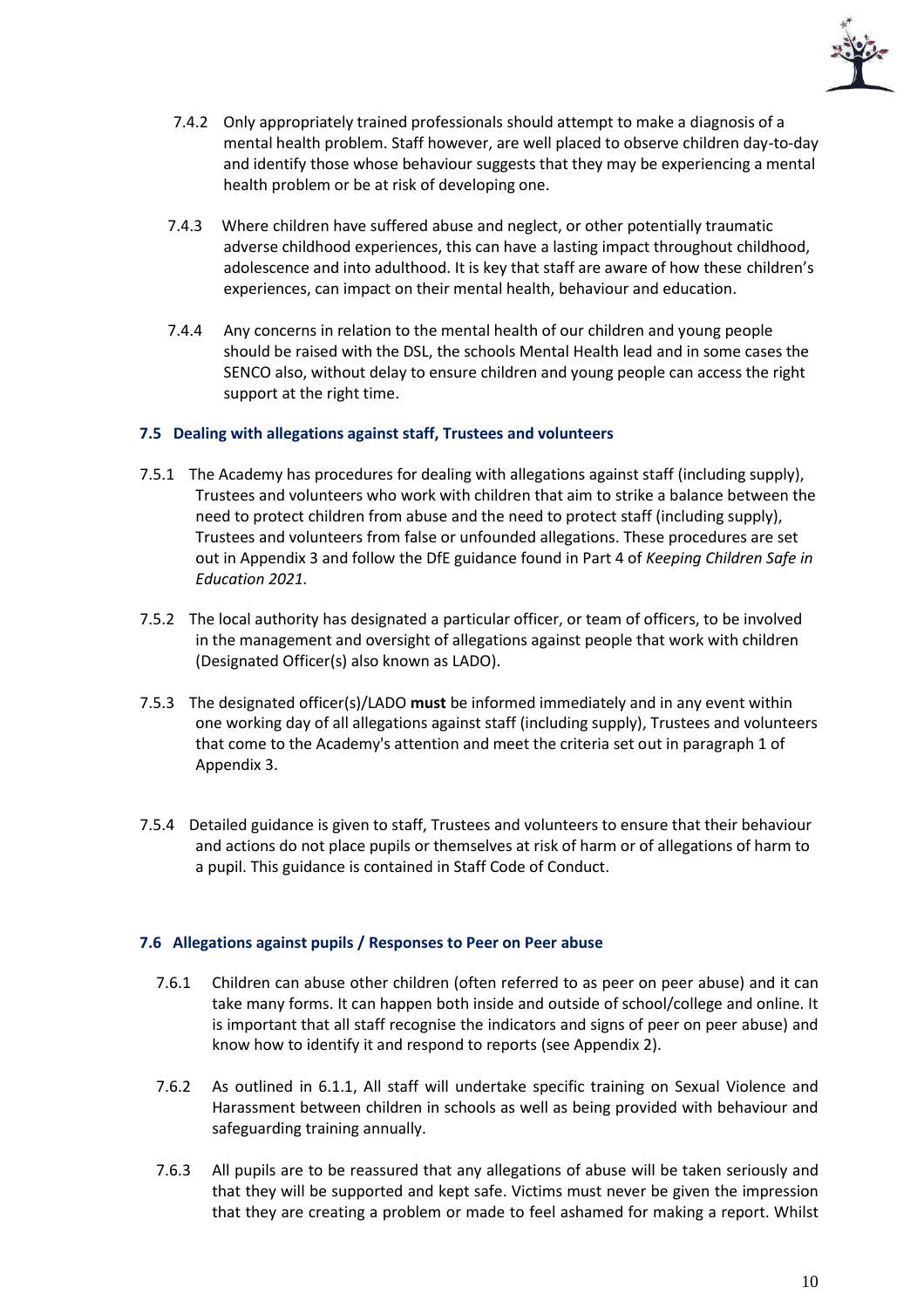7.4.2 Only appropriately trained professionals should attempt to make a diagnosis of a mental health problem. Staff however, are well placed to observe children day-to-day and identify those whose behaviour suggests that they may be experiencing a mental health problem or be at risk of developing one.

7.4.3 Where children have suffered abuse and neglect, or other potentially traumatic adverse childhood experiences, this can have a lasting impact throughout childhood, adolescence and into adulthood. It is key that staff are aware of how these children's experiences, can impact on their mental health, behaviour and education.

7.4.4 Any concerns in relation to the mental health of our children and young people should be raised with the DSL, the schools Mental Health lead and in some cases the SENCO also, without delay to ensure children and young people can access the right support at the right time.

### 7.5 Dealing with allegations against staff, Trustees and volunteers

7.5.1 The Academy has procedures for dealing with allegations against staff (including supply), Trustees and volunteers who work with children that aim to strike a balance between the need to protect children from abuse and the need to protect staff (including supply), Trustees and volunteers from false or unfounded allegations. These procedures are set out in Appendix 3 and follow the DfE guidance found in Part 4 of *Keeping Children Safe in Education 2021.*

7.5.2 The local authority has designated a particular officer, or team of officers, to be involved in the management and oversight of allegations against people that work with children (Designated Officer(s) also known as LADO).

7.5.3 The designated officer(s)/LADO **must** be informed immediately and in any event within one working day of all allegations against staff (including supply), Trustees and volunteers that come to the Academy's attention and meet the criteria set out in paragraph 1 of Appendix 3.

7.5.4 Detailed guidance is given to staff, Trustees and volunteers to ensure that their behaviour and actions do not place pupils or themselves at risk of harm or of allegations of harm to a pupil. This guidance is contained in Staff Code of Conduct.

### 7.6 Allegations against pupils / Responses to Peer on Peer abuse

7.6.1 Children can abuse other children (often referred to as peer on peer abuse) and it can take many forms. It can happen both inside and outside of school/college and online. It is important that all staff recognise the indicators and signs of peer on peer abuse) and know how to identify it and respond to reports (see Appendix 2).

7.6.2 As outlined in 6.1.1, All staff will undertake specific training on Sexual Violence and Harassment between children in schools as well as being provided with behaviour and safeguarding training annually.

7.6.3 All pupils are to be reassured that any allegations of abuse will be taken seriously and that they will be supported and kept safe. Victims must never be given the impression that they are creating a problem or made to feel ashamed for making a report. Whilst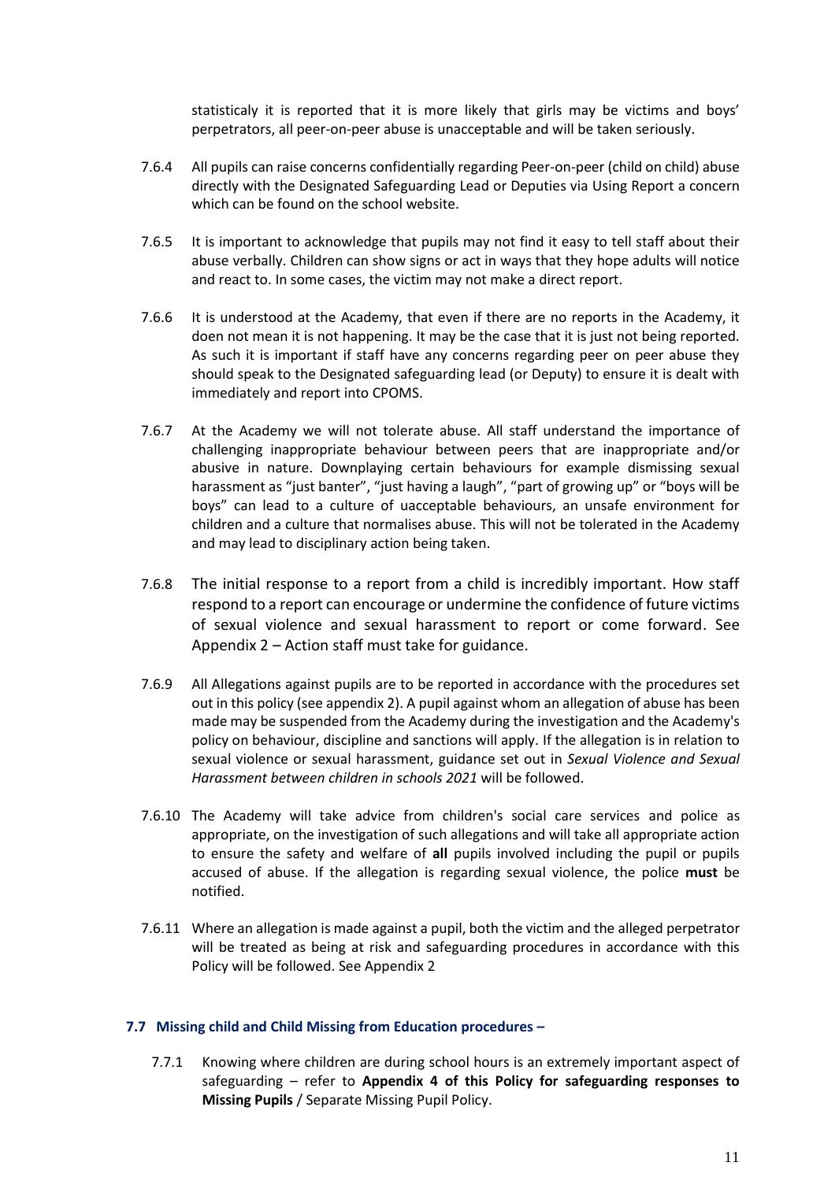statisticaly it is reported that it is more likely that girls may be victims and boys' perpetrators, all peer-on-peer abuse is unacceptable and will be taken seriously.

7.6.4 All pupils can raise concerns confidentially regarding Peer-on-peer (child on child) abuse directly with the Designated Safeguarding Lead or Deputies via Using Report a concern which can be found on the school website.

7.6.5 It is important to acknowledge that pupils may not find it easy to tell staff about their abuse verbally. Children can show signs or act in ways that they hope adults will notice and react to. In some cases, the victim may not make a direct report.

7.6.6 It is understood at the Academy, that even if there are no reports in the Academy, it doen not mean it is not happening. It may be the case that it is just not being reported. As such it is important if staff have any concerns regarding peer on peer abuse they should speak to the Designated safeguarding lead (or Deputy) to ensure it is dealt with immediately and report into CPOMS.

7.6.7 At the Academy we will not tolerate abuse. All staff understand the importance of challenging inappropriate behaviour between peers that are inappropriate and/or abusive in nature. Downplaying certain behaviours for example dismissing sexual harassment as "just banter", "just having a laugh", "part of growing up" or "boys will be boys" can lead to a culture of uacceptable behaviours, an unsafe environment for children and a culture that normalises abuse. This will not be tolerated in the Academy and may lead to disciplinary action being taken.

7.6.8 The initial response to a report from a child is incredibly important. How staff respond to a report can encourage or undermine the confidence of future victims of sexual violence and sexual harassment to report or come forward. See Appendix 2 – Action staff must take for guidance.

7.6.9 All Allegations against pupils are to be reported in accordance with the procedures set out in this policy (see appendix 2). A pupil against whom an allegation of abuse has been made may be suspended from the Academy during the investigation and the Academy's policy on behaviour, discipline and sanctions will apply. If the allegation is in relation to sexual violence or sexual harassment, guidance set out in *Sexual Violence and Sexual Harassment between children in schools 2021* will be followed.

7.6.10 The Academy will take advice from children's social care services and police as appropriate, on the investigation of such allegations and will take all appropriate action to ensure the safety and welfare of **all** pupils involved including the pupil or pupils accused of abuse. If the allegation is regarding sexual violence, the police **must** be notified.

7.6.11 Where an allegation is made against a pupil, both the victim and the alleged perpetrator will be treated as being at risk and safeguarding procedures in accordance with this Policy will be followed. See Appendix 2

### 7.7 Missing child and Child Missing from Education procedures –

7.7.1 Knowing where children are during school hours is an extremely important aspect of safeguarding – refer to **Appendix 4 of this Policy for safeguarding responses to Missing Pupils** / Separate Missing Pupil Policy.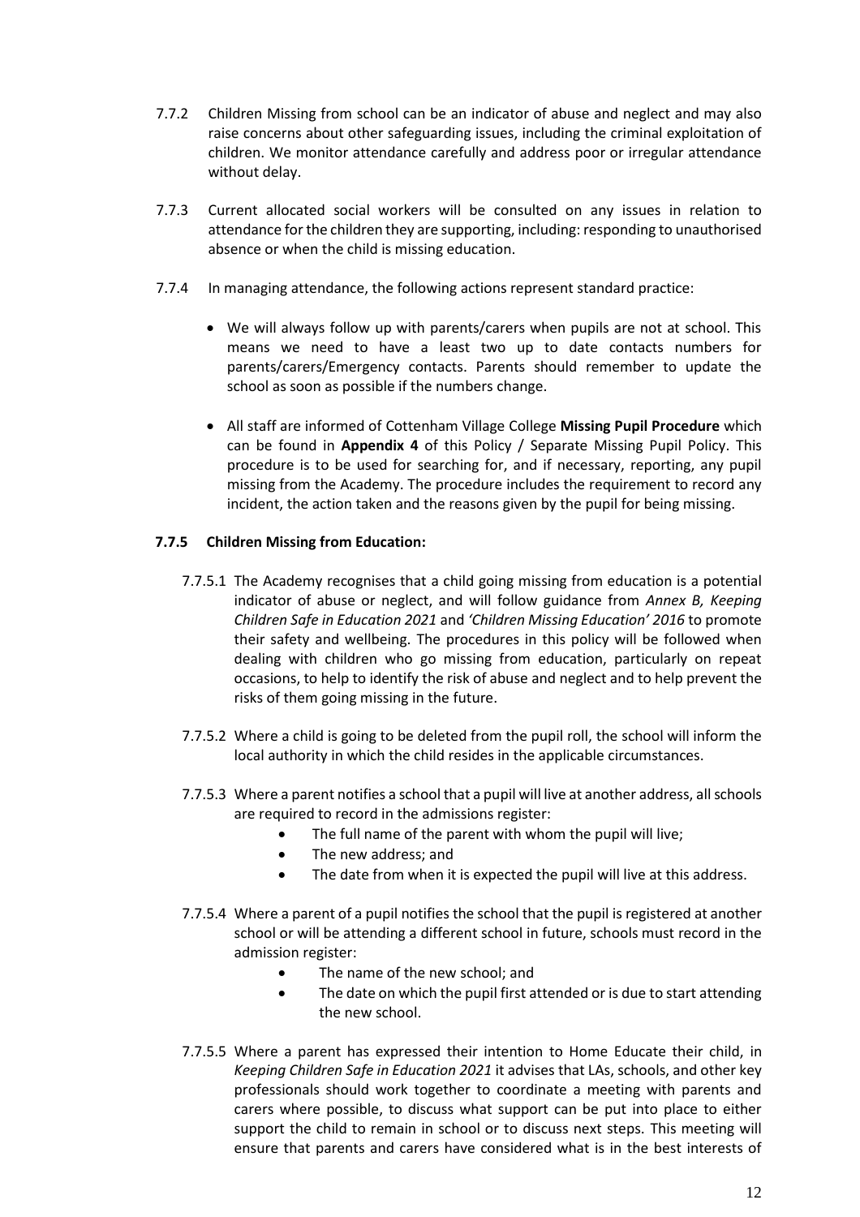7.7.2 Children Missing from school can be an indicator of abuse and neglect and may also raise concerns about other safeguarding issues, including the criminal exploitation of children. We monitor attendance carefully and address poor or irregular attendance without delay.

7.7.3 Current allocated social workers will be consulted on any issues in relation to attendance for the children they are supporting, including: responding to unauthorised absence or when the child is missing education.

7.7.4 In managing attendance, the following actions represent standard practice:

- We will always follow up with parents/carers when pupils are not at school. This means we need to have a least two up to date contacts numbers for parents/carers/Emergency contacts. Parents should remember to update the school as soon as possible if the numbers change.
- All staff are informed of Cottenham Village College **Missing Pupil Procedure** which can be found in **Appendix 4** of this Policy / Separate Missing Pupil Policy. This procedure is to be used for searching for, and if necessary, reporting, any pupil missing from the Academy. The procedure includes the requirement to record any incident, the action taken and the reasons given by the pupil for being missing.

**7.7.5 Children Missing from Education:**

7.7.5.1 The Academy recognises that a child going missing from education is a potential indicator of abuse or neglect, and will follow guidance from *Annex B, Keeping Children Safe in Education 2021* and *'Children Missing Education' 2016* to promote their safety and wellbeing. The procedures in this policy will be followed when dealing with children who go missing from education, particularly on repeat occasions, to help to identify the risk of abuse and neglect and to help prevent the risks of them going missing in the future.

7.7.5.2 Where a child is going to be deleted from the pupil roll, the school will inform the local authority in which the child resides in the applicable circumstances.

7.7.5.3 Where a parent notifies a school that a pupil will live at another address, all schools are required to record in the admissions register:

- The full name of the parent with whom the pupil will live;
- The new address; and
- The date from when it is expected the pupil will live at this address.

7.7.5.4 Where a parent of a pupil notifies the school that the pupil is registered at another school or will be attending a different school in future, schools must record in the admission register:

- The name of the new school; and
- The date on which the pupil first attended or is due to start attending the new school.

7.7.5.5 Where a parent has expressed their intention to Home Educate their child, in *Keeping Children Safe in Education 2021* it advises that LAs, schools, and other key professionals should work together to coordinate a meeting with parents and carers where possible, to discuss what support can be put into place to either support the child to remain in school or to discuss next steps. This meeting will ensure that parents and carers have considered what is in the best interests of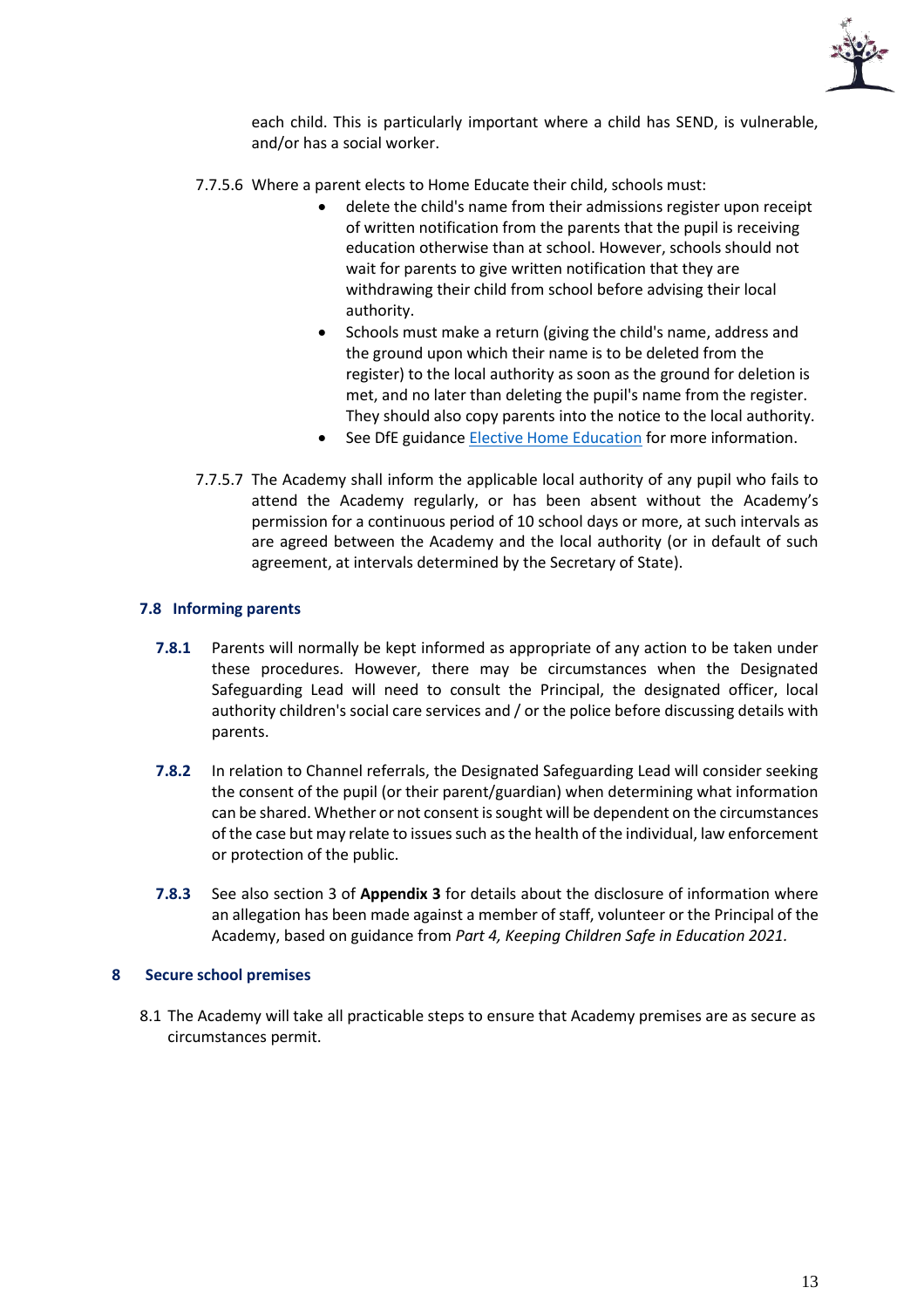each child. This is particularly important where a child has SEND, is vulnerable, and/or has a social worker.

7.7.5.6 Where a parent elects to Home Educate their child, schools must:

- delete the child's name from their admissions register upon receipt of written notification from the parents that the pupil is receiving education otherwise than at school. However, schools should not wait for parents to give written notification that they are withdrawing their child from school before advising their local authority.
- Schools must make a return (giving the child's name, address and the ground upon which their name is to be deleted from the register) to the local authority as soon as the ground for deletion is met, and no later than deleting the pupil's name from the register. They should also copy parents into the notice to the local authority.
- See DfE guidance Elective Home Education for more information.

7.7.5.7 The Academy shall inform the applicable local authority of any pupil who fails to attend the Academy regularly, or has been absent without the Academy's permission for a continuous period of 10 school days or more, at such intervals as are agreed between the Academy and the local authority (or in default of such agreement, at intervals determined by the Secretary of State).

### 7.8 Informing parents

**7.8.1** Parents will normally be kept informed as appropriate of any action to be taken under these procedures. However, there may be circumstances when the Designated Safeguarding Lead will need to consult the Principal, the designated officer, local authority children's social care services and / or the police before discussing details with parents.

**7.8.2** In relation to Channel referrals, the Designated Safeguarding Lead will consider seeking the consent of the pupil (or their parent/guardian) when determining what information can be shared. Whether or not consent is sought will be dependent on the circumstances of the case but may relate to issues such as the health of the individual, law enforcement or protection of the public.

**7.8.3** See also section 3 of **Appendix 3** for details about the disclosure of information where an allegation has been made against a member of staff, volunteer or the Principal of the Academy, based on guidance from *Part 4, Keeping Children Safe in Education 2021.*

## 8 Secure school premises

8.1 The Academy will take all practicable steps to ensure that Academy premises are as secure as circumstances permit.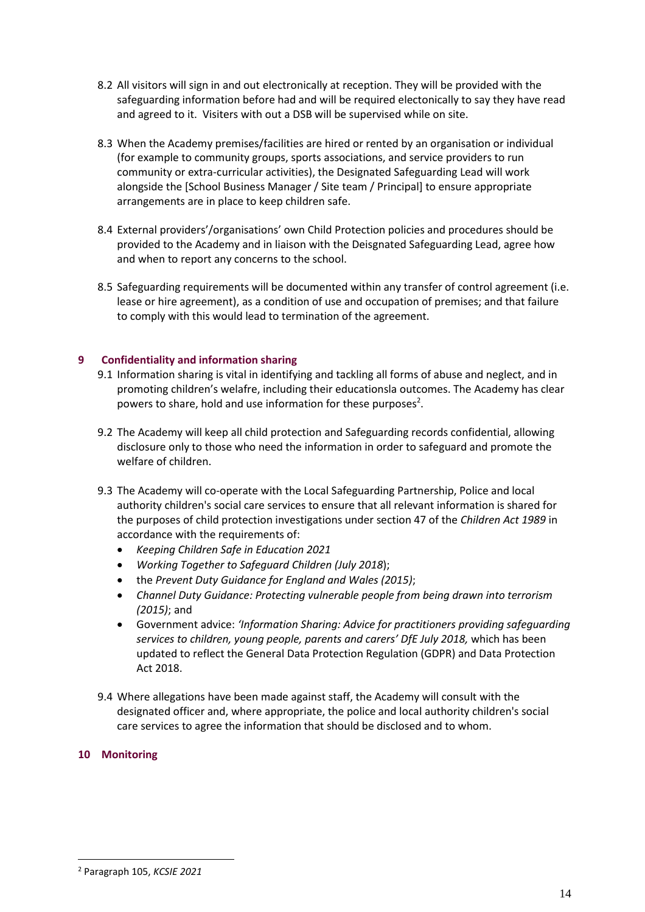8.2 All visitors will sign in and out electronically at reception. They will be provided with the safeguarding information before had and will be required electonically to say they have read and agreed to it. Visiters with out a DSB will be supervised while on site.

8.3 When the Academy premises/facilities are hired or rented by an organisation or individual (for example to community groups, sports associations, and service providers to run community or extra-curricular activities), the Designated Safeguarding Lead will work alongside the [School Business Manager / Site team / Principal] to ensure appropriate arrangements are in place to keep children safe.

8.4 External providers'/organisations' own Child Protection policies and procedures should be provided to the Academy and in liaison with the Deisgnated Safeguarding Lead, agree how and when to report any concerns to the school.

8.5 Safeguarding requirements will be documented within any transfer of control agreement (i.e. lease or hire agreement), as a condition of use and occupation of premises; and that failure to comply with this would lead to termination of the agreement.

## 9 Confidentiality and information sharing

9.1 Information sharing is vital in identifying and tackling all forms of abuse and neglect, and in promoting children's welafre, including their educationsla outcomes. The Academy has clear powers to share, hold and use information for these purposes[2].

9.2 The Academy will keep all child protection and Safeguarding records confidential, allowing disclosure only to those who need the information in order to safeguard and promote the welfare of children.

9.3 The Academy will co-operate with the Local Safeguarding Partnership, Police and local authority children's social care services to ensure that all relevant information is shared for the purposes of child protection investigations under section 47 of the *Children Act 1989* in accordance with the requirements of:

- *Keeping Children Safe in Education 2021*
- *Working Together to Safeguard Children (July 2018*);
- the *Prevent Duty Guidance for England and Wales (2015)*;
- *Channel Duty Guidance: Protecting vulnerable people from being drawn into terrorism (2015)*; and
- Government advice: *'Information Sharing: Advice for practitioners providing safeguarding services to children, young people, parents and carers' DfE July 2018,* which has been updated to reflect the General Data Protection Regulation (GDPR) and Data Protection Act 2018.

9.4 Where allegations have been made against staff, the Academy will consult with the designated officer and, where appropriate, the police and local authority children's social care services to agree the information that should be disclosed and to whom.

## 10 Monitoring

[2] Paragraph 105, *KCSIE 2021*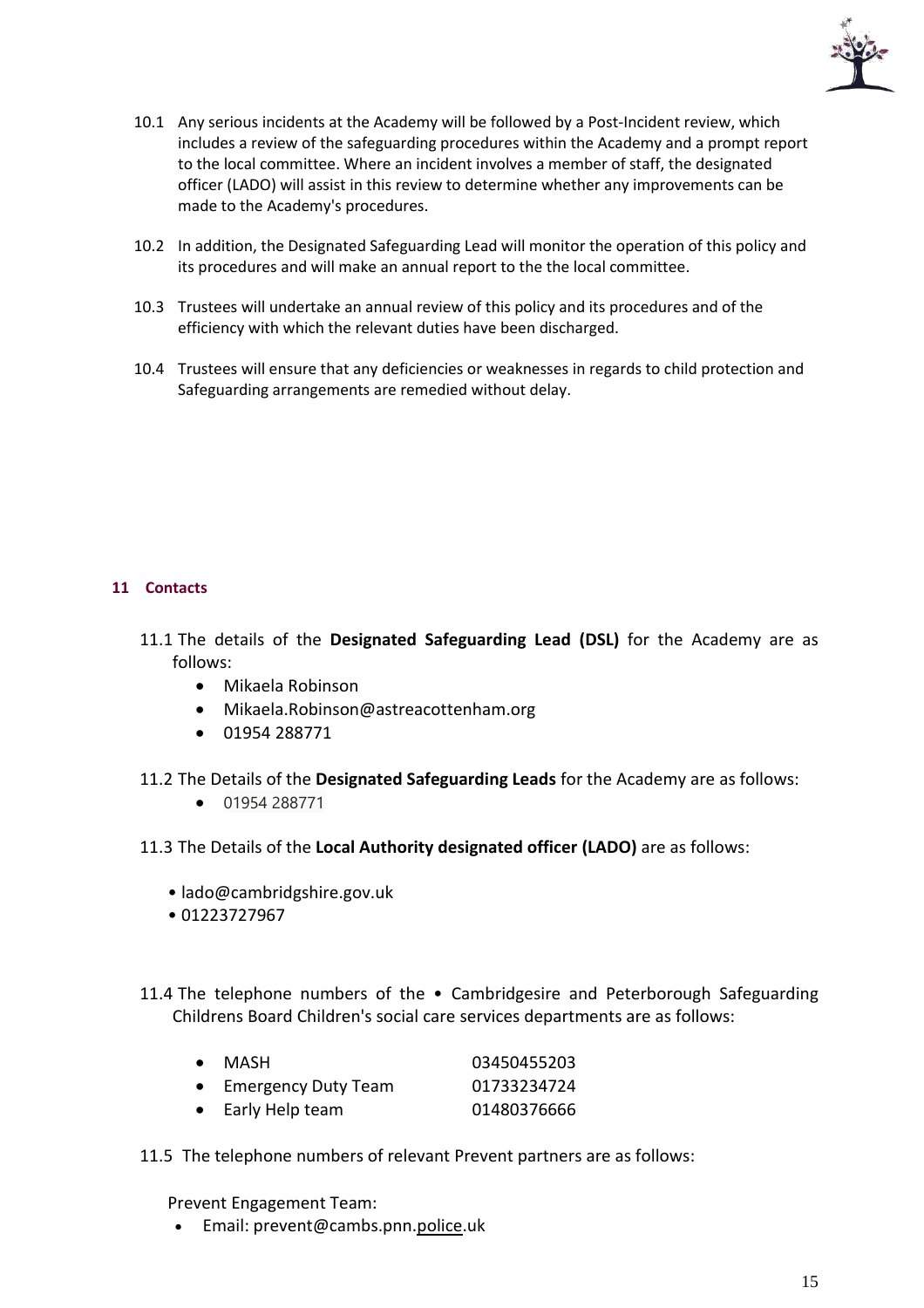10.1 Any serious incidents at the Academy will be followed by a Post-Incident review, which includes a review of the safeguarding procedures within the Academy and a prompt report to the local committee. Where an incident involves a member of staff, the designated officer (LADO) will assist in this review to determine whether any improvements can be made to the Academy's procedures.

10.2 In addition, the Designated Safeguarding Lead will monitor the operation of this policy and its procedures and will make an annual report to the the local committee.

10.3 Trustees will undertake an annual review of this policy and its procedures and of the efficiency with which the relevant duties have been discharged.

10.4 Trustees will ensure that any deficiencies or weaknesses in regards to child protection and Safeguarding arrangements are remedied without delay.

## 11 Contacts

11.1 The details of the **Designated Safeguarding Lead (DSL)** for the Academy are as follows:

- Mikaela Robinson
- Mikaela.Robinson@astreacottenham.org
- 01954 288771

11.2 The Details of the **Designated Safeguarding Leads** for the Academy are as follows:

- 01954 288771

11.3 The Details of the **Local Authority designated officer (LADO)** are as follows:

- lado@cambridgshire.gov.uk
- 01223727967

11.4 The telephone numbers of the • Cambridgesire and Peterborough Safeguarding Childrens Board Children's social care services departments are as follows:

- MASH 03450455203
- Emergency Duty Team 01733234724
- Early Help team 01480376666

11.5 The telephone numbers of relevant Prevent partners are as follows:

Prevent Engagement Team:

- Email: prevent@cambs.pnn.police.uk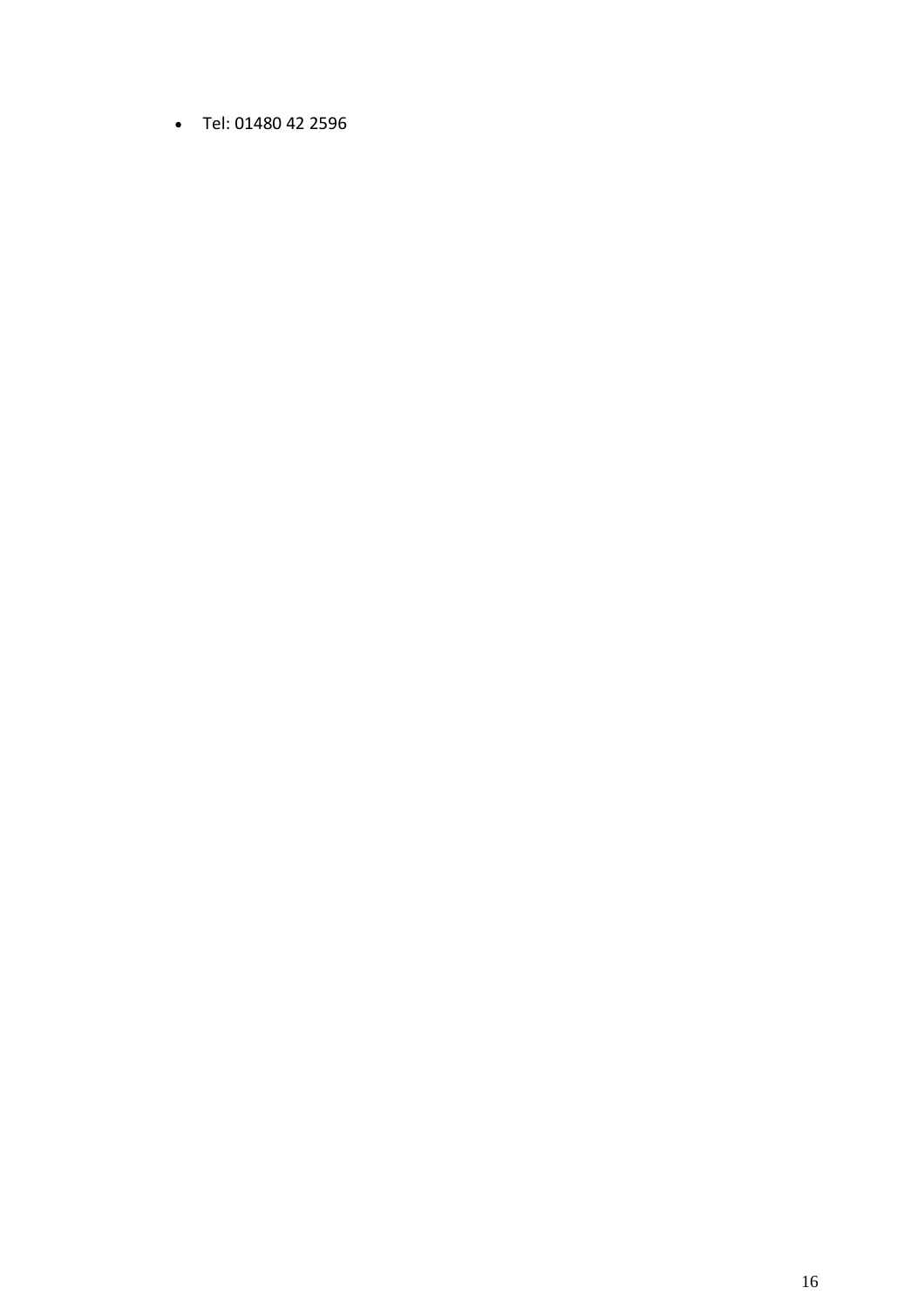- Tel: 01480 42 2596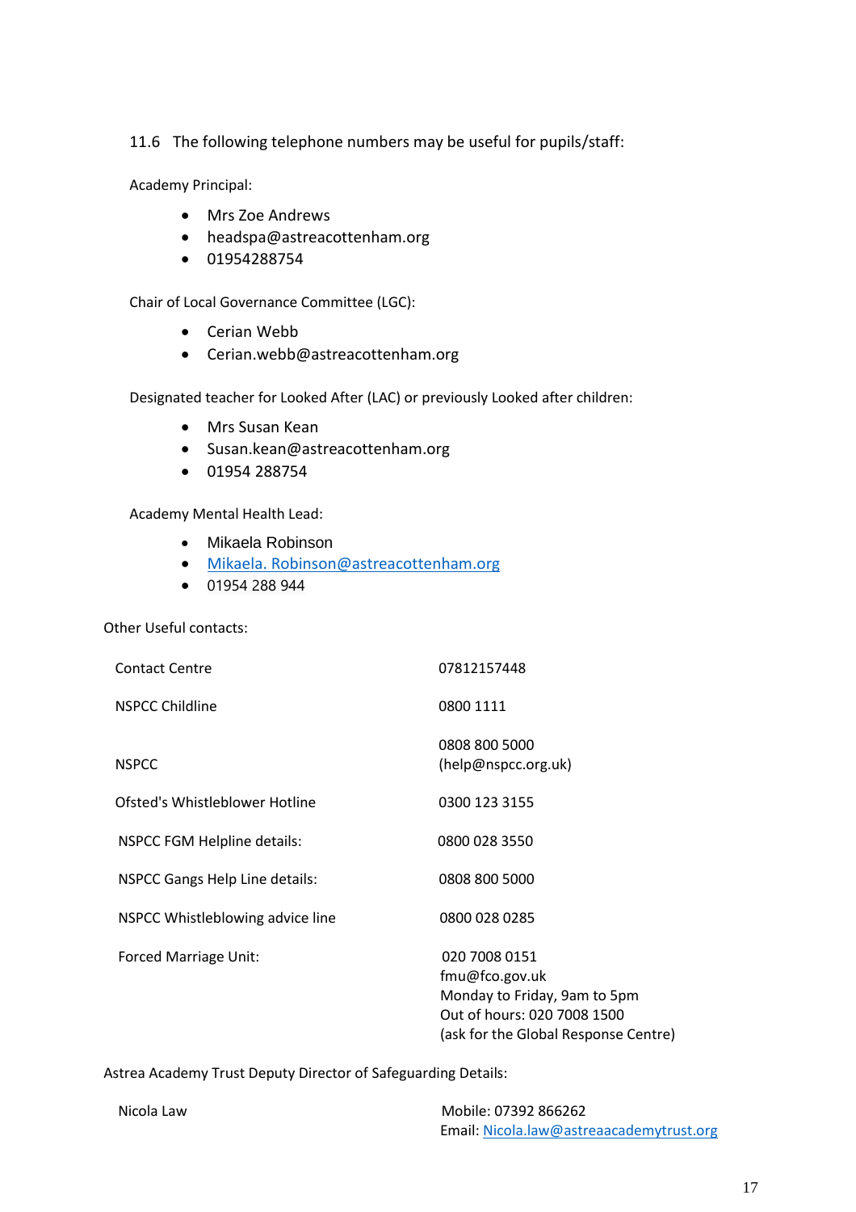11.6 The following telephone numbers may be useful for pupils/staff:

Academy Principal:

- Mrs Zoe Andrews
- headspa@astreacottenham.org
- 01954288754

Chair of Local Governance Committee (LGC):

- Cerian Webb
- Cerian.webb@astreacottenham.org

Designated teacher for Looked After (LAC) or previously Looked after children:

- Mrs Susan Kean
- Susan.kean@astreacottenham.org
- 01954 288754

Academy Mental Health Lead:

- Mikaela Robinson
- Mikaela. Robinson@astreacottenham.org
- 01954 288 944

Other Useful contacts:

| | |
|---|---|
| Contact Centre | 07812157448 |
| NSPCC Childline | 0800 1111 |
| NSPCC | 0808 800 5000<br>(help@nspcc.org.uk) |
| Ofsted's Whistleblower Hotline | 0300 123 3155 |
| NSPCC FGM Helpline details: | 0800 028 3550 |
| NSPCC Gangs Help Line details: | 0808 800 5000 |
| NSPCC Whistleblowing advice line | 0800 028 0285 |
| Forced Marriage Unit: | 020 7008 0151<br>fmu@fco.gov.uk<br>Monday to Friday, 9am to 5pm<br>Out of hours: 020 7008 1500<br>(ask for the Global Response Centre) |

Astrea Academy Trust Deputy Director of Safeguarding Details:

| | |
|---|---|
| Nicola Law | Mobile: 07392 866262<br>Email: Nicola.law@astreaacademytrust.org |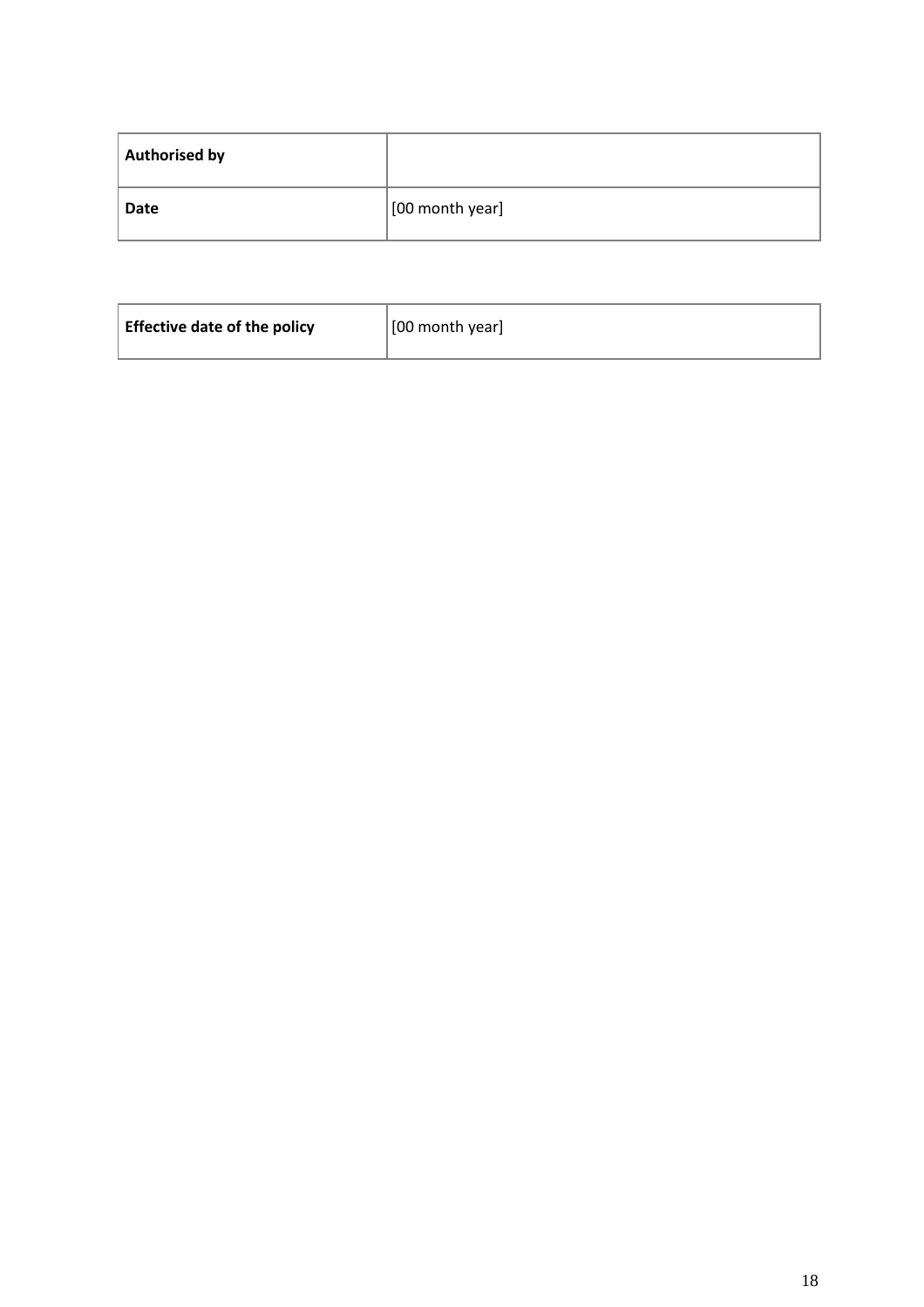| Authorised by | |
|---|---|
| Date | [00 month year] |

| Effective date of the policy | [00 month year] |
|---|---|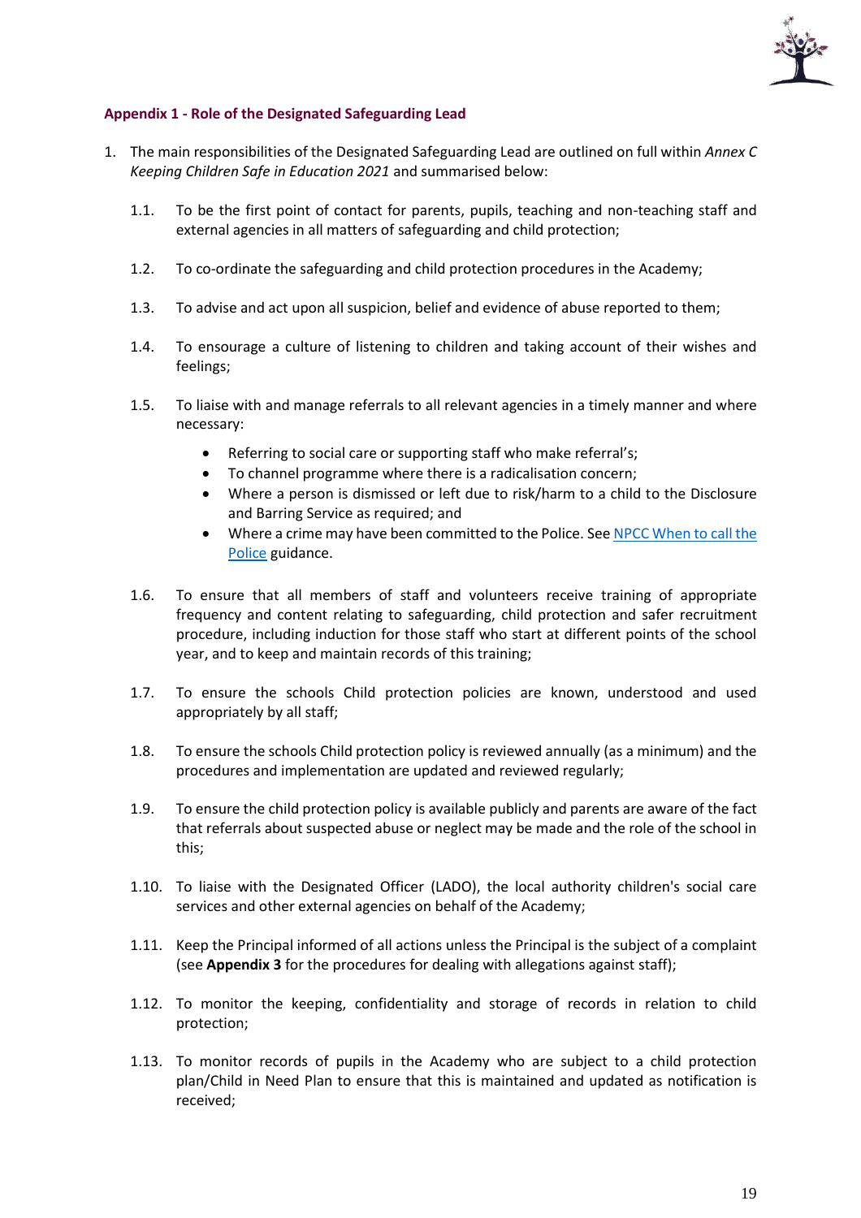## Appendix 1 - Role of the Designated Safeguarding Lead

1. The main responsibilities of the Designated Safeguarding Lead are outlined on full within *Annex C Keeping Children Safe in Education 2021* and summarised below:

   1.1. To be the first point of contact for parents, pupils, teaching and non-teaching staff and external agencies in all matters of safeguarding and child protection;

   1.2. To co-ordinate the safeguarding and child protection procedures in the Academy;

   1.3. To advise and act upon all suspicion, belief and evidence of abuse reported to them;

   1.4. To ensourage a culture of listening to children and taking account of their wishes and feelings;

   1.5. To liaise with and manage referrals to all relevant agencies in a timely manner and where necessary:

   - Referring to social care or supporting staff who make referral's;
   - To channel programme where there is a radicalisation concern;
   - Where a person is dismissed or left due to risk/harm to a child to the Disclosure and Barring Service as required; and
   - Where a crime may have been committed to the Police. See [NPCC When to call the Police]() guidance.

   1.6. To ensure that all members of staff and volunteers receive training of appropriate frequency and content relating to safeguarding, child protection and safer recruitment procedure, including induction for those staff who start at different points of the school year, and to keep and maintain records of this training;

   1.7. To ensure the schools Child protection policies are known, understood and used appropriately by all staff;

   1.8. To ensure the schools Child protection policy is reviewed annually (as a minimum) and the procedures and implementation are updated and reviewed regularly;

   1.9. To ensure the child protection policy is available publicly and parents are aware of the fact that referrals about suspected abuse or neglect may be made and the role of the school in this;

   1.10. To liaise with the Designated Officer (LADO), the local authority children's social care services and other external agencies on behalf of the Academy;

   1.11. Keep the Principal informed of all actions unless the Principal is the subject of a complaint (see **Appendix 3** for the procedures for dealing with allegations against staff);

   1.12. To monitor the keeping, confidentiality and storage of records in relation to child protection;

   1.13. To monitor records of pupils in the Academy who are subject to a child protection plan/Child in Need Plan to ensure that this is maintained and updated as notification is received;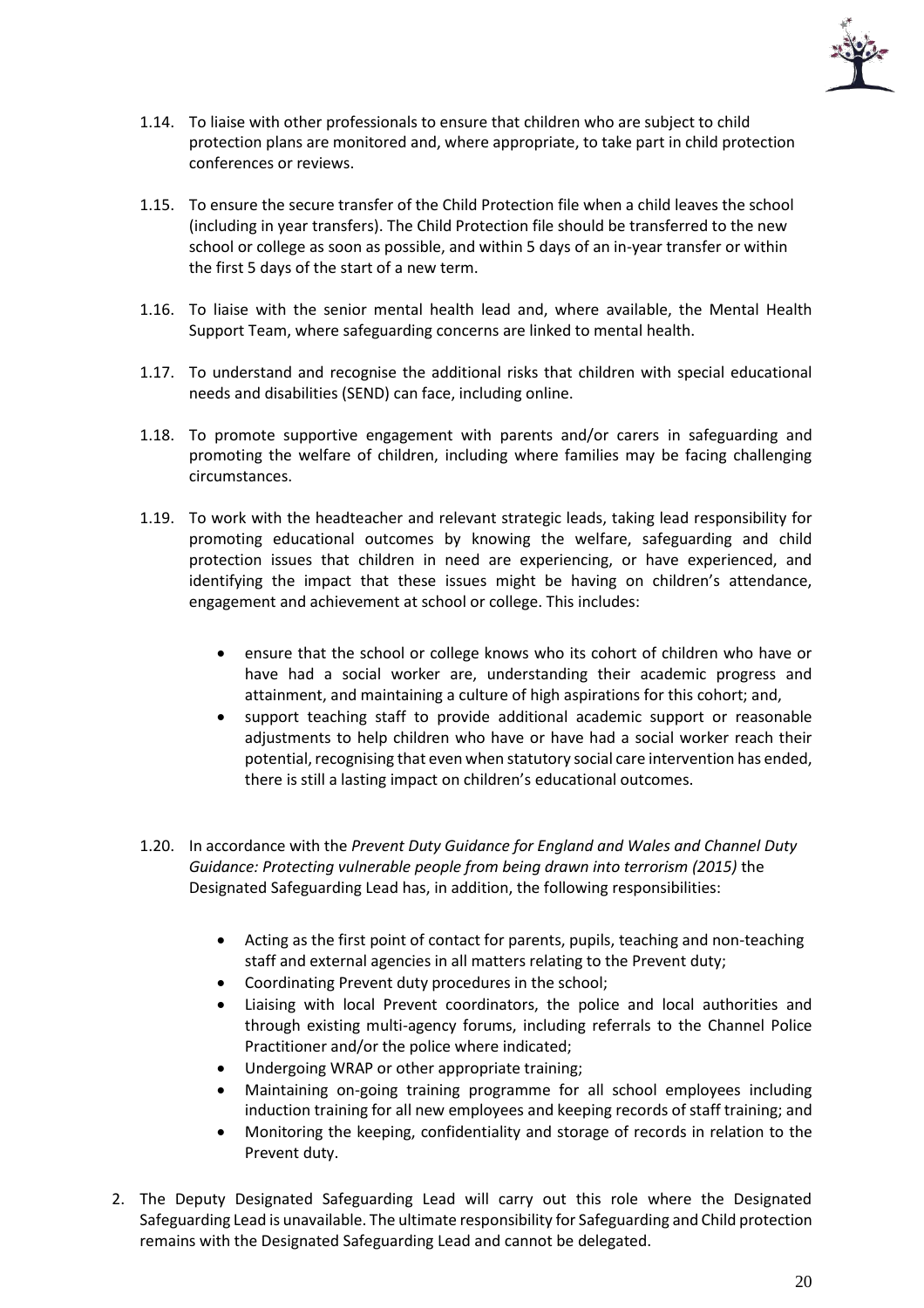1.14. To liaise with other professionals to ensure that children who are subject to child protection plans are monitored and, where appropriate, to take part in child protection conferences or reviews.

1.15. To ensure the secure transfer of the Child Protection file when a child leaves the school (including in year transfers). The Child Protection file should be transferred to the new school or college as soon as possible, and within 5 days of an in-year transfer or within the first 5 days of the start of a new term.

1.16. To liaise with the senior mental health lead and, where available, the Mental Health Support Team, where safeguarding concerns are linked to mental health.

1.17. To understand and recognise the additional risks that children with special educational needs and disabilities (SEND) can face, including online.

1.18. To promote supportive engagement with parents and/or carers in safeguarding and promoting the welfare of children, including where families may be facing challenging circumstances.

1.19. To work with the headteacher and relevant strategic leads, taking lead responsibility for promoting educational outcomes by knowing the welfare, safeguarding and child protection issues that children in need are experiencing, or have experienced, and identifying the impact that these issues might be having on children's attendance, engagement and achievement at school or college. This includes:

- ensure that the school or college knows who its cohort of children who have or have had a social worker are, understanding their academic progress and attainment, and maintaining a culture of high aspirations for this cohort; and,
- support teaching staff to provide additional academic support or reasonable adjustments to help children who have or have had a social worker reach their potential, recognising that even when statutory social care intervention has ended, there is still a lasting impact on children's educational outcomes.

1.20. In accordance with the *Prevent Duty Guidance for England and Wales and Channel Duty Guidance: Protecting vulnerable people from being drawn into terrorism (2015)* the Designated Safeguarding Lead has, in addition, the following responsibilities:

- Acting as the first point of contact for parents, pupils, teaching and non-teaching staff and external agencies in all matters relating to the Prevent duty;
- Coordinating Prevent duty procedures in the school;
- Liaising with local Prevent coordinators, the police and local authorities and through existing multi-agency forums, including referrals to the Channel Police Practitioner and/or the police where indicated;
- Undergoing WRAP or other appropriate training;
- Maintaining on-going training programme for all school employees including induction training for all new employees and keeping records of staff training; and
- Monitoring the keeping, confidentiality and storage of records in relation to the Prevent duty.

2. The Deputy Designated Safeguarding Lead will carry out this role where the Designated Safeguarding Lead is unavailable. The ultimate responsibility for Safeguarding and Child protection remains with the Designated Safeguarding Lead and cannot be delegated.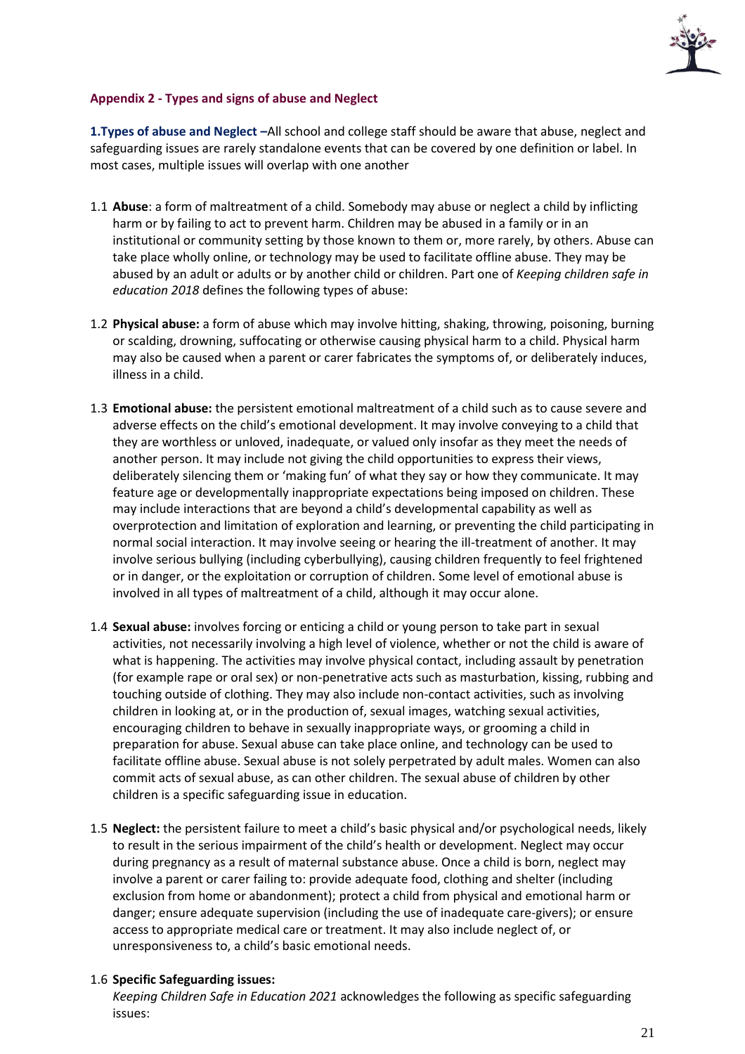## Appendix 2 - Types and signs of abuse and Neglect

**1.Types of abuse and Neglect –**All school and college staff should be aware that abuse, neglect and safeguarding issues are rarely standalone events that can be covered by one definition or label. In most cases, multiple issues will overlap with one another

1.1 **Abuse**: a form of maltreatment of a child. Somebody may abuse or neglect a child by inflicting harm or by failing to act to prevent harm. Children may be abused in a family or in an institutional or community setting by those known to them or, more rarely, by others. Abuse can take place wholly online, or technology may be used to facilitate offline abuse. They may be abused by an adult or adults or by another child or children. Part one of *Keeping children safe in education 2018* defines the following types of abuse:

1.2 **Physical abuse:** a form of abuse which may involve hitting, shaking, throwing, poisoning, burning or scalding, drowning, suffocating or otherwise causing physical harm to a child. Physical harm may also be caused when a parent or carer fabricates the symptoms of, or deliberately induces, illness in a child.

1.3 **Emotional abuse:** the persistent emotional maltreatment of a child such as to cause severe and adverse effects on the child's emotional development. It may involve conveying to a child that they are worthless or unloved, inadequate, or valued only insofar as they meet the needs of another person. It may include not giving the child opportunities to express their views, deliberately silencing them or 'making fun' of what they say or how they communicate. It may feature age or developmentally inappropriate expectations being imposed on children. These may include interactions that are beyond a child's developmental capability as well as overprotection and limitation of exploration and learning, or preventing the child participating in normal social interaction. It may involve seeing or hearing the ill-treatment of another. It may involve serious bullying (including cyberbullying), causing children frequently to feel frightened or in danger, or the exploitation or corruption of children. Some level of emotional abuse is involved in all types of maltreatment of a child, although it may occur alone.

1.4 **Sexual abuse:** involves forcing or enticing a child or young person to take part in sexual activities, not necessarily involving a high level of violence, whether or not the child is aware of what is happening. The activities may involve physical contact, including assault by penetration (for example rape or oral sex) or non-penetrative acts such as masturbation, kissing, rubbing and touching outside of clothing. They may also include non-contact activities, such as involving children in looking at, or in the production of, sexual images, watching sexual activities, encouraging children to behave in sexually inappropriate ways, or grooming a child in preparation for abuse. Sexual abuse can take place online, and technology can be used to facilitate offline abuse. Sexual abuse is not solely perpetrated by adult males. Women can also commit acts of sexual abuse, as can other children. The sexual abuse of children by other children is a specific safeguarding issue in education.

1.5 **Neglect:** the persistent failure to meet a child's basic physical and/or psychological needs, likely to result in the serious impairment of the child's health or development. Neglect may occur during pregnancy as a result of maternal substance abuse. Once a child is born, neglect may involve a parent or carer failing to: provide adequate food, clothing and shelter (including exclusion from home or abandonment); protect a child from physical and emotional harm or danger; ensure adequate supervision (including the use of inadequate care-givers); or ensure access to appropriate medical care or treatment. It may also include neglect of, or unresponsiveness to, a child's basic emotional needs.

1.6 **Specific Safeguarding issues:**
*Keeping Children Safe in Education 2021* acknowledges the following as specific safeguarding issues: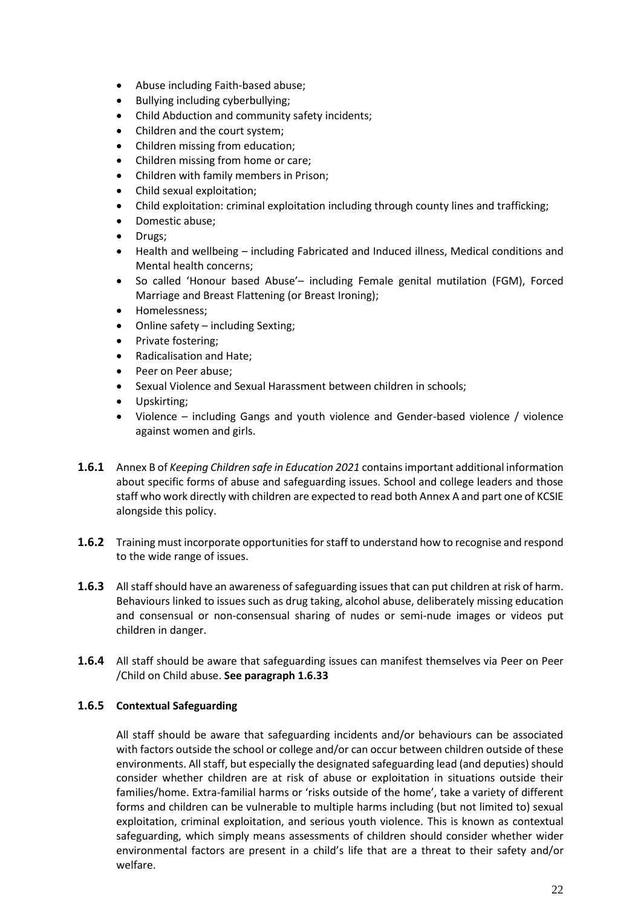- Abuse including Faith-based abuse;
- Bullying including cyberbullying;
- Child Abduction and community safety incidents;
- Children and the court system;
- Children missing from education;
- Children missing from home or care;
- Children with family members in Prison;
- Child sexual exploitation;
- Child exploitation: criminal exploitation including through county lines and trafficking;
- Domestic abuse;
- Drugs;
- Health and wellbeing – including Fabricated and Induced illness, Medical conditions and Mental health concerns;
- So called 'Honour based Abuse'– including Female genital mutilation (FGM), Forced Marriage and Breast Flattening (or Breast Ironing);
- Homelessness;
- Online safety – including Sexting;
- Private fostering;
- Radicalisation and Hate;
- Peer on Peer abuse;
- Sexual Violence and Sexual Harassment between children in schools;
- Upskirting;
- Violence – including Gangs and youth violence and Gender-based violence / violence against women and girls.

**1.6.1** Annex B of *Keeping Children safe in Education 2021* contains important additional information about specific forms of abuse and safeguarding issues. School and college leaders and those staff who work directly with children are expected to read both Annex A and part one of KCSIE alongside this policy.

**1.6.2** Training must incorporate opportunities for staff to understand how to recognise and respond to the wide range of issues.

**1.6.3** All staff should have an awareness of safeguarding issues that can put children at risk of harm. Behaviours linked to issues such as drug taking, alcohol abuse, deliberately missing education and consensual or non-consensual sharing of nudes or semi-nude images or videos put children in danger.

**1.6.4** All staff should be aware that safeguarding issues can manifest themselves via Peer on Peer /Child on Child abuse. **See paragraph 1.6.33**

**1.6.5 Contextual Safeguarding**

All staff should be aware that safeguarding incidents and/or behaviours can be associated with factors outside the school or college and/or can occur between children outside of these environments. All staff, but especially the designated safeguarding lead (and deputies) should consider whether children are at risk of abuse or exploitation in situations outside their families/home. Extra-familial harms or 'risks outside of the home', take a variety of different forms and children can be vulnerable to multiple harms including (but not limited to) sexual exploitation, criminal exploitation, and serious youth violence. This is known as contextual safeguarding, which simply means assessments of children should consider whether wider environmental factors are present in a child's life that are a threat to their safety and/or welfare.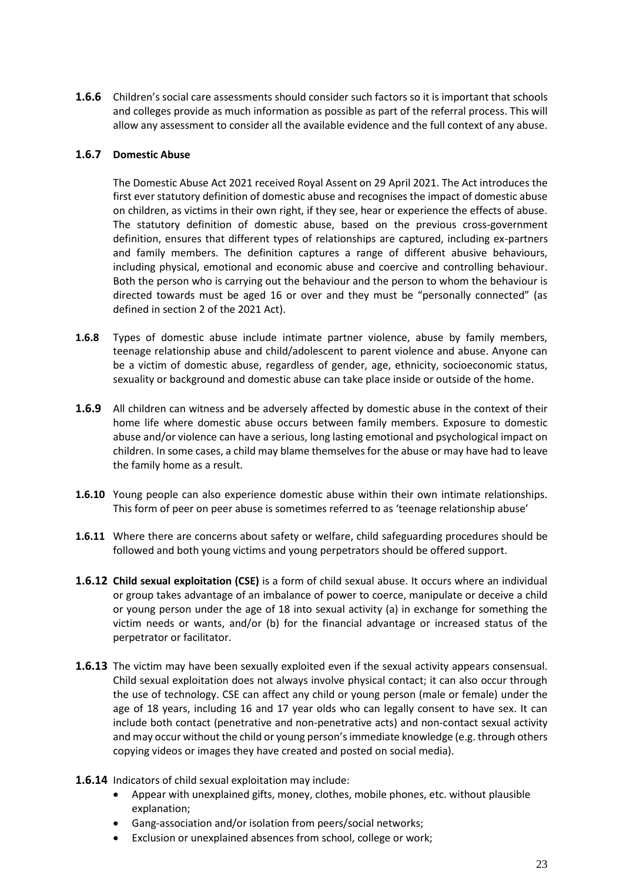**1.6.6** Children's social care assessments should consider such factors so it is important that schools and colleges provide as much information as possible as part of the referral process. This will allow any assessment to consider all the available evidence and the full context of any abuse.

**1.6.7 Domestic Abuse**

The Domestic Abuse Act 2021 received Royal Assent on 29 April 2021. The Act introduces the first ever statutory definition of domestic abuse and recognises the impact of domestic abuse on children, as victims in their own right, if they see, hear or experience the effects of abuse. The statutory definition of domestic abuse, based on the previous cross-government definition, ensures that different types of relationships are captured, including ex-partners and family members. The definition captures a range of different abusive behaviours, including physical, emotional and economic abuse and coercive and controlling behaviour. Both the person who is carrying out the behaviour and the person to whom the behaviour is directed towards must be aged 16 or over and they must be "personally connected" (as defined in section 2 of the 2021 Act).

**1.6.8** Types of domestic abuse include intimate partner violence, abuse by family members, teenage relationship abuse and child/adolescent to parent violence and abuse. Anyone can be a victim of domestic abuse, regardless of gender, age, ethnicity, socioeconomic status, sexuality or background and domestic abuse can take place inside or outside of the home.

**1.6.9** All children can witness and be adversely affected by domestic abuse in the context of their home life where domestic abuse occurs between family members. Exposure to domestic abuse and/or violence can have a serious, long lasting emotional and psychological impact on children. In some cases, a child may blame themselves for the abuse or may have had to leave the family home as a result.

**1.6.10** Young people can also experience domestic abuse within their own intimate relationships. This form of peer on peer abuse is sometimes referred to as 'teenage relationship abuse'

**1.6.11** Where there are concerns about safety or welfare, child safeguarding procedures should be followed and both young victims and young perpetrators should be offered support.

**1.6.12 Child sexual exploitation (CSE)** is a form of child sexual abuse. It occurs where an individual or group takes advantage of an imbalance of power to coerce, manipulate or deceive a child or young person under the age of 18 into sexual activity (a) in exchange for something the victim needs or wants, and/or (b) for the financial advantage or increased status of the perpetrator or facilitator.

**1.6.13** The victim may have been sexually exploited even if the sexual activity appears consensual. Child sexual exploitation does not always involve physical contact; it can also occur through the use of technology. CSE can affect any child or young person (male or female) under the age of 18 years, including 16 and 17 year olds who can legally consent to have sex. It can include both contact (penetrative and non-penetrative acts) and non-contact sexual activity and may occur without the child or young person's immediate knowledge (e.g. through others copying videos or images they have created and posted on social media).

**1.6.14** Indicators of child sexual exploitation may include:

- Appear with unexplained gifts, money, clothes, mobile phones, etc. without plausible explanation;
- Gang-association and/or isolation from peers/social networks;
- Exclusion or unexplained absences from school, college or work;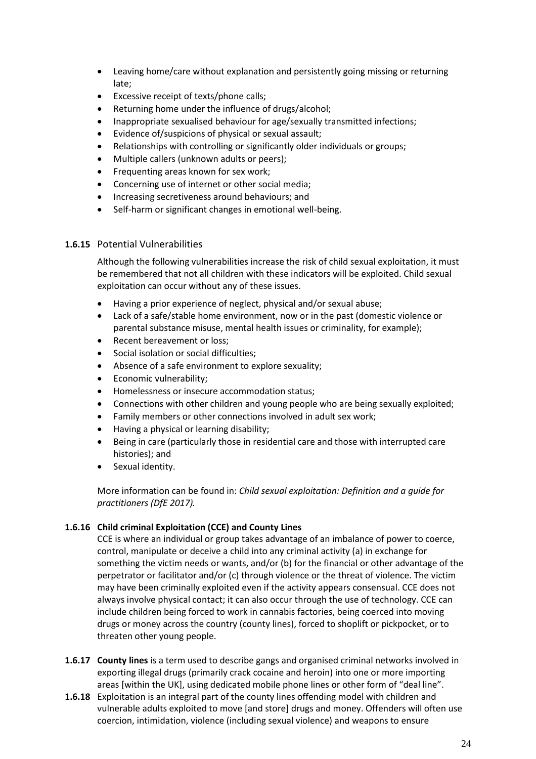- Leaving home/care without explanation and persistently going missing or returning late;
- Excessive receipt of texts/phone calls;
- Returning home under the influence of drugs/alcohol;
- Inappropriate sexualised behaviour for age/sexually transmitted infections;
- Evidence of/suspicions of physical or sexual assault;
- Relationships with controlling or significantly older individuals or groups;
- Multiple callers (unknown adults or peers);
- Frequenting areas known for sex work;
- Concerning use of internet or other social media;
- Increasing secretiveness around behaviours; and
- Self-harm or significant changes in emotional well-being.

**1.6.15** Potential Vulnerabilities

Although the following vulnerabilities increase the risk of child sexual exploitation, it must be remembered that not all children with these indicators will be exploited. Child sexual exploitation can occur without any of these issues.

- Having a prior experience of neglect, physical and/or sexual abuse;
- Lack of a safe/stable home environment, now or in the past (domestic violence or parental substance misuse, mental health issues or criminality, for example);
- Recent bereavement or loss;
- Social isolation or social difficulties;
- Absence of a safe environment to explore sexuality;
- Economic vulnerability;
- Homelessness or insecure accommodation status;
- Connections with other children and young people who are being sexually exploited;
- Family members or other connections involved in adult sex work;
- Having a physical or learning disability;
- Being in care (particularly those in residential care and those with interrupted care histories); and
- Sexual identity.

More information can be found in: *Child sexual exploitation: Definition and a guide for practitioners (DfE 2017).*

**1.6.16 Child criminal Exploitation (CCE) and County Lines**

CCE is where an individual or group takes advantage of an imbalance of power to coerce, control, manipulate or deceive a child into any criminal activity (a) in exchange for something the victim needs or wants, and/or (b) for the financial or other advantage of the perpetrator or facilitator and/or (c) through violence or the threat of violence. The victim may have been criminally exploited even if the activity appears consensual. CCE does not always involve physical contact; it can also occur through the use of technology. CCE can include children being forced to work in cannabis factories, being coerced into moving drugs or money across the country (county lines), forced to shoplift or pickpocket, or to threaten other young people.

**1.6.17 County lines** is a term used to describe gangs and organised criminal networks involved in exporting illegal drugs (primarily crack cocaine and heroin) into one or more importing areas [within the UK], using dedicated mobile phone lines or other form of "deal line".

**1.6.18** Exploitation is an integral part of the county lines offending model with children and vulnerable adults exploited to move [and store] drugs and money. Offenders will often use coercion, intimidation, violence (including sexual violence) and weapons to ensure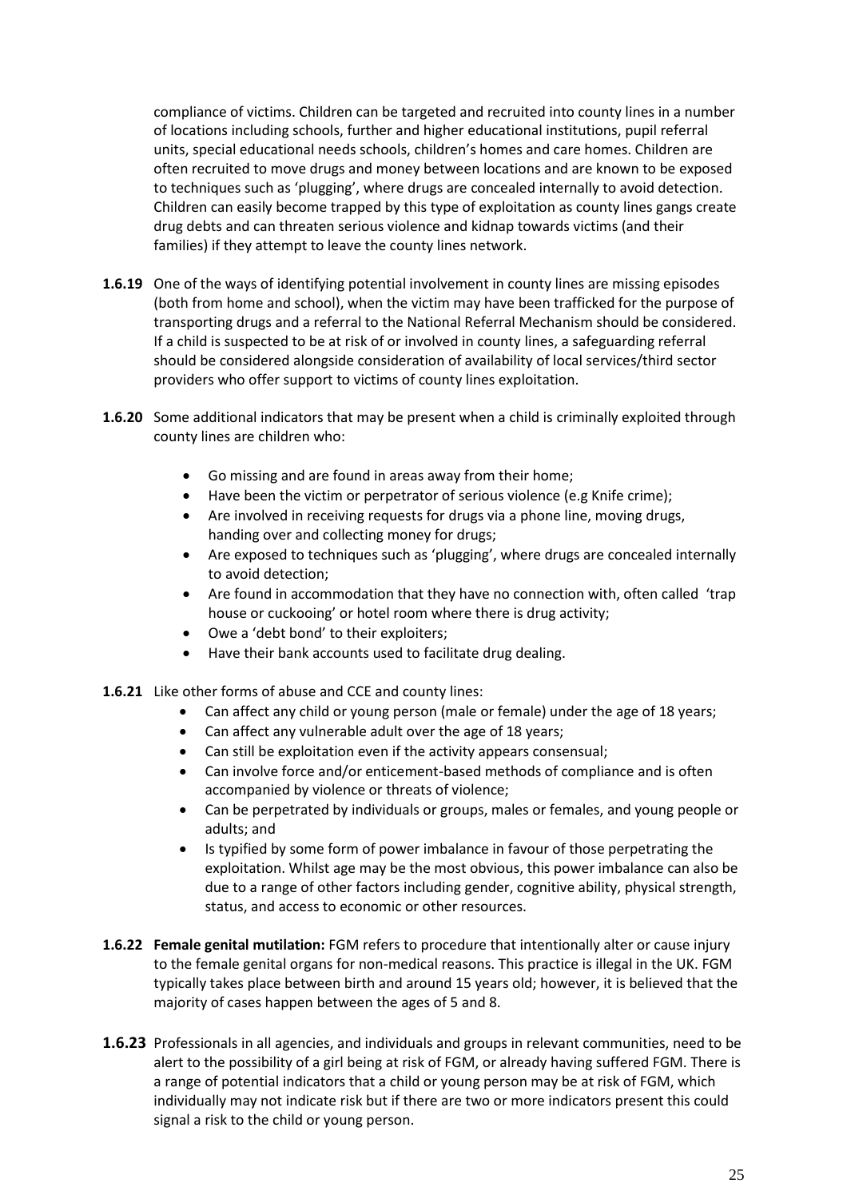compliance of victims. Children can be targeted and recruited into county lines in a number of locations including schools, further and higher educational institutions, pupil referral units, special educational needs schools, children's homes and care homes. Children are often recruited to move drugs and money between locations and are known to be exposed to techniques such as 'plugging', where drugs are concealed internally to avoid detection. Children can easily become trapped by this type of exploitation as county lines gangs create drug debts and can threaten serious violence and kidnap towards victims (and their families) if they attempt to leave the county lines network.

**1.6.19** One of the ways of identifying potential involvement in county lines are missing episodes (both from home and school), when the victim may have been trafficked for the purpose of transporting drugs and a referral to the National Referral Mechanism should be considered. If a child is suspected to be at risk of or involved in county lines, a safeguarding referral should be considered alongside consideration of availability of local services/third sector providers who offer support to victims of county lines exploitation.

**1.6.20** Some additional indicators that may be present when a child is criminally exploited through county lines are children who:

- Go missing and are found in areas away from their home;
- Have been the victim or perpetrator of serious violence (e.g Knife crime);
- Are involved in receiving requests for drugs via a phone line, moving drugs, handing over and collecting money for drugs;
- Are exposed to techniques such as 'plugging', where drugs are concealed internally to avoid detection;
- Are found in accommodation that they have no connection with, often called 'trap house or cuckooing' or hotel room where there is drug activity;
- Owe a 'debt bond' to their exploiters;
- Have their bank accounts used to facilitate drug dealing.

**1.6.21** Like other forms of abuse and CCE and county lines:

- Can affect any child or young person (male or female) under the age of 18 years;
- Can affect any vulnerable adult over the age of 18 years;
- Can still be exploitation even if the activity appears consensual;
- Can involve force and/or enticement-based methods of compliance and is often accompanied by violence or threats of violence;
- Can be perpetrated by individuals or groups, males or females, and young people or adults; and
- Is typified by some form of power imbalance in favour of those perpetrating the exploitation. Whilst age may be the most obvious, this power imbalance can also be due to a range of other factors including gender, cognitive ability, physical strength, status, and access to economic or other resources.

**1.6.22** **Female genital mutilation:** FGM refers to procedure that intentionally alter or cause injury to the female genital organs for non-medical reasons. This practice is illegal in the UK. FGM typically takes place between birth and around 15 years old; however, it is believed that the majority of cases happen between the ages of 5 and 8.

**1.6.23** Professionals in all agencies, and individuals and groups in relevant communities, need to be alert to the possibility of a girl being at risk of FGM, or already having suffered FGM. There is a range of potential indicators that a child or young person may be at risk of FGM, which individually may not indicate risk but if there are two or more indicators present this could signal a risk to the child or young person.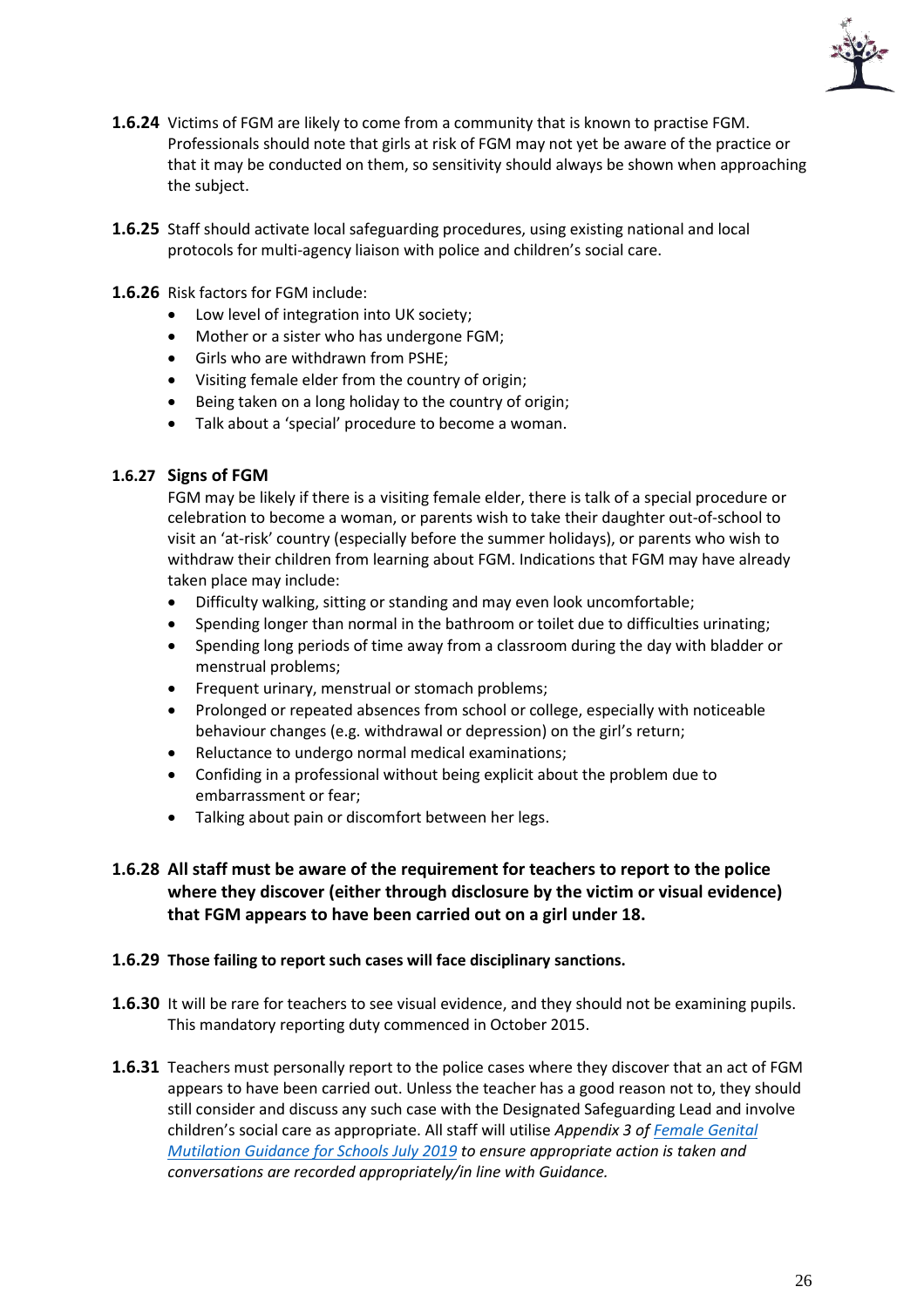**1.6.24** Victims of FGM are likely to come from a community that is known to practise FGM. Professionals should note that girls at risk of FGM may not yet be aware of the practice or that it may be conducted on them, so sensitivity should always be shown when approaching the subject.

**1.6.25** Staff should activate local safeguarding procedures, using existing national and local protocols for multi-agency liaison with police and children's social care.

**1.6.26** Risk factors for FGM include:

- Low level of integration into UK society;
- Mother or a sister who has undergone FGM;
- Girls who are withdrawn from PSHE;
- Visiting female elder from the country of origin;
- Being taken on a long holiday to the country of origin;
- Talk about a 'special' procedure to become a woman.

**1.6.27 Signs of FGM**

FGM may be likely if there is a visiting female elder, there is talk of a special procedure or celebration to become a woman, or parents wish to take their daughter out-of-school to visit an 'at-risk' country (especially before the summer holidays), or parents who wish to withdraw their children from learning about FGM. Indications that FGM may have already taken place may include:

- Difficulty walking, sitting or standing and may even look uncomfortable;
- Spending longer than normal in the bathroom or toilet due to difficulties urinating;
- Spending long periods of time away from a classroom during the day with bladder or menstrual problems;
- Frequent urinary, menstrual or stomach problems;
- Prolonged or repeated absences from school or college, especially with noticeable behaviour changes (e.g. withdrawal or depression) on the girl's return;
- Reluctance to undergo normal medical examinations;
- Confiding in a professional without being explicit about the problem due to embarrassment or fear;
- Talking about pain or discomfort between her legs.

**1.6.28 All staff must be aware of the requirement for teachers to report to the police where they discover (either through disclosure by the victim or visual evidence) that FGM appears to have been carried out on a girl under 18.**

**1.6.29 Those failing to report such cases will face disciplinary sanctions.**

**1.6.30** It will be rare for teachers to see visual evidence, and they should not be examining pupils. This mandatory reporting duty commenced in October 2015.

**1.6.31** Teachers must personally report to the police cases where they discover that an act of FGM appears to have been carried out. Unless the teacher has a good reason not to, they should still consider and discuss any such case with the Designated Safeguarding Lead and involve children's social care as appropriate. All staff will utilise *Appendix 3 of Female Genital Mutilation Guidance for Schools July 2019 to ensure appropriate action is taken and conversations are recorded appropriately/in line with Guidance.*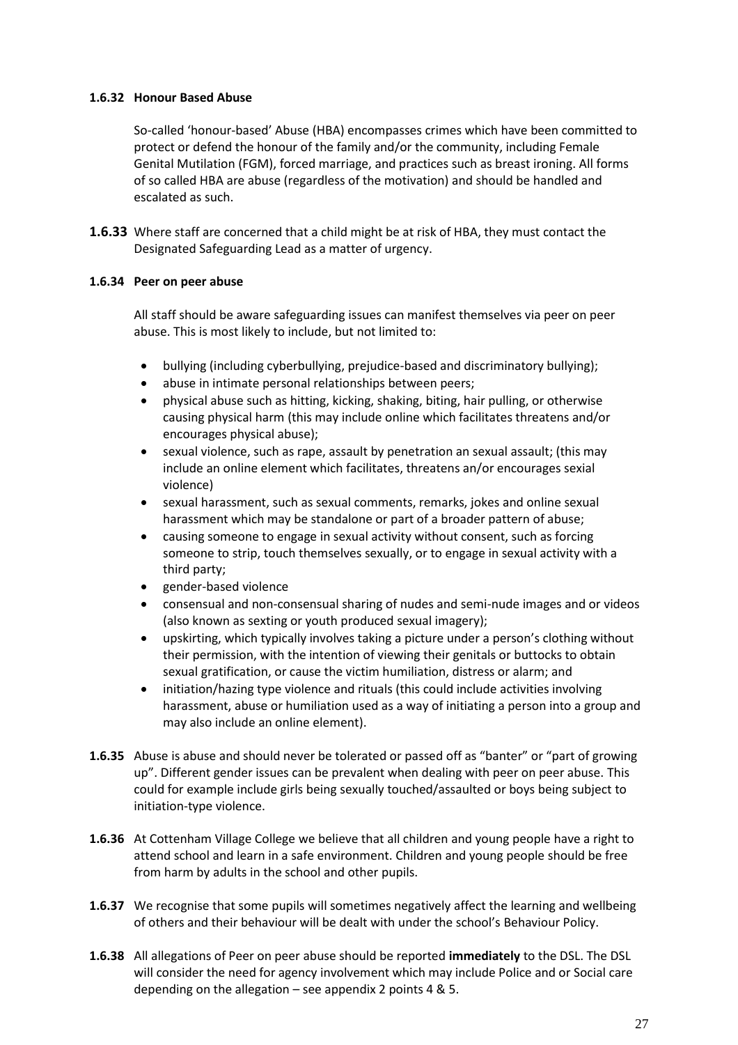**1.6.32 Honour Based Abuse**

So-called 'honour-based' Abuse (HBA) encompasses crimes which have been committed to protect or defend the honour of the family and/or the community, including Female Genital Mutilation (FGM), forced marriage, and practices such as breast ironing. All forms of so called HBA are abuse (regardless of the motivation) and should be handled and escalated as such.

**1.6.33** Where staff are concerned that a child might be at risk of HBA, they must contact the Designated Safeguarding Lead as a matter of urgency.

**1.6.34 Peer on peer abuse**

All staff should be aware safeguarding issues can manifest themselves via peer on peer abuse. This is most likely to include, but not limited to:

- bullying (including cyberbullying, prejudice-based and discriminatory bullying);
- abuse in intimate personal relationships between peers;
- physical abuse such as hitting, kicking, shaking, biting, hair pulling, or otherwise causing physical harm (this may include online which facilitates threatens and/or encourages physical abuse);
- sexual violence, such as rape, assault by penetration an sexual assault; (this may include an online element which facilitates, threatens an/or encourages sexial violence)
- sexual harassment, such as sexual comments, remarks, jokes and online sexual harassment which may be standalone or part of a broader pattern of abuse;
- causing someone to engage in sexual activity without consent, such as forcing someone to strip, touch themselves sexually, or to engage in sexual activity with a third party;
- gender-based violence
- consensual and non-consensual sharing of nudes and semi-nude images and or videos (also known as sexting or youth produced sexual imagery);
- upskirting, which typically involves taking a picture under a person's clothing without their permission, with the intention of viewing their genitals or buttocks to obtain sexual gratification, or cause the victim humiliation, distress or alarm; and
- initiation/hazing type violence and rituals (this could include activities involving harassment, abuse or humiliation used as a way of initiating a person into a group and may also include an online element).

**1.6.35** Abuse is abuse and should never be tolerated or passed off as "banter" or "part of growing up". Different gender issues can be prevalent when dealing with peer on peer abuse. This could for example include girls being sexually touched/assaulted or boys being subject to initiation-type violence.

**1.6.36** At Cottenham Village College we believe that all children and young people have a right to attend school and learn in a safe environment. Children and young people should be free from harm by adults in the school and other pupils.

**1.6.37** We recognise that some pupils will sometimes negatively affect the learning and wellbeing of others and their behaviour will be dealt with under the school's Behaviour Policy.

**1.6.38** All allegations of Peer on peer abuse should be reported **immediately** to the DSL. The DSL will consider the need for agency involvement which may include Police and or Social care depending on the allegation – see appendix 2 points 4 & 5.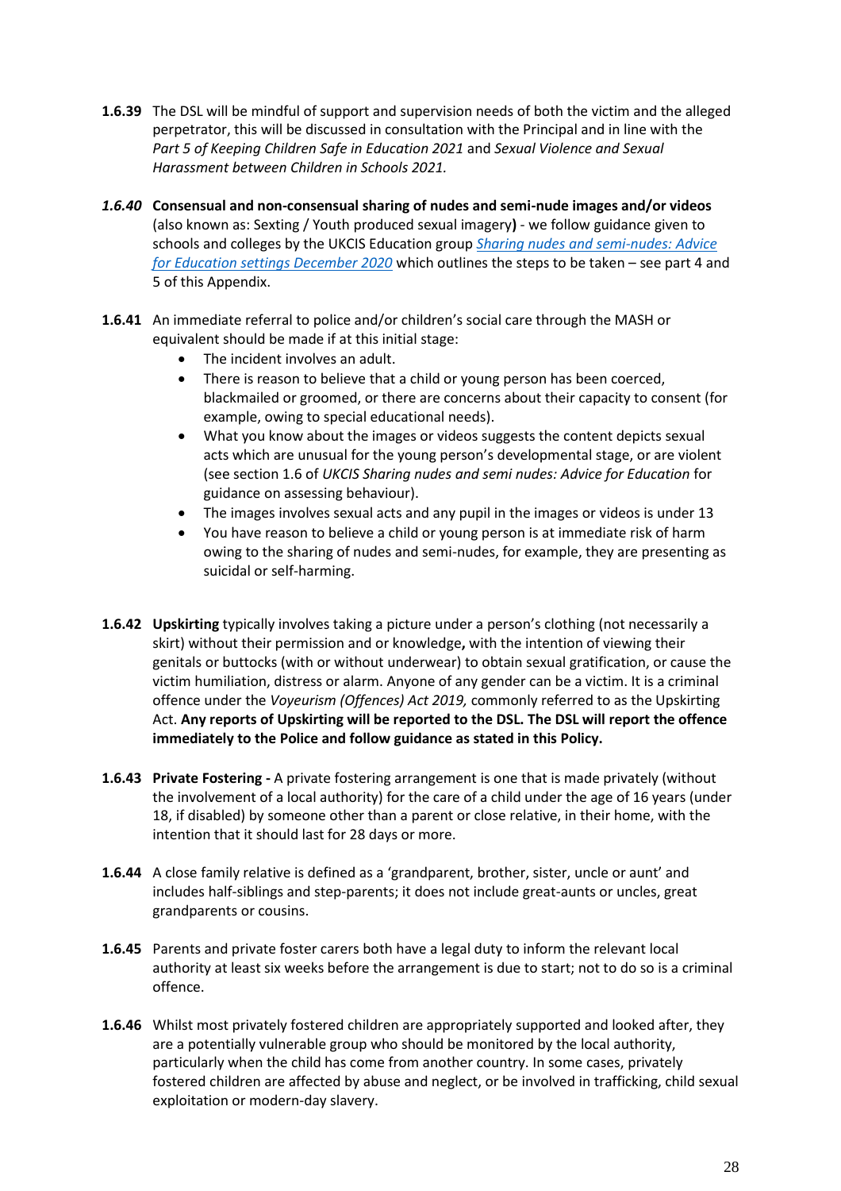**1.6.39** The DSL will be mindful of support and supervision needs of both the victim and the alleged perpetrator, this will be discussed in consultation with the Principal and in line with the *Part 5 of Keeping Children Safe in Education 2021* and *Sexual Violence and Sexual Harassment between Children in Schools 2021.*

***1.6.40*** **Consensual and non-consensual sharing of nudes and semi-nude images and/or videos** (also known as: Sexting / Youth produced sexual imagery**)** - we follow guidance given to schools and colleges by the UKCIS Education group *Sharing nudes and semi-nudes: Advice for Education settings December 2020* which outlines the steps to be taken – see part 4 and 5 of this Appendix.

**1.6.41** An immediate referral to police and/or children's social care through the MASH or equivalent should be made if at this initial stage:

- The incident involves an adult.
- There is reason to believe that a child or young person has been coerced, blackmailed or groomed, or there are concerns about their capacity to consent (for example, owing to special educational needs).
- What you know about the images or videos suggests the content depicts sexual acts which are unusual for the young person's developmental stage, or are violent (see section 1.6 of *UKCIS Sharing nudes and semi nudes: Advice for Education* for guidance on assessing behaviour).
- The images involves sexual acts and any pupil in the images or videos is under 13
- You have reason to believe a child or young person is at immediate risk of harm owing to the sharing of nudes and semi-nudes, for example, they are presenting as suicidal or self-harming.

**1.6.42** **Upskirting** typically involves taking a picture under a person's clothing (not necessarily a skirt) without their permission and or knowledge**,** with the intention of viewing their genitals or buttocks (with or without underwear) to obtain sexual gratification, or cause the victim humiliation, distress or alarm. Anyone of any gender can be a victim. It is a criminal offence under the *Voyeurism (Offences) Act 2019,* commonly referred to as the Upskirting Act. **Any reports of Upskirting will be reported to the DSL. The DSL will report the offence immediately to the Police and follow guidance as stated in this Policy.**

**1.6.43** **Private Fostering -** A private fostering arrangement is one that is made privately (without the involvement of a local authority) for the care of a child under the age of 16 years (under 18, if disabled) by someone other than a parent or close relative, in their home, with the intention that it should last for 28 days or more.

**1.6.44** A close family relative is defined as a 'grandparent, brother, sister, uncle or aunt' and includes half-siblings and step-parents; it does not include great-aunts or uncles, great grandparents or cousins.

**1.6.45** Parents and private foster carers both have a legal duty to inform the relevant local authority at least six weeks before the arrangement is due to start; not to do so is a criminal offence.

**1.6.46** Whilst most privately fostered children are appropriately supported and looked after, they are a potentially vulnerable group who should be monitored by the local authority, particularly when the child has come from another country. In some cases, privately fostered children are affected by abuse and neglect, or be involved in trafficking, child sexual exploitation or modern-day slavery.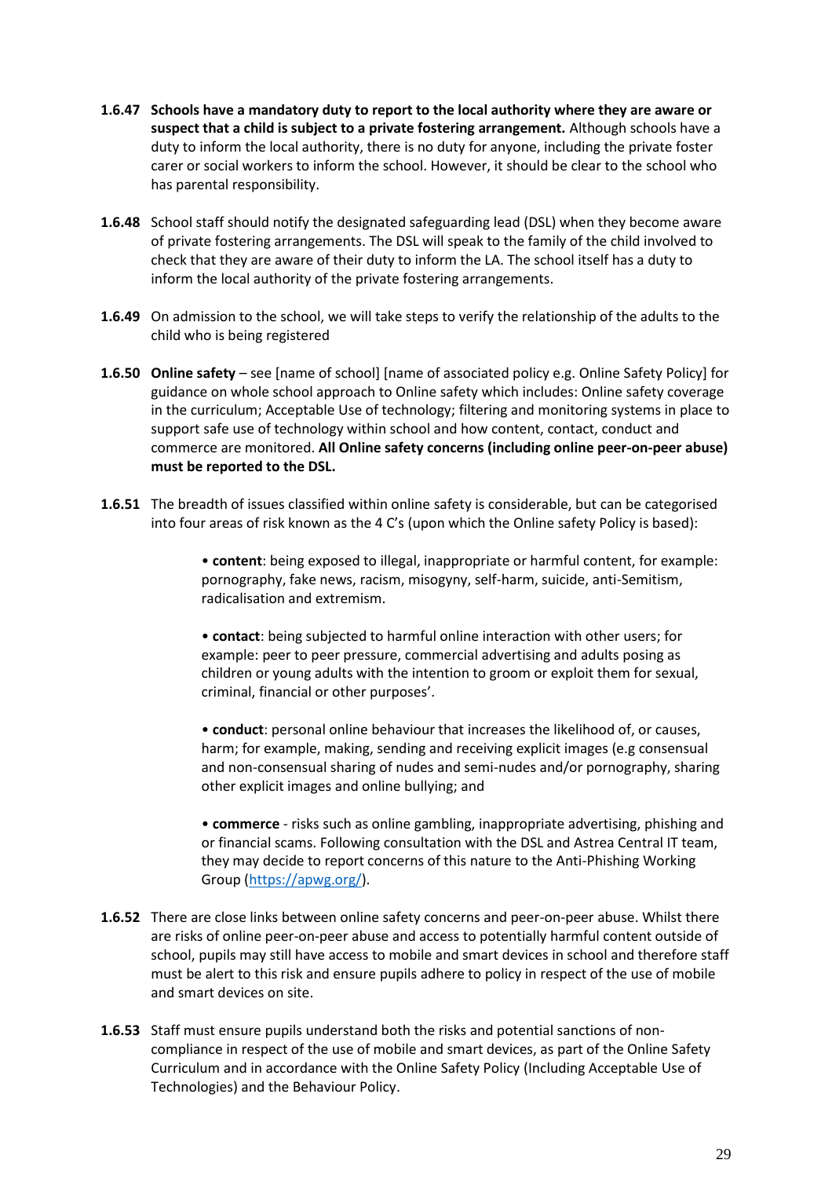**1.6.47** **Schools have a mandatory duty to report to the local authority where they are aware or suspect that a child is subject to a private fostering arrangement.** Although schools have a duty to inform the local authority, there is no duty for anyone, including the private foster carer or social workers to inform the school. However, it should be clear to the school who has parental responsibility.

**1.6.48** School staff should notify the designated safeguarding lead (DSL) when they become aware of private fostering arrangements. The DSL will speak to the family of the child involved to check that they are aware of their duty to inform the LA. The school itself has a duty to inform the local authority of the private fostering arrangements.

**1.6.49** On admission to the school, we will take steps to verify the relationship of the adults to the child who is being registered

**1.6.50** **Online safety** – see [name of school] [name of associated policy e.g. Online Safety Policy] for guidance on whole school approach to Online safety which includes: Online safety coverage in the curriculum; Acceptable Use of technology; filtering and monitoring systems in place to support safe use of technology within school and how content, contact, conduct and commerce are monitored. **All Online safety concerns (including online peer-on-peer abuse) must be reported to the DSL.**

**1.6.51** The breadth of issues classified within online safety is considerable, but can be categorised into four areas of risk known as the 4 C's (upon which the Online safety Policy is based):

- **content**: being exposed to illegal, inappropriate or harmful content, for example: pornography, fake news, racism, misogyny, self-harm, suicide, anti-Semitism, radicalisation and extremism.

- **contact**: being subjected to harmful online interaction with other users; for example: peer to peer pressure, commercial advertising and adults posing as children or young adults with the intention to groom or exploit them for sexual, criminal, financial or other purposes'.

- **conduct**: personal online behaviour that increases the likelihood of, or causes, harm; for example, making, sending and receiving explicit images (e.g consensual and non-consensual sharing of nudes and semi-nudes and/or pornography, sharing other explicit images and online bullying; and

- **commerce** - risks such as online gambling, inappropriate advertising, phishing and or financial scams. Following consultation with the DSL and Astrea Central IT team, they may decide to report concerns of this nature to the Anti-Phishing Working Group (https://apwg.org/).

**1.6.52** There are close links between online safety concerns and peer-on-peer abuse. Whilst there are risks of online peer-on-peer abuse and access to potentially harmful content outside of school, pupils may still have access to mobile and smart devices in school and therefore staff must be alert to this risk and ensure pupils adhere to policy in respect of the use of mobile and smart devices on site.

**1.6.53** Staff must ensure pupils understand both the risks and potential sanctions of non-compliance in respect of the use of mobile and smart devices, as part of the Online Safety Curriculum and in accordance with the Online Safety Policy (Including Acceptable Use of Technologies) and the Behaviour Policy.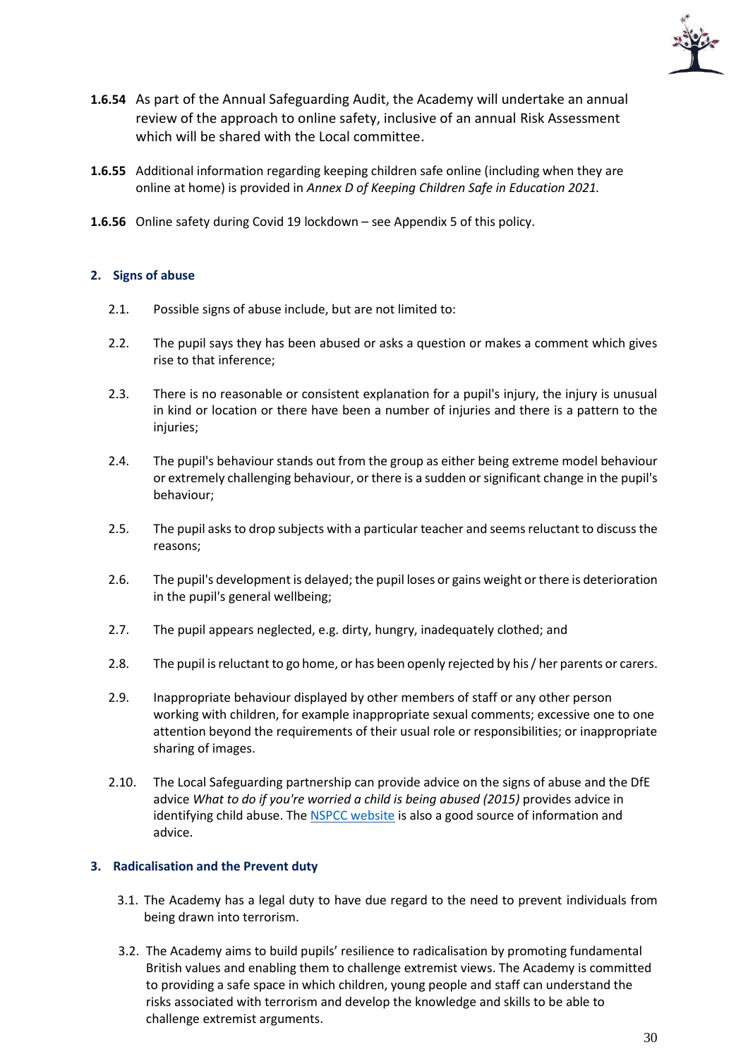**1.6.54** As part of the Annual Safeguarding Audit, the Academy will undertake an annual review of the approach to online safety, inclusive of an annual Risk Assessment which will be shared with the Local committee.

**1.6.55** Additional information regarding keeping children safe online (including when they are online at home) is provided in *Annex D of Keeping Children Safe in Education 2021.*

**1.6.56** Online safety during Covid 19 lockdown – see Appendix 5 of this policy.

## 2. Signs of abuse

2.1. Possible signs of abuse include, but are not limited to:

2.2. The pupil says they has been abused or asks a question or makes a comment which gives rise to that inference;

2.3. There is no reasonable or consistent explanation for a pupil's injury, the injury is unusual in kind or location or there have been a number of injuries and there is a pattern to the injuries;

2.4. The pupil's behaviour stands out from the group as either being extreme model behaviour or extremely challenging behaviour, or there is a sudden or significant change in the pupil's behaviour;

2.5. The pupil asks to drop subjects with a particular teacher and seems reluctant to discuss the reasons;

2.6. The pupil's development is delayed; the pupil loses or gains weight or there is deterioration in the pupil's general wellbeing;

2.7. The pupil appears neglected, e.g. dirty, hungry, inadequately clothed; and

2.8. The pupil is reluctant to go home, or has been openly rejected by his / her parents or carers.

2.9. Inappropriate behaviour displayed by other members of staff or any other person working with children, for example inappropriate sexual comments; excessive one to one attention beyond the requirements of their usual role or responsibilities; or inappropriate sharing of images.

2.10. The Local Safeguarding partnership can provide advice on the signs of abuse and the DfE advice *What to do if you're worried a child is being abused (2015)* provides advice in identifying child abuse. The NSPCC website is also a good source of information and advice.

## 3. Radicalisation and the Prevent duty

3.1. The Academy has a legal duty to have due regard to the need to prevent individuals from being drawn into terrorism.

3.2. The Academy aims to build pupils' resilience to radicalisation by promoting fundamental British values and enabling them to challenge extremist views. The Academy is committed to providing a safe space in which children, young people and staff can understand the risks associated with terrorism and develop the knowledge and skills to be able to challenge extremist arguments.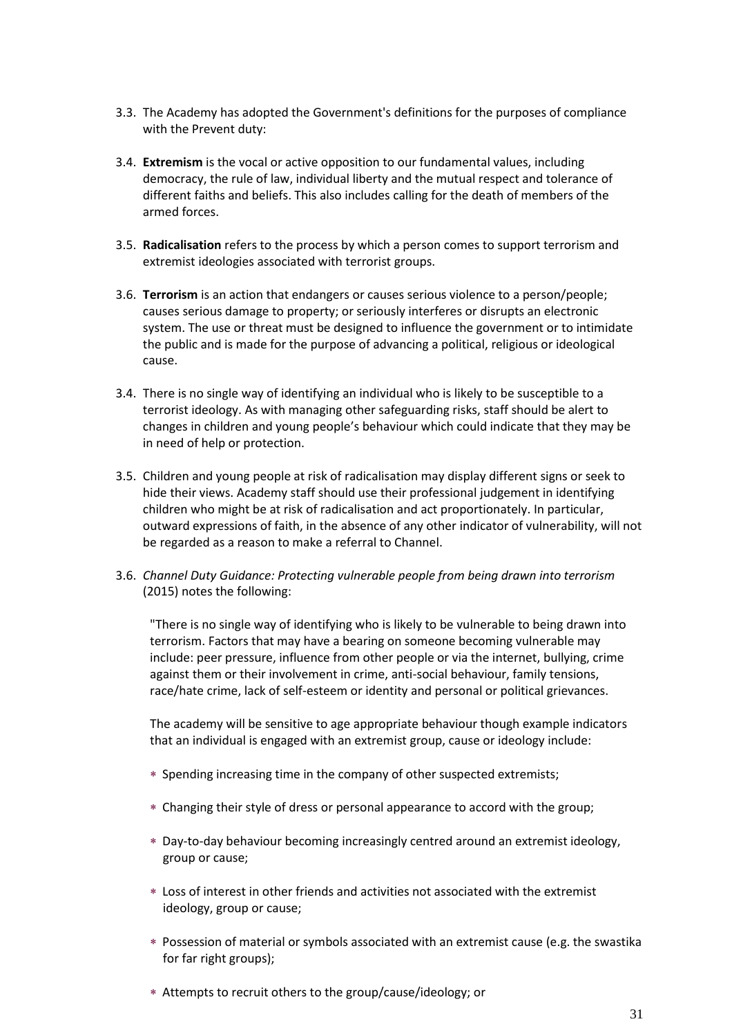3.3. The Academy has adopted the Government's definitions for the purposes of compliance with the Prevent duty:

3.4. **Extremism** is the vocal or active opposition to our fundamental values, including democracy, the rule of law, individual liberty and the mutual respect and tolerance of different faiths and beliefs. This also includes calling for the death of members of the armed forces.

3.5. **Radicalisation** refers to the process by which a person comes to support terrorism and extremist ideologies associated with terrorist groups.

3.6. **Terrorism** is an action that endangers or causes serious violence to a person/people; causes serious damage to property; or seriously interferes or disrupts an electronic system. The use or threat must be designed to influence the government or to intimidate the public and is made for the purpose of advancing a political, religious or ideological cause.

3.4. There is no single way of identifying an individual who is likely to be susceptible to a terrorist ideology. As with managing other safeguarding risks, staff should be alert to changes in children and young people's behaviour which could indicate that they may be in need of help or protection.

3.5. Children and young people at risk of radicalisation may display different signs or seek to hide their views. Academy staff should use their professional judgement in identifying children who might be at risk of radicalisation and act proportionately. In particular, outward expressions of faith, in the absence of any other indicator of vulnerability, will not be regarded as a reason to make a referral to Channel.

3.6. *Channel Duty Guidance: Protecting vulnerable people from being drawn into terrorism* (2015) notes the following:

> "There is no single way of identifying who is likely to be vulnerable to being drawn into terrorism. Factors that may have a bearing on someone becoming vulnerable may include: peer pressure, influence from other people or via the internet, bullying, crime against them or their involvement in crime, anti-social behaviour, family tensions, race/hate crime, lack of self-esteem or identity and personal or political grievances.
>
> The academy will be sensitive to age appropriate behaviour though example indicators that an individual is engaged with an extremist group, cause or ideology include:
>
> - Spending increasing time in the company of other suspected extremists;
> - Changing their style of dress or personal appearance to accord with the group;
> - Day-to-day behaviour becoming increasingly centred around an extremist ideology, group or cause;
> - Loss of interest in other friends and activities not associated with the extremist ideology, group or cause;
> - Possession of material or symbols associated with an extremist cause (e.g. the swastika for far right groups);
> - Attempts to recruit others to the group/cause/ideology; or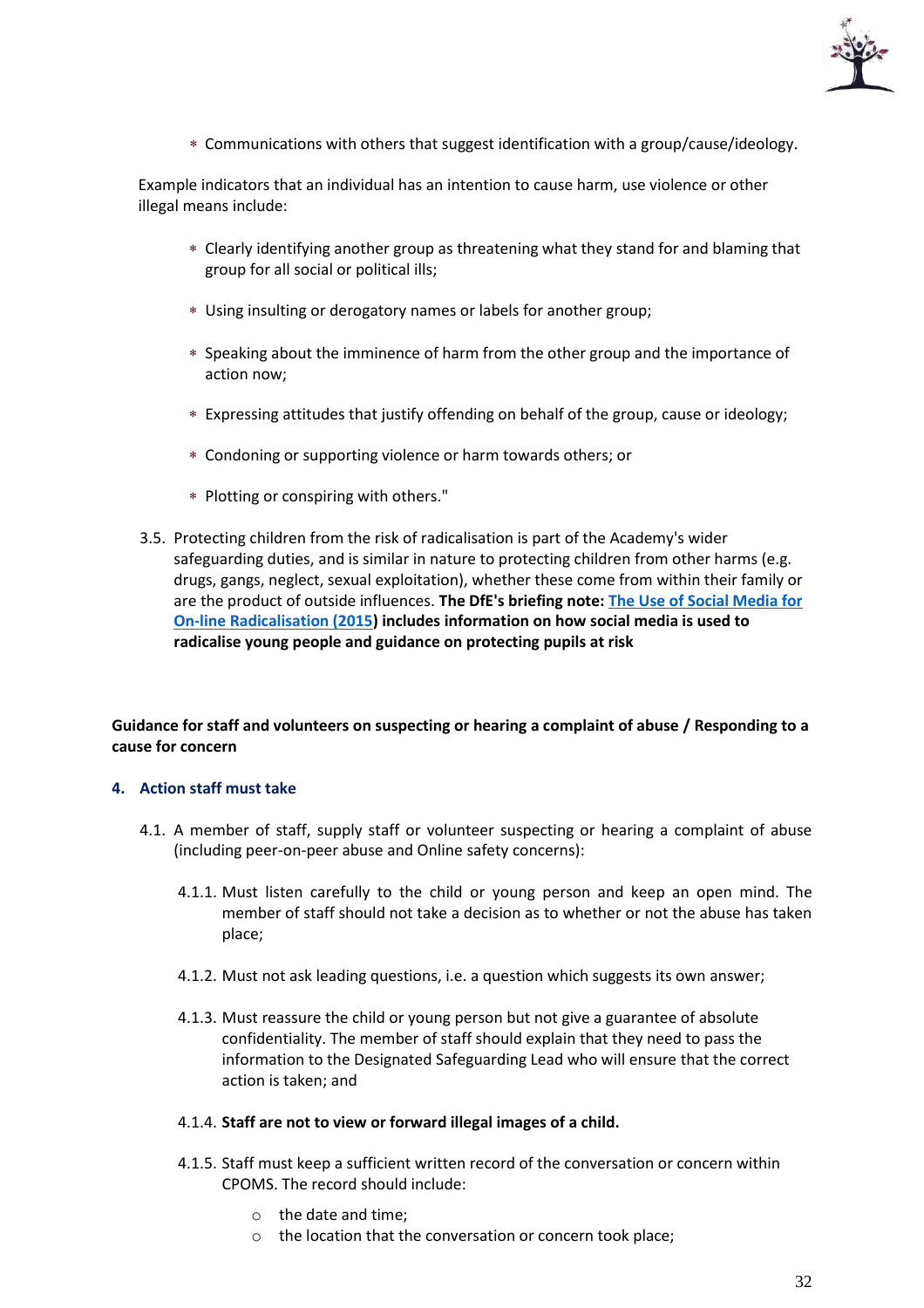* Communications with others that suggest identification with a group/cause/ideology.

Example indicators that an individual has an intention to cause harm, use violence or other illegal means include:

* Clearly identifying another group as threatening what they stand for and blaming that group for all social or political ills;
* Using insulting or derogatory names or labels for another group;
* Speaking about the imminence of harm from the other group and the importance of action now;
* Expressing attitudes that justify offending on behalf of the group, cause or ideology;
* Condoning or supporting violence or harm towards others; or
* Plotting or conspiring with others."

3.5. Protecting children from the risk of radicalisation is part of the Academy's wider safeguarding duties, and is similar in nature to protecting children from other harms (e.g. drugs, gangs, neglect, sexual exploitation), whether these come from within their family or are the product of outside influences. **The DfE's briefing note: [The Use of Social Media for On-line Radicalisation (2015)](#)) includes information on how social media is used to radicalise young people and guidance on protecting pupils at risk**

**Guidance for staff and volunteers on suspecting or hearing a complaint of abuse / Responding to a cause for concern**

### 4. Action staff must take

4.1. A member of staff, supply staff or volunteer suspecting or hearing a complaint of abuse (including peer-on-peer abuse and Online safety concerns):

4.1.1. Must listen carefully to the child or young person and keep an open mind. The member of staff should not take a decision as to whether or not the abuse has taken place;

4.1.2. Must not ask leading questions, i.e. a question which suggests its own answer;

4.1.3. Must reassure the child or young person but not give a guarantee of absolute confidentiality. The member of staff should explain that they need to pass the information to the Designated Safeguarding Lead who will ensure that the correct action is taken; and

4.1.4. **Staff are not to view or forward illegal images of a child.**

4.1.5. Staff must keep a sufficient written record of the conversation or concern within CPOMS. The record should include:

- the date and time;
- the location that the conversation or concern took place;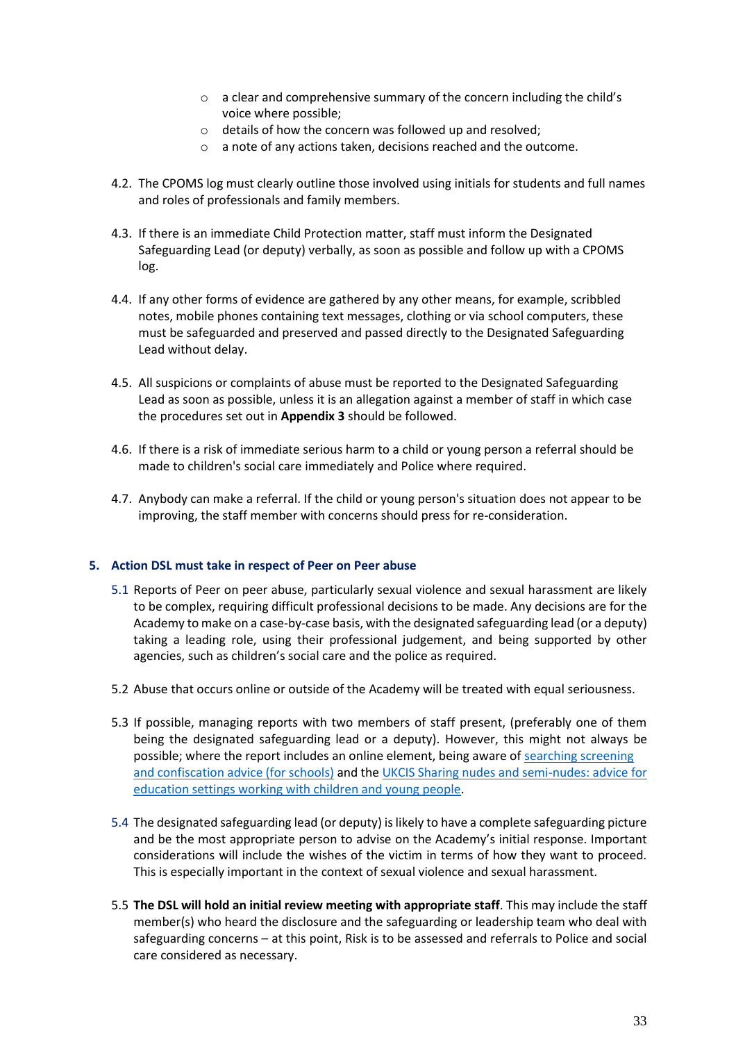- a clear and comprehensive summary of the concern including the child's voice where possible;
- details of how the concern was followed up and resolved;
- a note of any actions taken, decisions reached and the outcome.

4.2. The CPOMS log must clearly outline those involved using initials for students and full names and roles of professionals and family members.

4.3. If there is an immediate Child Protection matter, staff must inform the Designated Safeguarding Lead (or deputy) verbally, as soon as possible and follow up with a CPOMS log.

4.4. If any other forms of evidence are gathered by any other means, for example, scribbled notes, mobile phones containing text messages, clothing or via school computers, these must be safeguarded and preserved and passed directly to the Designated Safeguarding Lead without delay.

4.5. All suspicions or complaints of abuse must be reported to the Designated Safeguarding Lead as soon as possible, unless it is an allegation against a member of staff in which case the procedures set out in **Appendix 3** should be followed.

4.6. If there is a risk of immediate serious harm to a child or young person a referral should be made to children's social care immediately and Police where required.

4.7. Anybody can make a referral. If the child or young person's situation does not appear to be improving, the staff member with concerns should press for re-consideration.

## 5. Action DSL must take in respect of Peer on Peer abuse

5.1 Reports of Peer on peer abuse, particularly sexual violence and sexual harassment are likely to be complex, requiring difficult professional decisions to be made. Any decisions are for the Academy to make on a case-by-case basis, with the designated safeguarding lead (or a deputy) taking a leading role, using their professional judgement, and being supported by other agencies, such as children's social care and the police as required.

5.2 Abuse that occurs online or outside of the Academy will be treated with equal seriousness.

5.3 If possible, managing reports with two members of staff present, (preferably one of them being the designated safeguarding lead or a deputy). However, this might not always be possible; where the report includes an online element, being aware of searching screening and confiscation advice (for schools) and the UKCIS Sharing nudes and semi-nudes: advice for education settings working with children and young people.

5.4 The designated safeguarding lead (or deputy) is likely to have a complete safeguarding picture and be the most appropriate person to advise on the Academy's initial response. Important considerations will include the wishes of the victim in terms of how they want to proceed. This is especially important in the context of sexual violence and sexual harassment.

5.5 **The DSL will hold an initial review meeting with appropriate staff**. This may include the staff member(s) who heard the disclosure and the safeguarding or leadership team who deal with safeguarding concerns – at this point, Risk is to be assessed and referrals to Police and social care considered as necessary.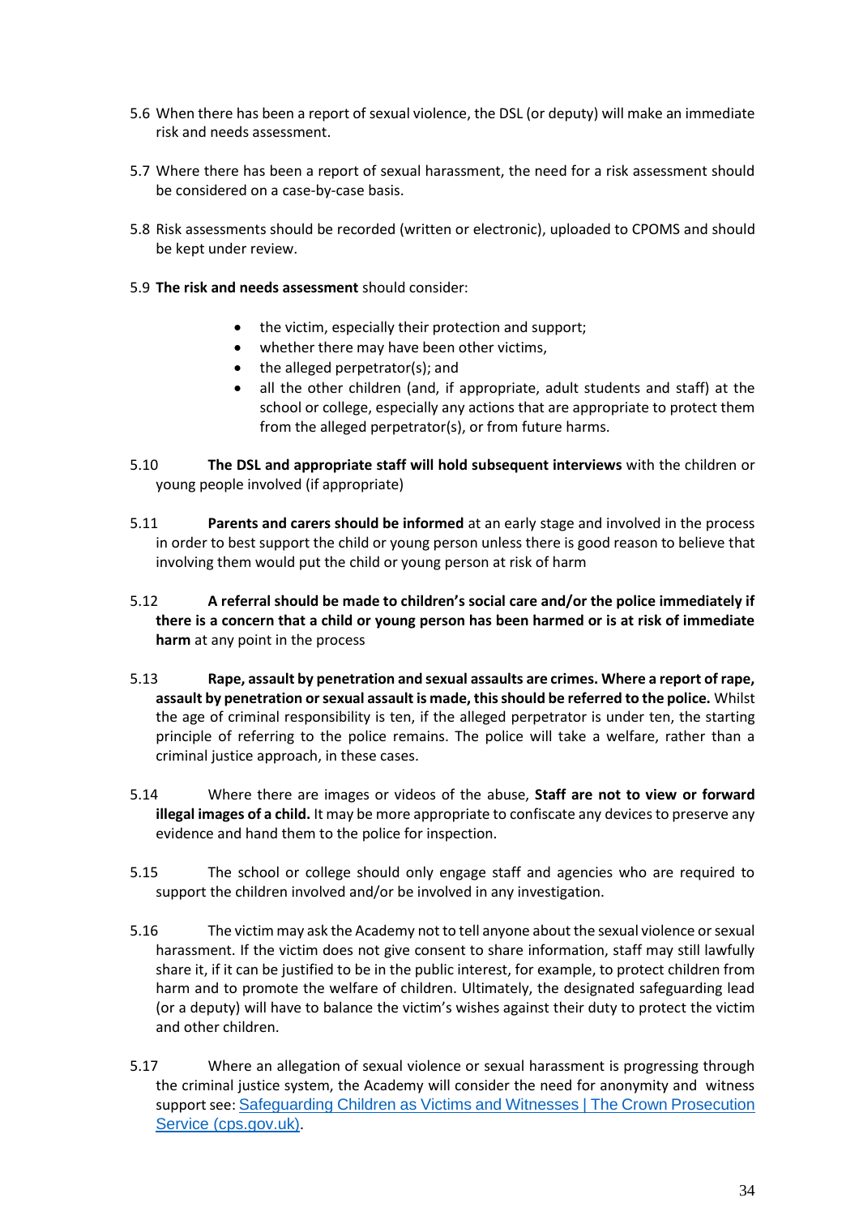5.6 When there has been a report of sexual violence, the DSL (or deputy) will make an immediate risk and needs assessment.

5.7 Where there has been a report of sexual harassment, the need for a risk assessment should be considered on a case-by-case basis.

5.8 Risk assessments should be recorded (written or electronic), uploaded to CPOMS and should be kept under review.

5.9 **The risk and needs assessment** should consider:

- the victim, especially their protection and support;
- whether there may have been other victims,
- the alleged perpetrator(s); and
- all the other children (and, if appropriate, adult students and staff) at the school or college, especially any actions that are appropriate to protect them from the alleged perpetrator(s), or from future harms.

5.10 **The DSL and appropriate staff will hold subsequent interviews** with the children or young people involved (if appropriate)

5.11 **Parents and carers should be informed** at an early stage and involved in the process in order to best support the child or young person unless there is good reason to believe that involving them would put the child or young person at risk of harm

5.12 **A referral should be made to children's social care and/or the police immediately if there is a concern that a child or young person has been harmed or is at risk of immediate harm** at any point in the process

5.13 **Rape, assault by penetration and sexual assaults are crimes. Where a report of rape, assault by penetration or sexual assault is made, this should be referred to the police.** Whilst the age of criminal responsibility is ten, if the alleged perpetrator is under ten, the starting principle of referring to the police remains. The police will take a welfare, rather than a criminal justice approach, in these cases.

5.14 Where there are images or videos of the abuse, **Staff are not to view or forward illegal images of a child.** It may be more appropriate to confiscate any devices to preserve any evidence and hand them to the police for inspection.

5.15 The school or college should only engage staff and agencies who are required to support the children involved and/or be involved in any investigation.

5.16 The victim may ask the Academy not to tell anyone about the sexual violence or sexual harassment. If the victim does not give consent to share information, staff may still lawfully share it, if it can be justified to be in the public interest, for example, to protect children from harm and to promote the welfare of children. Ultimately, the designated safeguarding lead (or a deputy) will have to balance the victim's wishes against their duty to protect the victim and other children.

5.17 Where an allegation of sexual violence or sexual harassment is progressing through the criminal justice system, the Academy will consider the need for anonymity and witness support see: [Safeguarding Children as Victims and Witnesses | The Crown Prosecution Service (cps.gov.uk)](https://www.cps.gov.uk).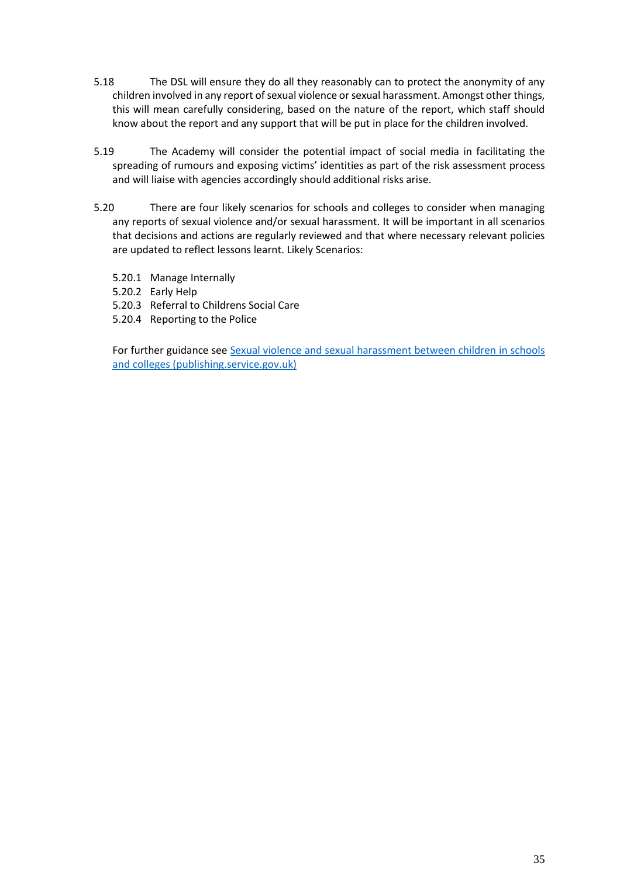5.18 The DSL will ensure they do all they reasonably can to protect the anonymity of any children involved in any report of sexual violence or sexual harassment. Amongst other things, this will mean carefully considering, based on the nature of the report, which staff should know about the report and any support that will be put in place for the children involved.

5.19 The Academy will consider the potential impact of social media in facilitating the spreading of rumours and exposing victims' identities as part of the risk assessment process and will liaise with agencies accordingly should additional risks arise.

5.20 There are four likely scenarios for schools and colleges to consider when managing any reports of sexual violence and/or sexual harassment. It will be important in all scenarios that decisions and actions are regularly reviewed and that where necessary relevant policies are updated to reflect lessons learnt. Likely Scenarios:

5.20.1 Manage Internally
5.20.2 Early Help
5.20.3 Referral to Childrens Social Care
5.20.4 Reporting to the Police

For further guidance see [Sexual violence and sexual harassment between children in schools and colleges (publishing.service.gov.uk)]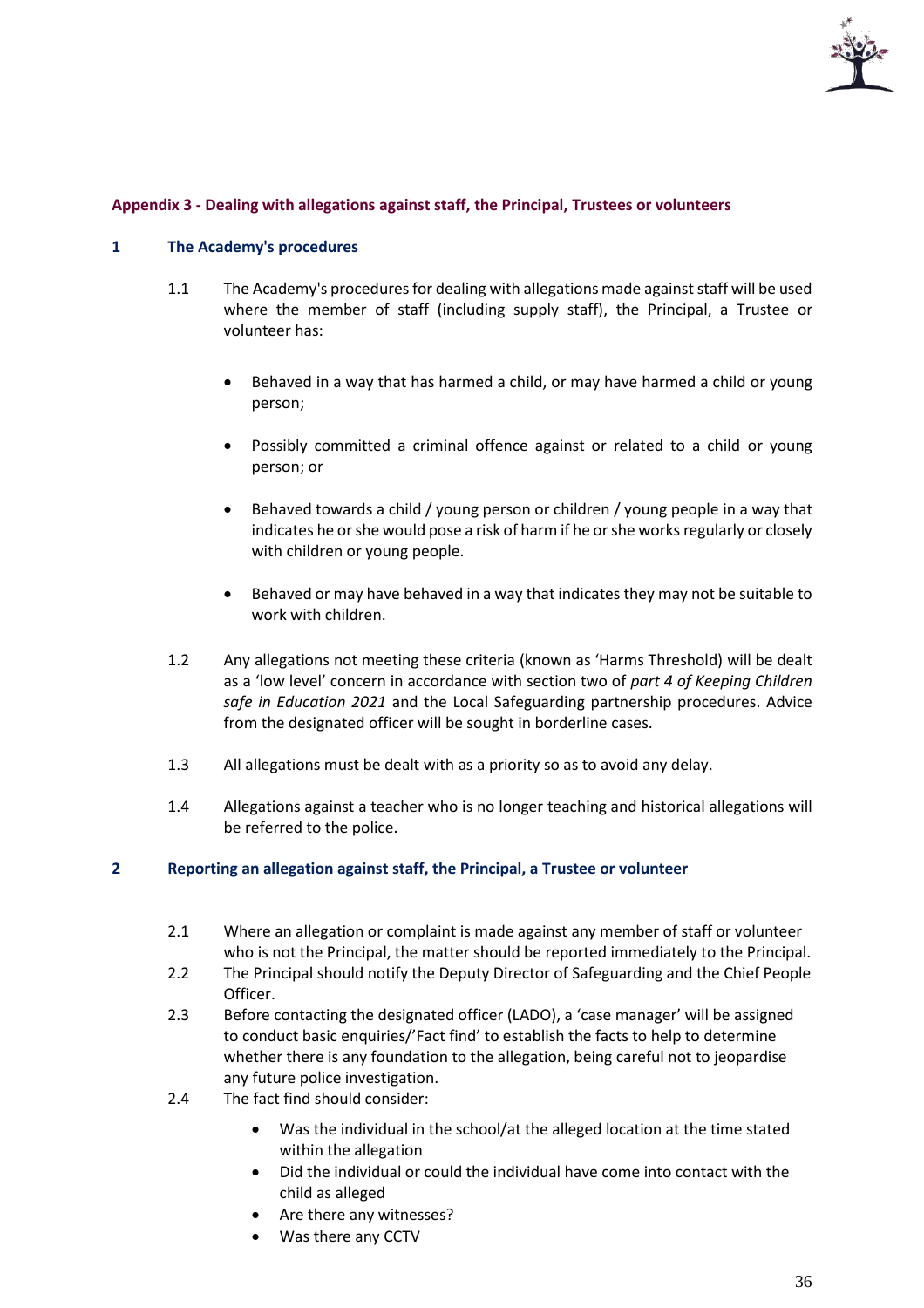### Appendix 3 - Dealing with allegations against staff, the Principal, Trustees or volunteers

#### 1 The Academy's procedures

1.1 The Academy's procedures for dealing with allegations made against staff will be used where the member of staff (including supply staff), the Principal, a Trustee or volunteer has:

- Behaved in a way that has harmed a child, or may have harmed a child or young person;
- Possibly committed a criminal offence against or related to a child or young person; or
- Behaved towards a child / young person or children / young people in a way that indicates he or she would pose a risk of harm if he or she works regularly or closely with children or young people.
- Behaved or may have behaved in a way that indicates they may not be suitable to work with children.

1.2 Any allegations not meeting these criteria (known as 'Harms Threshold) will be dealt as a 'low level' concern in accordance with section two of *part 4 of Keeping Children safe in Education 2021* and the Local Safeguarding partnership procedures. Advice from the designated officer will be sought in borderline cases.

1.3 All allegations must be dealt with as a priority so as to avoid any delay.

1.4 Allegations against a teacher who is no longer teaching and historical allegations will be referred to the police.

#### 2 Reporting an allegation against staff, the Principal, a Trustee or volunteer

2.1 Where an allegation or complaint is made against any member of staff or volunteer who is not the Principal, the matter should be reported immediately to the Principal.

2.2 The Principal should notify the Deputy Director of Safeguarding and the Chief People Officer.

2.3 Before contacting the designated officer (LADO), a 'case manager' will be assigned to conduct basic enquiries/'Fact find' to establish the facts to help to determine whether there is any foundation to the allegation, being careful not to jeopardise any future police investigation.

2.4 The fact find should consider:

- Was the individual in the school/at the alleged location at the time stated within the allegation
- Did the individual or could the individual have come into contact with the child as alleged
- Are there any witnesses?
- Was there any CCTV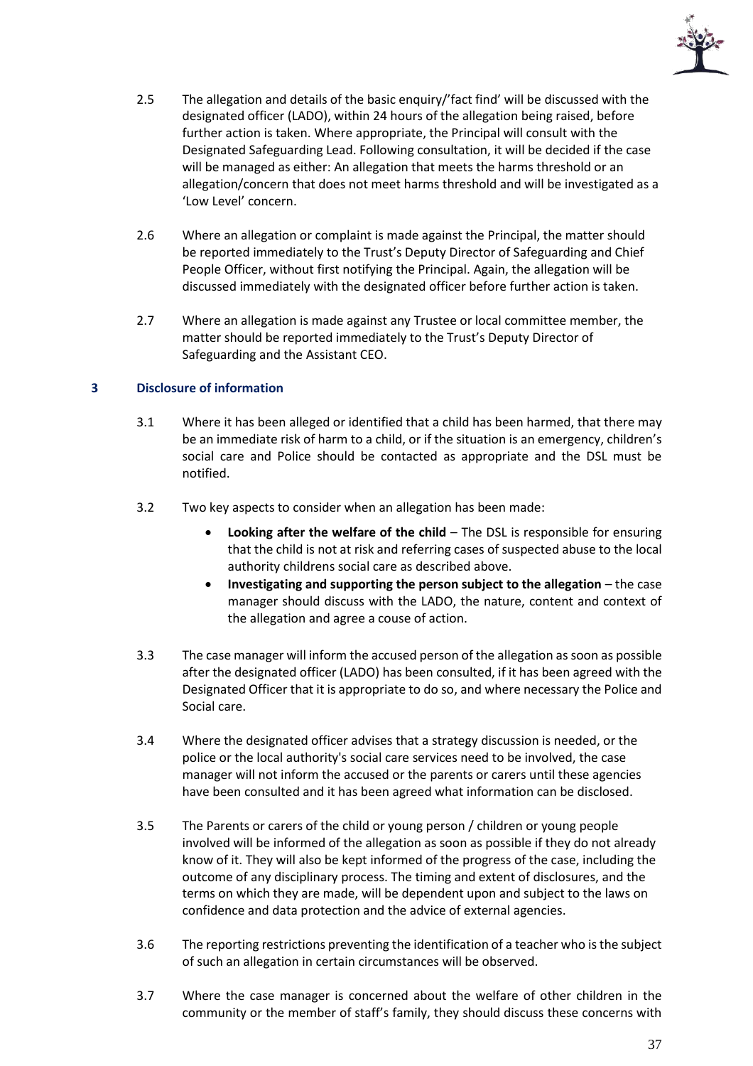2.5 The allegation and details of the basic enquiry/'fact find' will be discussed with the designated officer (LADO), within 24 hours of the allegation being raised, before further action is taken. Where appropriate, the Principal will consult with the Designated Safeguarding Lead. Following consultation, it will be decided if the case will be managed as either: An allegation that meets the harms threshold or an allegation/concern that does not meet harms threshold and will be investigated as a 'Low Level' concern.

2.6 Where an allegation or complaint is made against the Principal, the matter should be reported immediately to the Trust's Deputy Director of Safeguarding and Chief People Officer, without first notifying the Principal. Again, the allegation will be discussed immediately with the designated officer before further action is taken.

2.7 Where an allegation is made against any Trustee or local committee member, the matter should be reported immediately to the Trust's Deputy Director of Safeguarding and the Assistant CEO.

## 3 Disclosure of information

3.1 Where it has been alleged or identified that a child has been harmed, that there may be an immediate risk of harm to a child, or if the situation is an emergency, children's social care and Police should be contacted as appropriate and the DSL must be notified.

3.2 Two key aspects to consider when an allegation has been made:

- **Looking after the welfare of the child** – The DSL is responsible for ensuring that the child is not at risk and referring cases of suspected abuse to the local authority childrens social care as described above.
- **Investigating and supporting the person subject to the allegation** – the case manager should discuss with the LADO, the nature, content and context of the allegation and agree a couse of action.

3.3 The case manager will inform the accused person of the allegation as soon as possible after the designated officer (LADO) has been consulted, if it has been agreed with the Designated Officer that it is appropriate to do so, and where necessary the Police and Social care.

3.4 Where the designated officer advises that a strategy discussion is needed, or the police or the local authority's social care services need to be involved, the case manager will not inform the accused or the parents or carers until these agencies have been consulted and it has been agreed what information can be disclosed.

3.5 The Parents or carers of the child or young person / children or young people involved will be informed of the allegation as soon as possible if they do not already know of it. They will also be kept informed of the progress of the case, including the outcome of any disciplinary process. The timing and extent of disclosures, and the terms on which they are made, will be dependent upon and subject to the laws on confidence and data protection and the advice of external agencies.

3.6 The reporting restrictions preventing the identification of a teacher who is the subject of such an allegation in certain circumstances will be observed.

3.7 Where the case manager is concerned about the welfare of other children in the community or the member of staff's family, they should discuss these concerns with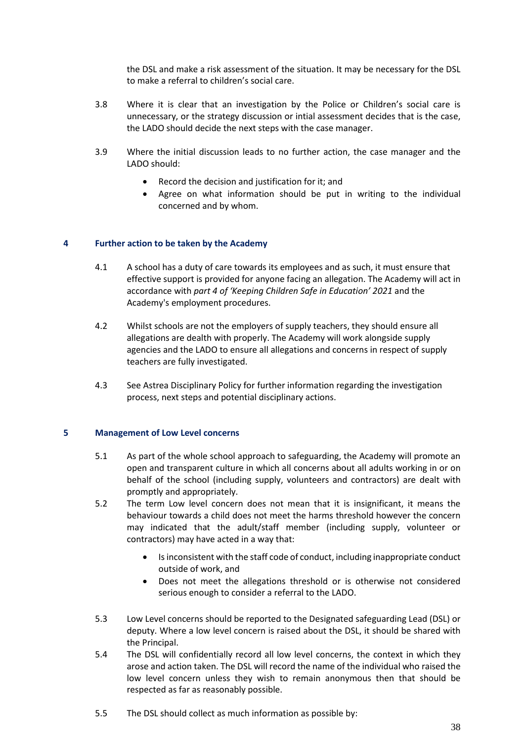the DSL and make a risk assessment of the situation. It may be necessary for the DSL to make a referral to children's social care.

3.8 Where it is clear that an investigation by the Police or Children's social care is unnecessary, or the strategy discussion or intial assessment decides that is the case, the LADO should decide the next steps with the case manager.

3.9 Where the initial discussion leads to no further action, the case manager and the LADO should:

- Record the decision and justification for it; and
- Agree on what information should be put in writing to the individual concerned and by whom.

## 4 Further action to be taken by the Academy

4.1 A school has a duty of care towards its employees and as such, it must ensure that effective support is provided for anyone facing an allegation. The Academy will act in accordance with *part 4 of 'Keeping Children Safe in Education' 2021* and the Academy's employment procedures.

4.2 Whilst schools are not the employers of supply teachers, they should ensure all allegations are dealth with properly. The Academy will work alongside supply agencies and the LADO to ensure all allegations and concerns in respect of supply teachers are fully investigated.

4.3 See Astrea Disciplinary Policy for further information regarding the investigation process, next steps and potential disciplinary actions.

## 5 Management of Low Level concerns

5.1 As part of the whole school approach to safeguarding, the Academy will promote an open and transparent culture in which all concerns about all adults working in or on behalf of the school (including supply, volunteers and contractors) are dealt with promptly and appropriately.

5.2 The term Low level concern does not mean that it is insignificant, it means the behaviour towards a child does not meet the harms threshold however the concern may indicated that the adult/staff member (including supply, volunteer or contractors) may have acted in a way that:

- Is inconsistent with the staff code of conduct, including inappropriate conduct outside of work, and
- Does not meet the allegations threshold or is otherwise not considered serious enough to consider a referral to the LADO.

5.3 Low Level concerns should be reported to the Designated safeguarding Lead (DSL) or deputy. Where a low level concern is raised about the DSL, it should be shared with the Principal.

5.4 The DSL will confidentially record all low level concerns, the context in which they arose and action taken. The DSL will record the name of the individual who raised the low level concern unless they wish to remain anonymous then that should be respected as far as reasonably possible.

5.5 The DSL should collect as much information as possible by: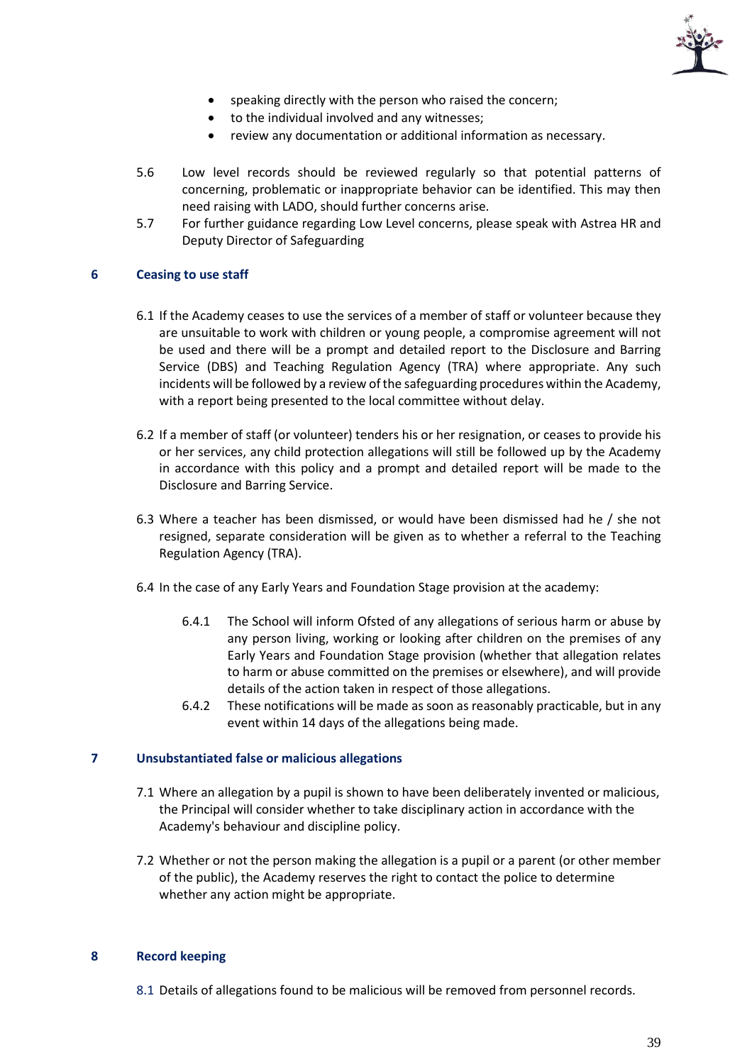- speaking directly with the person who raised the concern;
- to the individual involved and any witnesses;
- review any documentation or additional information as necessary.

5.6 Low level records should be reviewed regularly so that potential patterns of concerning, problematic or inappropriate behavior can be identified. This may then need raising with LADO, should further concerns arise.

5.7 For further guidance regarding Low Level concerns, please speak with Astrea HR and Deputy Director of Safeguarding

## 6 Ceasing to use staff

6.1 If the Academy ceases to use the services of a member of staff or volunteer because they are unsuitable to work with children or young people, a compromise agreement will not be used and there will be a prompt and detailed report to the Disclosure and Barring Service (DBS) and Teaching Regulation Agency (TRA) where appropriate. Any such incidents will be followed by a review of the safeguarding procedures within the Academy, with a report being presented to the local committee without delay.

6.2 If a member of staff (or volunteer) tenders his or her resignation, or ceases to provide his or her services, any child protection allegations will still be followed up by the Academy in accordance with this policy and a prompt and detailed report will be made to the Disclosure and Barring Service.

6.3 Where a teacher has been dismissed, or would have been dismissed had he / she not resigned, separate consideration will be given as to whether a referral to the Teaching Regulation Agency (TRA).

6.4 In the case of any Early Years and Foundation Stage provision at the academy:

6.4.1 The School will inform Ofsted of any allegations of serious harm or abuse by any person living, working or looking after children on the premises of any Early Years and Foundation Stage provision (whether that allegation relates to harm or abuse committed on the premises or elsewhere), and will provide details of the action taken in respect of those allegations.

6.4.2 These notifications will be made as soon as reasonably practicable, but in any event within 14 days of the allegations being made.

## 7 Unsubstantiated false or malicious allegations

7.1 Where an allegation by a pupil is shown to have been deliberately invented or malicious, the Principal will consider whether to take disciplinary action in accordance with the Academy's behaviour and discipline policy.

7.2 Whether or not the person making the allegation is a pupil or a parent (or other member of the public), the Academy reserves the right to contact the police to determine whether any action might be appropriate.

## 8 Record keeping

8.1 Details of allegations found to be malicious will be removed from personnel records.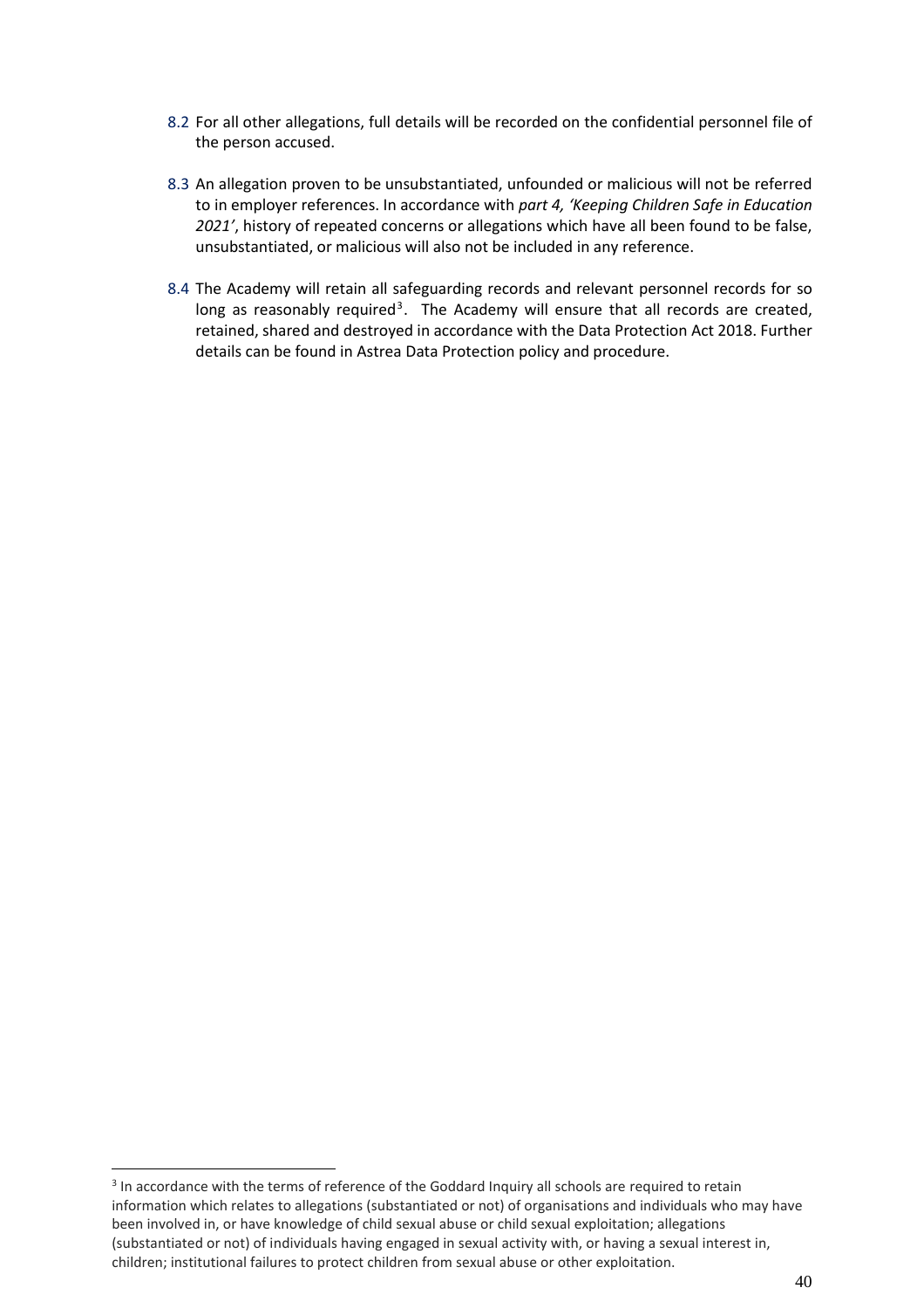8.2 For all other allegations, full details will be recorded on the confidential personnel file of the person accused.

8.3 An allegation proven to be unsubstantiated, unfounded or malicious will not be referred to in employer references. In accordance with *part 4, 'Keeping Children Safe in Education 2021'*, history of repeated concerns or allegations which have all been found to be false, unsubstantiated, or malicious will also not be included in any reference.

8.4 The Academy will retain all safeguarding records and relevant personnel records for so long as reasonably required[3]. The Academy will ensure that all records are created, retained, shared and destroyed in accordance with the Data Protection Act 2018. Further details can be found in Astrea Data Protection policy and procedure.

---

[3] In accordance with the terms of reference of the Goddard Inquiry all schools are required to retain information which relates to allegations (substantiated or not) of organisations and individuals who may have been involved in, or have knowledge of child sexual abuse or child sexual exploitation; allegations (substantiated or not) of individuals having engaged in sexual activity with, or having a sexual interest in, children; institutional failures to protect children from sexual abuse or other exploitation.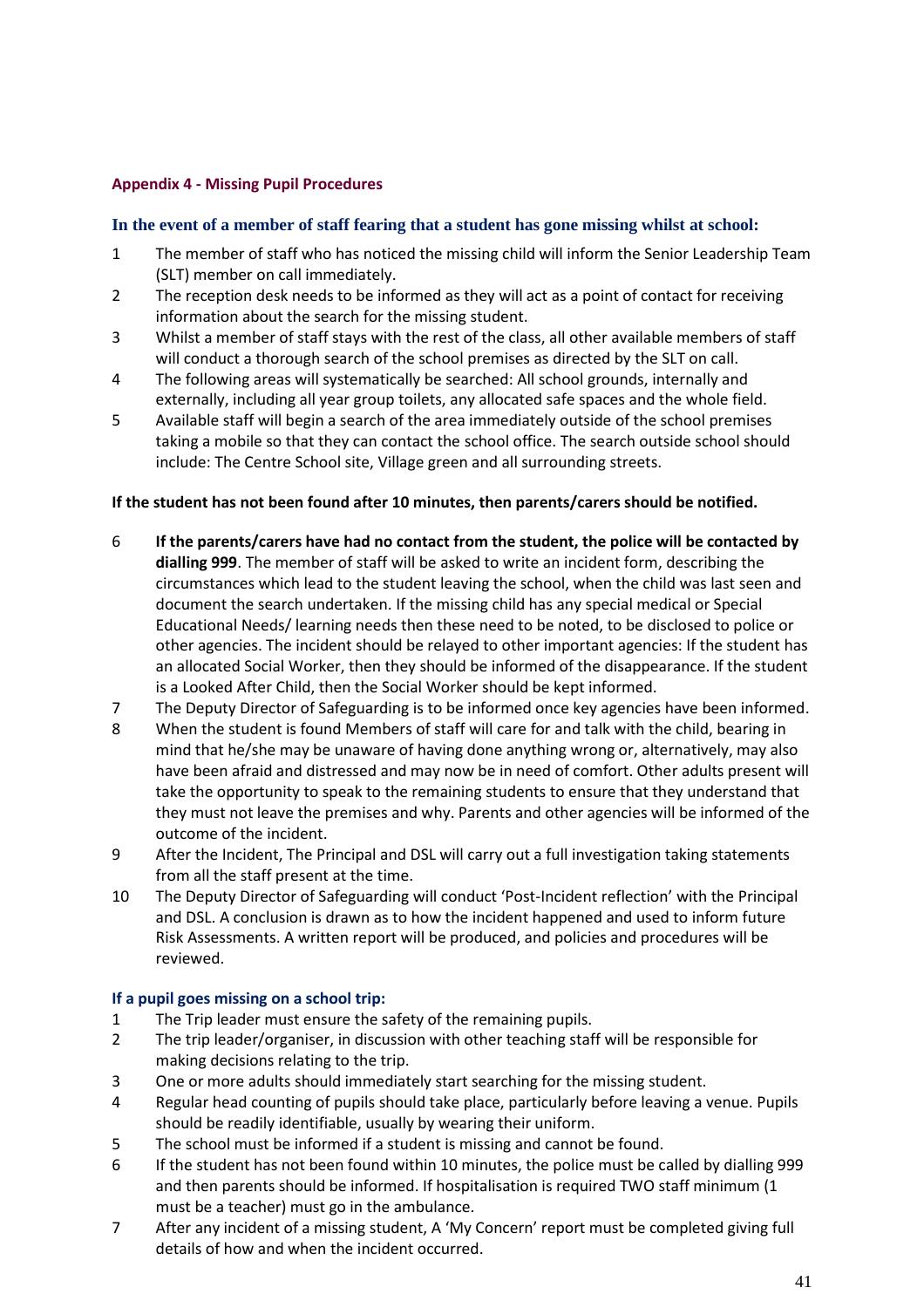## Appendix 4 - Missing Pupil Procedures

### In the event of a member of staff fearing that a student has gone missing whilst at school:

1. The member of staff who has noticed the missing child will inform the Senior Leadership Team (SLT) member on call immediately.
2. The reception desk needs to be informed as they will act as a point of contact for receiving information about the search for the missing student.
3. Whilst a member of staff stays with the rest of the class, all other available members of staff will conduct a thorough search of the school premises as directed by the SLT on call.
4. The following areas will systematically be searched: All school grounds, internally and externally, including all year group toilets, any allocated safe spaces and the whole field.
5. Available staff will begin a search of the area immediately outside of the school premises taking a mobile so that they can contact the school office. The search outside school should include: The Centre School site, Village green and all surrounding streets.

**If the student has not been found after 10 minutes, then parents/carers should be notified.**

6. **If the parents/carers have had no contact from the student, the police will be contacted by dialling 999**. The member of staff will be asked to write an incident form, describing the circumstances which lead to the student leaving the school, when the child was last seen and document the search undertaken. If the missing child has any special medical or Special Educational Needs/ learning needs then these need to be noted, to be disclosed to police or other agencies. The incident should be relayed to other important agencies: If the student has an allocated Social Worker, then they should be informed of the disappearance. If the student is a Looked After Child, then the Social Worker should be kept informed.
7. The Deputy Director of Safeguarding is to be informed once key agencies have been informed.
8. When the student is found Members of staff will care for and talk with the child, bearing in mind that he/she may be unaware of having done anything wrong or, alternatively, may also have been afraid and distressed and may now be in need of comfort. Other adults present will take the opportunity to speak to the remaining students to ensure that they understand that they must not leave the premises and why. Parents and other agencies will be informed of the outcome of the incident.
9. After the Incident, The Principal and DSL will carry out a full investigation taking statements from all the staff present at the time.
10. The Deputy Director of Safeguarding will conduct 'Post-Incident reflection' with the Principal and DSL. A conclusion is drawn as to how the incident happened and used to inform future Risk Assessments. A written report will be produced, and policies and procedures will be reviewed.

### If a pupil goes missing on a school trip:

1. The Trip leader must ensure the safety of the remaining pupils.
2. The trip leader/organiser, in discussion with other teaching staff will be responsible for making decisions relating to the trip.
3. One or more adults should immediately start searching for the missing student.
4. Regular head counting of pupils should take place, particularly before leaving a venue. Pupils should be readily identifiable, usually by wearing their uniform.
5. The school must be informed if a student is missing and cannot be found.
6. If the student has not been found within 10 minutes, the police must be called by dialling 999 and then parents should be informed. If hospitalisation is required TWO staff minimum (1 must be a teacher) must go in the ambulance.
7. After any incident of a missing student, A 'My Concern' report must be completed giving full details of how and when the incident occurred.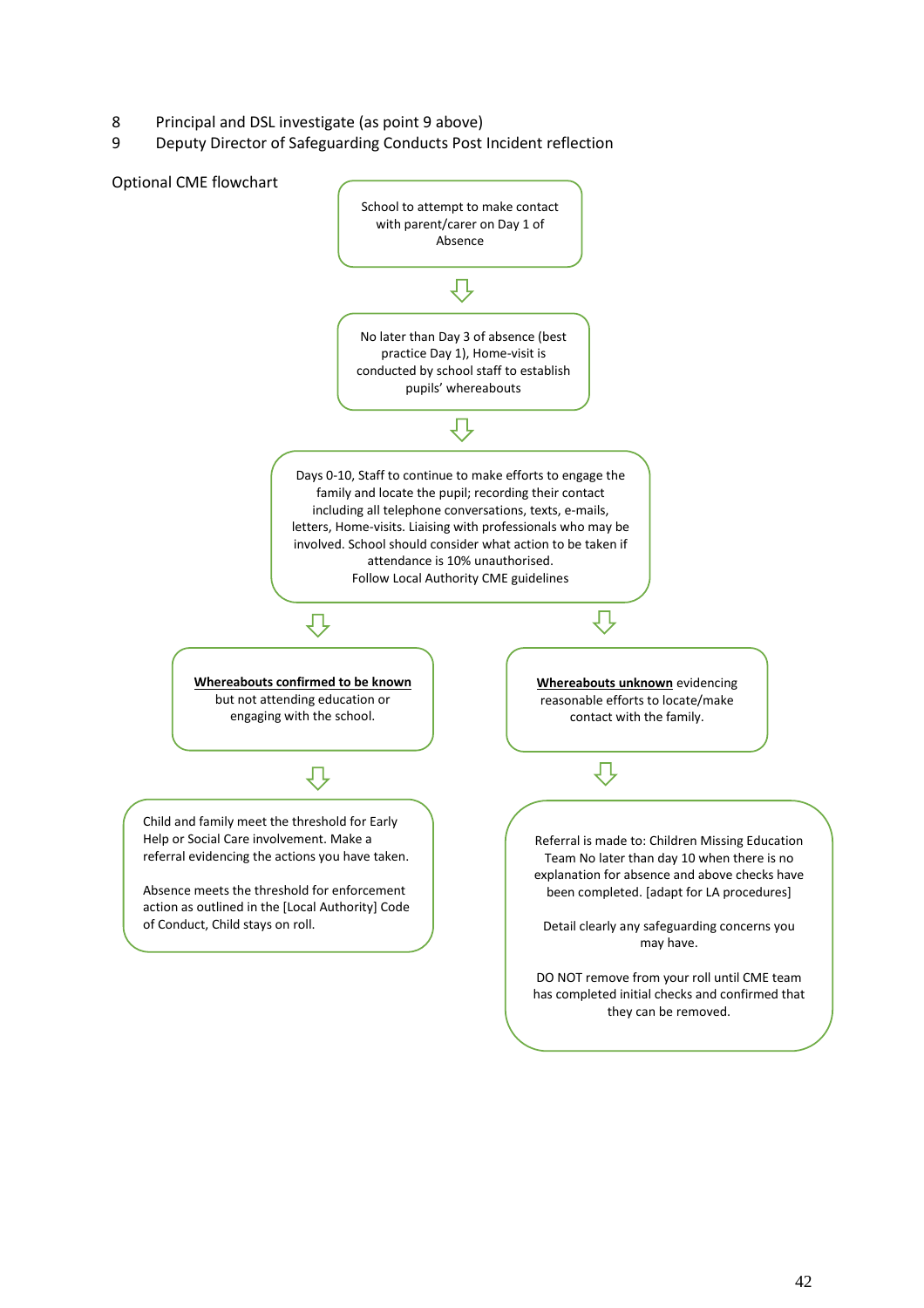8 Principal and DSL investigate (as point 9 above)
9 Deputy Director of Safeguarding Conducts Post Incident reflection

Optional CME flowchart

School to attempt to make contact with parent/carer on Day 1 of Absence

⇩

No later than Day 3 of absence (best practice Day 1), Home-visit is conducted by school staff to establish pupils' whereabouts

⇩

Days 0-10, Staff to continue to make efforts to engage the family and locate the pupil; recording their contact including all telephone conversations, texts, e-mails, letters, Home-visits. Liaising with professionals who may be involved. School should consider what action to be taken if attendance is 10% unauthorised.
Follow Local Authority CME guidelines

⇩

**Whereabouts confirmed to be known** but not attending education or engaging with the school.

⇩

Child and family meet the threshold for Early Help or Social Care involvement. Make a referral evidencing the actions you have taken.

Absence meets the threshold for enforcement action as outlined in the [Local Authority] Code of Conduct, Child stays on roll.

⇩

**Whereabouts unknown** evidencing reasonable efforts to locate/make contact with the family.

⇩

Referral is made to: Children Missing Education Team No later than day 10 when there is no explanation for absence and above checks have been completed. [adapt for LA procedures]

Detail clearly any safeguarding concerns you may have.

DO NOT remove from your roll until CME team has completed initial checks and confirmed that they can be removed.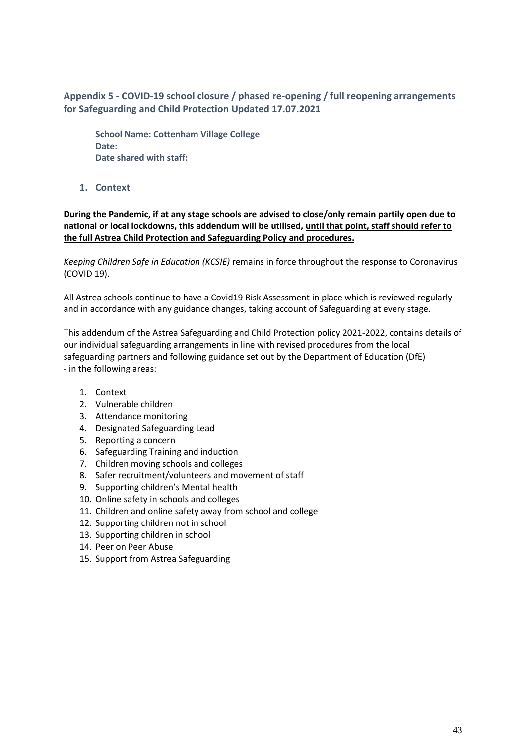## Appendix 5 - COVID-19 school closure / phased re-opening / full reopening arrangements for Safeguarding and Child Protection Updated 17.07.2021

**School Name: Cottenham Village College**
**Date:**
**Date shared with staff:**

### 1. Context

**During the Pandemic, if at any stage schools are advised to close/only remain partly open due to national or local lockdowns, this addendum will be utilised, until that point, staff should refer to the full Astrea Child Protection and Safeguarding Policy and procedures.**

*Keeping Children Safe in Education (KCSIE)* remains in force throughout the response to Coronavirus (COVID 19).

All Astrea schools continue to have a Covid19 Risk Assessment in place which is reviewed regularly and in accordance with any guidance changes, taking account of Safeguarding at every stage.

This addendum of the Astrea Safeguarding and Child Protection policy 2021-2022, contains details of our individual safeguarding arrangements in line with revised procedures from the local safeguarding partners and following guidance set out by the Department of Education (DfE) - in the following areas:

1. Context
2. Vulnerable children
3. Attendance monitoring
4. Designated Safeguarding Lead
5. Reporting a concern
6. Safeguarding Training and induction
7. Children moving schools and colleges
8. Safer recruitment/volunteers and movement of staff
9. Supporting children's Mental health
10. Online safety in schools and colleges
11. Children and online safety away from school and college
12. Supporting children not in school
13. Supporting children in school
14. Peer on Peer Abuse
15. Support from Astrea Safeguarding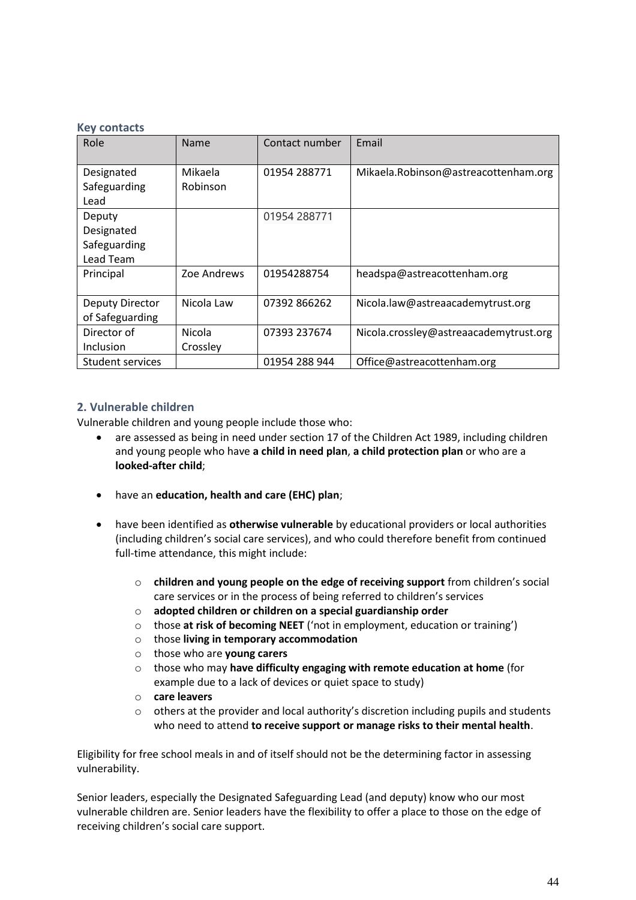### Key contacts

| Role | Name | Contact number | Email |
|---|---|---|---|
| Designated Safeguarding Lead | Mikaela Robinson | 01954 288771 | Mikaela.Robinson@astreacottenham.org |
| Deputy Designated Safeguarding Lead Team | | 01954 288771 | |
| Principal | Zoe Andrews | 01954288754 | headspa@astreacottenham.org |
| Deputy Director of Safeguarding | Nicola Law | 07392 866262 | Nicola.law@astreaacademytrust.org |
| Director of Inclusion | Nicola Crossley | 07393 237674 | Nicola.crossley@astreaacademytrust.org |
| Student services | | 01954 288 944 | Office@astreacottenham.org |

## 2. Vulnerable children

Vulnerable children and young people include those who:

- are assessed as being in need under section 17 of the Children Act 1989, including children and young people who have **a child in need plan**, **a child protection plan** or who are a **looked-after child**;
- have an **education, health and care (EHC) plan**;
- have been identified as **otherwise vulnerable** by educational providers or local authorities (including children's social care services), and who could therefore benefit from continued full-time attendance, this might include:
  - **children and young people on the edge of receiving support** from children's social care services or in the process of being referred to children's services
  - **adopted children or children on a special guardianship order**
  - those **at risk of becoming NEET** ('not in employment, education or training')
  - those **living in temporary accommodation**
  - those who are **young carers**
  - those who may **have difficulty engaging with remote education at home** (for example due to a lack of devices or quiet space to study)
  - **care leavers**
  - others at the provider and local authority's discretion including pupils and students who need to attend **to receive support or manage risks to their mental health**.

Eligibility for free school meals in and of itself should not be the determining factor in assessing vulnerability.

Senior leaders, especially the Designated Safeguarding Lead (and deputy) know who our most vulnerable children are. Senior leaders have the flexibility to offer a place to those on the edge of receiving children's social care support.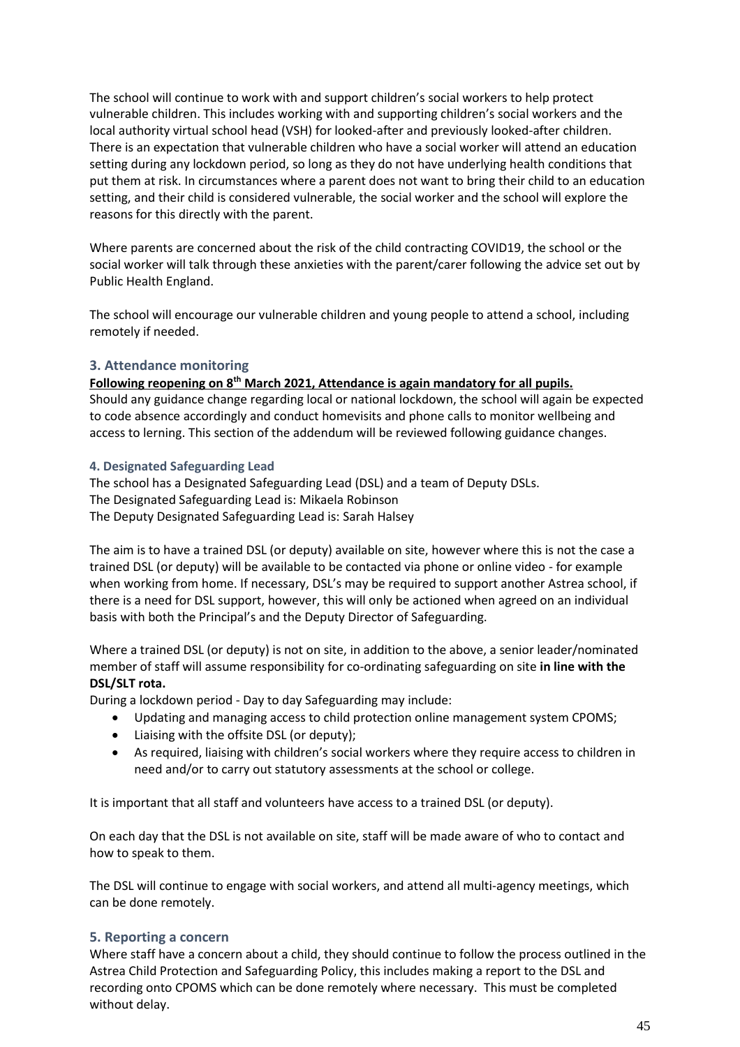The school will continue to work with and support children's social workers to help protect vulnerable children. This includes working with and supporting children's social workers and the local authority virtual school head (VSH) for looked-after and previously looked-after children. There is an expectation that vulnerable children who have a social worker will attend an education setting during any lockdown period, so long as they do not have underlying health conditions that put them at risk. In circumstances where a parent does not want to bring their child to an education setting, and their child is considered vulnerable, the social worker and the school will explore the reasons for this directly with the parent.

Where parents are concerned about the risk of the child contracting COVID19, the school or the social worker will talk through these anxieties with the parent/carer following the advice set out by Public Health England.

The school will encourage our vulnerable children and young people to attend a school, including remotely if needed.

## 3. Attendance monitoring

**Following reopening on 8th March 2021, Attendance is again mandatory for all pupils.**

Should any guidance change regarding local or national lockdown, the school will again be expected to code absence accordingly and conduct homevisits and phone calls to monitor wellbeing and access to lerning. This section of the addendum will be reviewed following guidance changes.

### 4. Designated Safeguarding Lead

The school has a Designated Safeguarding Lead (DSL) and a team of Deputy DSLs.
The Designated Safeguarding Lead is: Mikaela Robinson
The Deputy Designated Safeguarding Lead is: Sarah Halsey

The aim is to have a trained DSL (or deputy) available on site, however where this is not the case a trained DSL (or deputy) will be available to be contacted via phone or online video - for example when working from home. If necessary, DSL's may be required to support another Astrea school, if there is a need for DSL support, however, this will only be actioned when agreed on an individual basis with both the Principal's and the Deputy Director of Safeguarding.

Where a trained DSL (or deputy) is not on site, in addition to the above, a senior leader/nominated member of staff will assume responsibility for co-ordinating safeguarding on site **in line with the DSL/SLT rota.**

During a lockdown period - Day to day Safeguarding may include:

- Updating and managing access to child protection online management system CPOMS;
- Liaising with the offsite DSL (or deputy);
- As required, liaising with children's social workers where they require access to children in need and/or to carry out statutory assessments at the school or college.

It is important that all staff and volunteers have access to a trained DSL (or deputy).

On each day that the DSL is not available on site, staff will be made aware of who to contact and how to speak to them.

The DSL will continue to engage with social workers, and attend all multi-agency meetings, which can be done remotely.

## 5. Reporting a concern

Where staff have a concern about a child, they should continue to follow the process outlined in the Astrea Child Protection and Safeguarding Policy, this includes making a report to the DSL and recording onto CPOMS which can be done remotely where necessary. This must be completed without delay.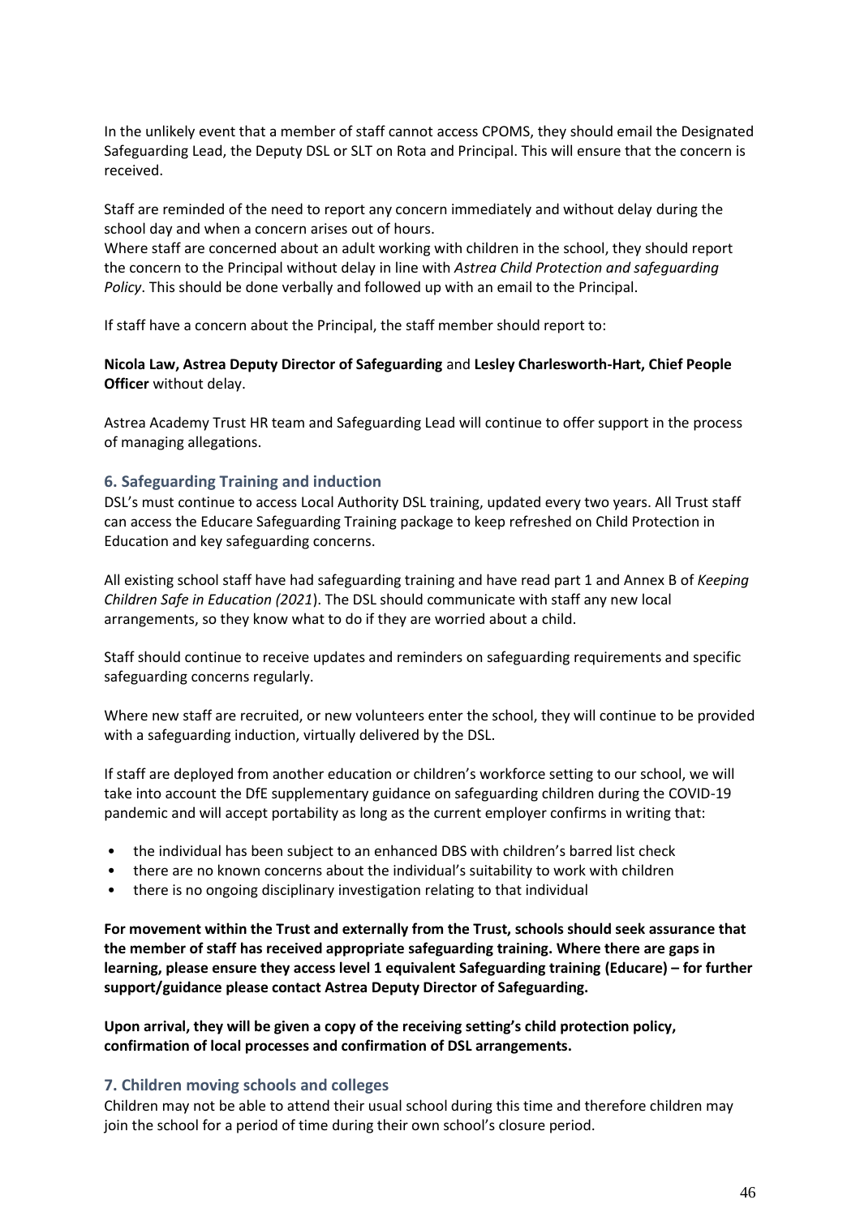In the unlikely event that a member of staff cannot access CPOMS, they should email the Designated Safeguarding Lead, the Deputy DSL or SLT on Rota and Principal. This will ensure that the concern is received.

Staff are reminded of the need to report any concern immediately and without delay during the school day and when a concern arises out of hours.
Where staff are concerned about an adult working with children in the school, they should report the concern to the Principal without delay in line with *Astrea Child Protection and safeguarding Policy*. This should be done verbally and followed up with an email to the Principal.

If staff have a concern about the Principal, the staff member should report to:

**Nicola Law, Astrea Deputy Director of Safeguarding** and **Lesley Charlesworth-Hart, Chief People Officer** without delay.

Astrea Academy Trust HR team and Safeguarding Lead will continue to offer support in the process of managing allegations.

### 6. Safeguarding Training and induction

DSL's must continue to access Local Authority DSL training, updated every two years. All Trust staff can access the Educare Safeguarding Training package to keep refreshed on Child Protection in Education and key safeguarding concerns.

All existing school staff have had safeguarding training and have read part 1 and Annex B of *Keeping Children Safe in Education (2021*). The DSL should communicate with staff any new local arrangements, so they know what to do if they are worried about a child.

Staff should continue to receive updates and reminders on safeguarding requirements and specific safeguarding concerns regularly.

Where new staff are recruited, or new volunteers enter the school, they will continue to be provided with a safeguarding induction, virtually delivered by the DSL.

If staff are deployed from another education or children's workforce setting to our school, we will take into account the DfE supplementary guidance on safeguarding children during the COVID-19 pandemic and will accept portability as long as the current employer confirms in writing that:

- the individual has been subject to an enhanced DBS with children's barred list check
- there are no known concerns about the individual's suitability to work with children
- there is no ongoing disciplinary investigation relating to that individual

**For movement within the Trust and externally from the Trust, schools should seek assurance that the member of staff has received appropriate safeguarding training. Where there are gaps in learning, please ensure they access level 1 equivalent Safeguarding training (Educare) – for further support/guidance please contact Astrea Deputy Director of Safeguarding.**

**Upon arrival, they will be given a copy of the receiving setting's child protection policy, confirmation of local processes and confirmation of DSL arrangements.**

### 7. Children moving schools and colleges

Children may not be able to attend their usual school during this time and therefore children may join the school for a period of time during their own school's closure period.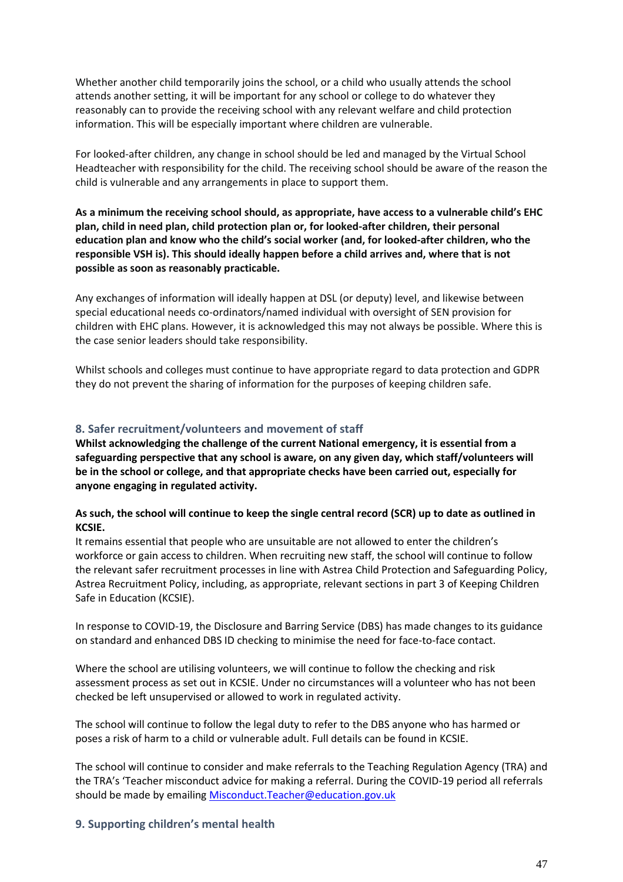Whether another child temporarily joins the school, or a child who usually attends the school attends another setting, it will be important for any school or college to do whatever they reasonably can to provide the receiving school with any relevant welfare and child protection information. This will be especially important where children are vulnerable.

For looked-after children, any change in school should be led and managed by the Virtual School Headteacher with responsibility for the child. The receiving school should be aware of the reason the child is vulnerable and any arrangements in place to support them.

**As a minimum the receiving school should, as appropriate, have access to a vulnerable child's EHC plan, child in need plan, child protection plan or, for looked-after children, their personal education plan and know who the child's social worker (and, for looked-after children, who the responsible VSH is). This should ideally happen before a child arrives and, where that is not possible as soon as reasonably practicable.**

Any exchanges of information will ideally happen at DSL (or deputy) level, and likewise between special educational needs co-ordinators/named individual with oversight of SEN provision for children with EHC plans. However, it is acknowledged this may not always be possible. Where this is the case senior leaders should take responsibility.

Whilst schools and colleges must continue to have appropriate regard to data protection and GDPR they do not prevent the sharing of information for the purposes of keeping children safe.

### 8. Safer recruitment/volunteers and movement of staff

**Whilst acknowledging the challenge of the current National emergency, it is essential from a safeguarding perspective that any school is aware, on any given day, which staff/volunteers will be in the school or college, and that appropriate checks have been carried out, especially for anyone engaging in regulated activity.**

**As such, the school will continue to keep the single central record (SCR) up to date as outlined in KCSIE.**

It remains essential that people who are unsuitable are not allowed to enter the children's workforce or gain access to children. When recruiting new staff, the school will continue to follow the relevant safer recruitment processes in line with Astrea Child Protection and Safeguarding Policy, Astrea Recruitment Policy, including, as appropriate, relevant sections in part 3 of Keeping Children Safe in Education (KCSIE).

In response to COVID-19, the Disclosure and Barring Service (DBS) has made changes to its guidance on standard and enhanced DBS ID checking to minimise the need for face-to-face contact.

Where the school are utilising volunteers, we will continue to follow the checking and risk assessment process as set out in KCSIE. Under no circumstances will a volunteer who has not been checked be left unsupervised or allowed to work in regulated activity.

The school will continue to follow the legal duty to refer to the DBS anyone who has harmed or poses a risk of harm to a child or vulnerable adult. Full details can be found in KCSIE.

The school will continue to consider and make referrals to the Teaching Regulation Agency (TRA) and the TRA's 'Teacher misconduct advice for making a referral. During the COVID-19 period all referrals should be made by emailing Misconduct.Teacher@education.gov.uk

### 9. Supporting children's mental health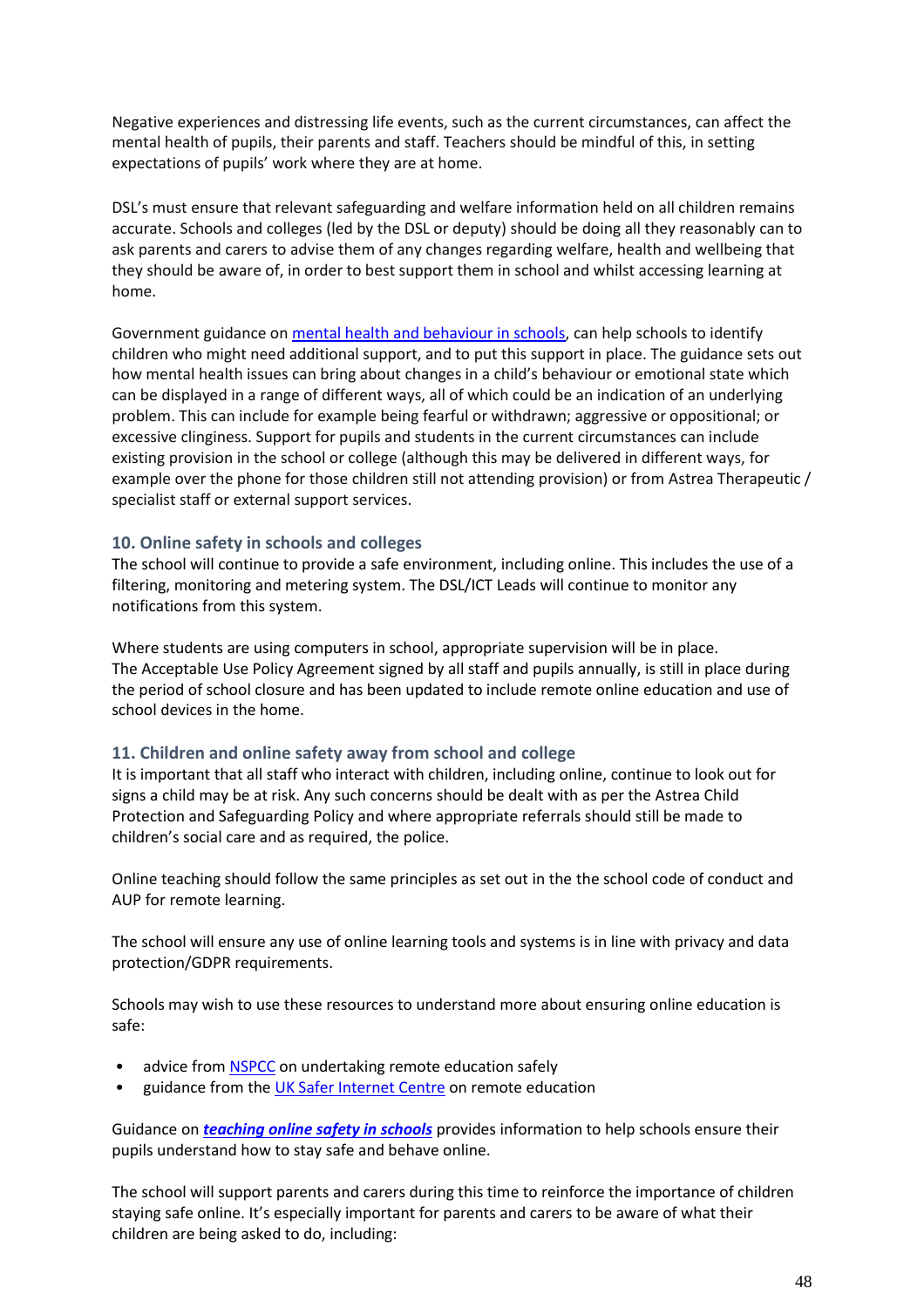Negative experiences and distressing life events, such as the current circumstances, can affect the mental health of pupils, their parents and staff. Teachers should be mindful of this, in setting expectations of pupils' work where they are at home.

DSL's must ensure that relevant safeguarding and welfare information held on all children remains accurate. Schools and colleges (led by the DSL or deputy) should be doing all they reasonably can to ask parents and carers to advise them of any changes regarding welfare, health and wellbeing that they should be aware of, in order to best support them in school and whilst accessing learning at home.

Government guidance on mental health and behaviour in schools, can help schools to identify children who might need additional support, and to put this support in place. The guidance sets out how mental health issues can bring about changes in a child's behaviour or emotional state which can be displayed in a range of different ways, all of which could be an indication of an underlying problem. This can include for example being fearful or withdrawn; aggressive or oppositional; or excessive clinginess. Support for pupils and students in the current circumstances can include existing provision in the school or college (although this may be delivered in different ways, for example over the phone for those children still not attending provision) or from Astrea Therapeutic / specialist staff or external support services.

### 10. Online safety in schools and colleges

The school will continue to provide a safe environment, including online. This includes the use of a filtering, monitoring and metering system. The DSL/ICT Leads will continue to monitor any notifications from this system.

Where students are using computers in school, appropriate supervision will be in place. The Acceptable Use Policy Agreement signed by all staff and pupils annually, is still in place during the period of school closure and has been updated to include remote online education and use of school devices in the home.

### 11. Children and online safety away from school and college

It is important that all staff who interact with children, including online, continue to look out for signs a child may be at risk. Any such concerns should be dealt with as per the Astrea Child Protection and Safeguarding Policy and where appropriate referrals should still be made to children's social care and as required, the police.

Online teaching should follow the same principles as set out in the the school code of conduct and AUP for remote learning.

The school will ensure any use of online learning tools and systems is in line with privacy and data protection/GDPR requirements.

Schools may wish to use these resources to understand more about ensuring online education is safe:

- advice from NSPCC on undertaking remote education safely
- guidance from the UK Safer Internet Centre on remote education

Guidance on ***teaching online safety in schools*** provides information to help schools ensure their pupils understand how to stay safe and behave online.

The school will support parents and carers during this time to reinforce the importance of children staying safe online. It's especially important for parents and carers to be aware of what their children are being asked to do, including: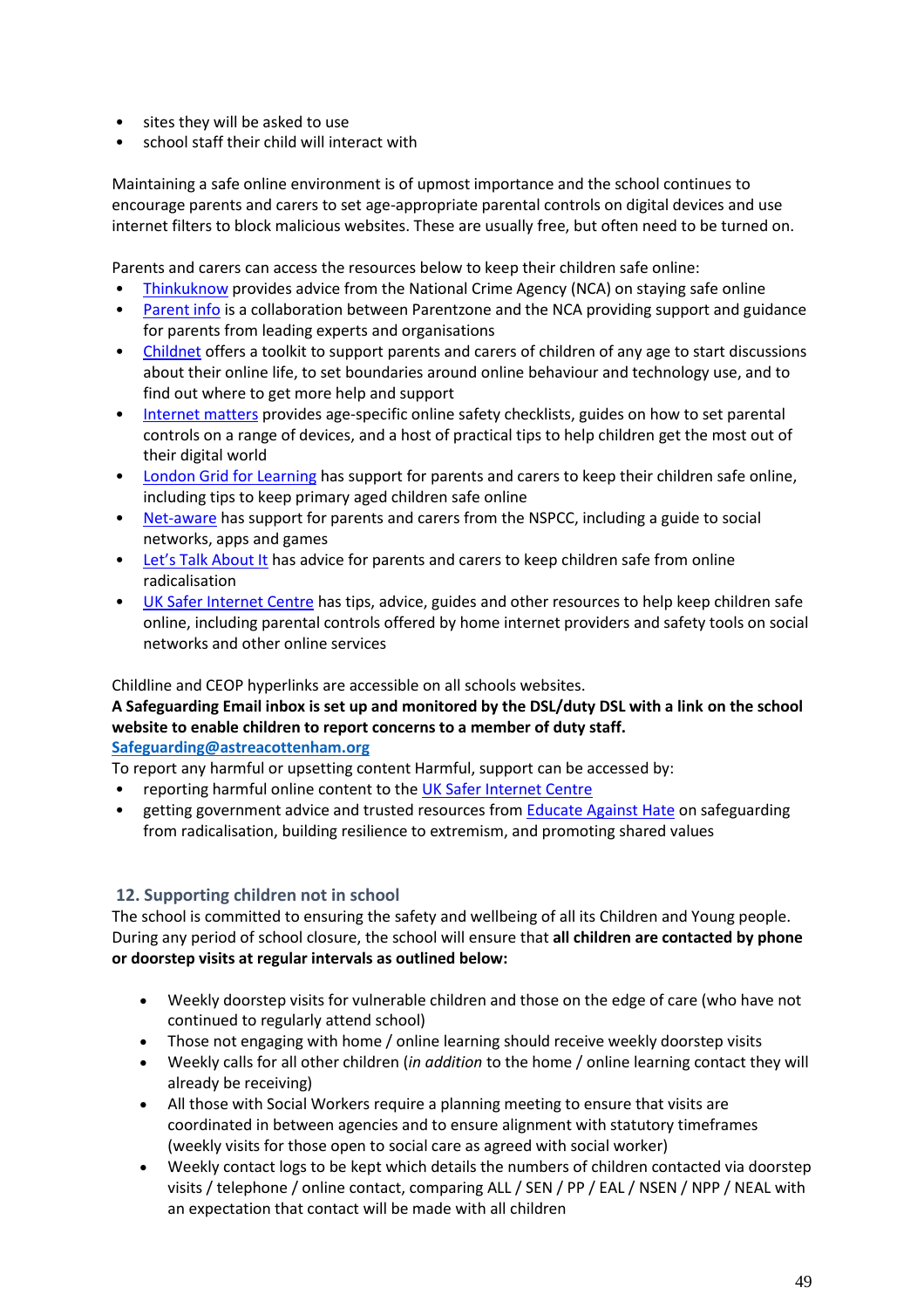- sites they will be asked to use
- school staff their child will interact with

Maintaining a safe online environment is of upmost importance and the school continues to encourage parents and carers to set age-appropriate parental controls on digital devices and use internet filters to block malicious websites. These are usually free, but often need to be turned on.

Parents and carers can access the resources below to keep their children safe online:

- Thinkuknow provides advice from the National Crime Agency (NCA) on staying safe online
- Parent info is a collaboration between Parentzone and the NCA providing support and guidance for parents from leading experts and organisations
- Childnet offers a toolkit to support parents and carers of children of any age to start discussions about their online life, to set boundaries around online behaviour and technology use, and to find out where to get more help and support
- Internet matters provides age-specific online safety checklists, guides on how to set parental controls on a range of devices, and a host of practical tips to help children get the most out of their digital world
- London Grid for Learning has support for parents and carers to keep their children safe online, including tips to keep primary aged children safe online
- Net-aware has support for parents and carers from the NSPCC, including a guide to social networks, apps and games
- Let's Talk About It has advice for parents and carers to keep children safe from online radicalisation
- UK Safer Internet Centre has tips, advice, guides and other resources to help keep children safe online, including parental controls offered by home internet providers and safety tools on social networks and other online services

Childline and CEOP hyperlinks are accessible on all schools websites.
**A Safeguarding Email inbox is set up and monitored by the DSL/duty DSL with a link on the school website to enable children to report concerns to a member of duty staff.**
**Safeguarding@astreacottenham.org**
To report any harmful or upsetting content Harmful, support can be accessed by:

- reporting harmful online content to the UK Safer Internet Centre
- getting government advice and trusted resources from Educate Against Hate on safeguarding from radicalisation, building resilience to extremism, and promoting shared values

## 12. Supporting children not in school

The school is committed to ensuring the safety and wellbeing of all its Children and Young people. During any period of school closure, the school will ensure that **all children are contacted by phone or doorstep visits at regular intervals as outlined below:**

- Weekly doorstep visits for vulnerable children and those on the edge of care (who have not continued to regularly attend school)
- Those not engaging with home / online learning should receive weekly doorstep visits
- Weekly calls for all other children (*in addition* to the home / online learning contact they will already be receiving)
- All those with Social Workers require a planning meeting to ensure that visits are coordinated in between agencies and to ensure alignment with statutory timeframes (weekly visits for those open to social care as agreed with social worker)
- Weekly contact logs to be kept which details the numbers of children contacted via doorstep visits / telephone / online contact, comparing ALL / SEN / PP / EAL / NSEN / NPP / NEAL with an expectation that contact will be made with all children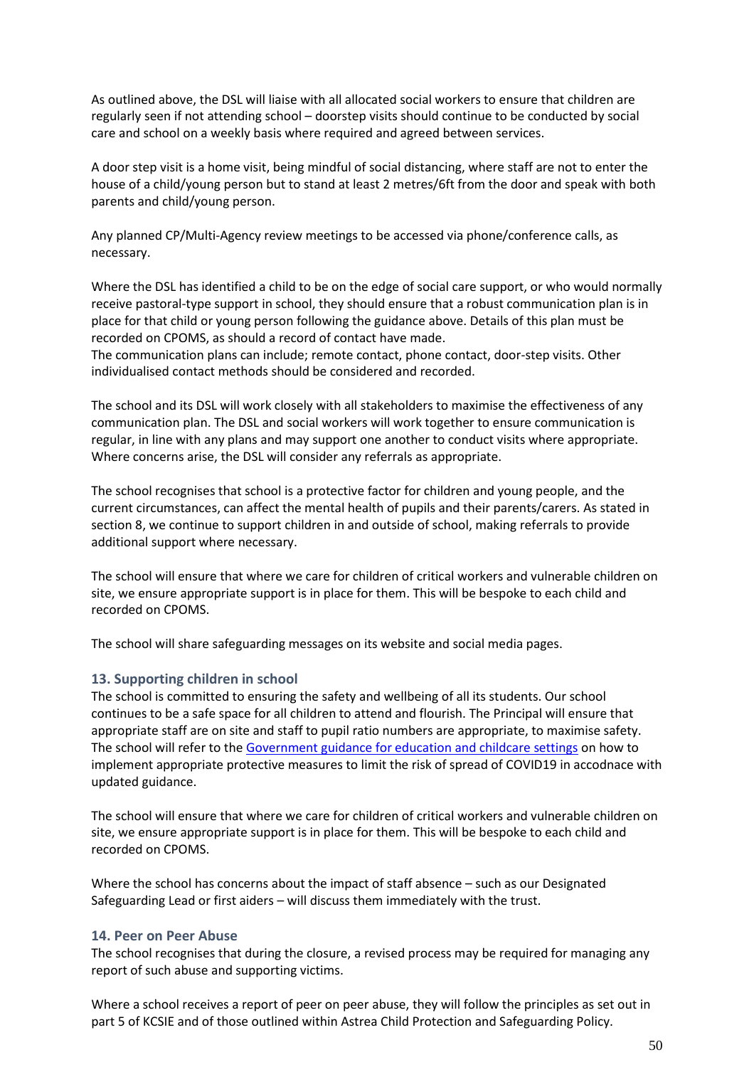As outlined above, the DSL will liaise with all allocated social workers to ensure that children are regularly seen if not attending school – doorstep visits should continue to be conducted by social care and school on a weekly basis where required and agreed between services.

A door step visit is a home visit, being mindful of social distancing, where staff are not to enter the house of a child/young person but to stand at least 2 metres/6ft from the door and speak with both parents and child/young person.

Any planned CP/Multi-Agency review meetings to be accessed via phone/conference calls, as necessary.

Where the DSL has identified a child to be on the edge of social care support, or who would normally receive pastoral-type support in school, they should ensure that a robust communication plan is in place for that child or young person following the guidance above. Details of this plan must be recorded on CPOMS, as should a record of contact have made.
The communication plans can include; remote contact, phone contact, door-step visits. Other individualised contact methods should be considered and recorded.

The school and its DSL will work closely with all stakeholders to maximise the effectiveness of any communication plan. The DSL and social workers will work together to ensure communication is regular, in line with any plans and may support one another to conduct visits where appropriate. Where concerns arise, the DSL will consider any referrals as appropriate.

The school recognises that school is a protective factor for children and young people, and the current circumstances, can affect the mental health of pupils and their parents/carers. As stated in section 8, we continue to support children in and outside of school, making referrals to provide additional support where necessary.

The school will ensure that where we care for children of critical workers and vulnerable children on site, we ensure appropriate support is in place for them. This will be bespoke to each child and recorded on CPOMS.

The school will share safeguarding messages on its website and social media pages.

### 13. Supporting children in school

The school is committed to ensuring the safety and wellbeing of all its students. Our school continues to be a safe space for all children to attend and flourish. The Principal will ensure that appropriate staff are on site and staff to pupil ratio numbers are appropriate, to maximise safety. The school will refer to the Government guidance for education and childcare settings on how to implement appropriate protective measures to limit the risk of spread of COVID19 in accodnace with updated guidance.

The school will ensure that where we care for children of critical workers and vulnerable children on site, we ensure appropriate support is in place for them. This will be bespoke to each child and recorded on CPOMS.

Where the school has concerns about the impact of staff absence – such as our Designated Safeguarding Lead or first aiders – will discuss them immediately with the trust.

### 14. Peer on Peer Abuse

The school recognises that during the closure, a revised process may be required for managing any report of such abuse and supporting victims.

Where a school receives a report of peer on peer abuse, they will follow the principles as set out in part 5 of KCSIE and of those outlined within Astrea Child Protection and Safeguarding Policy.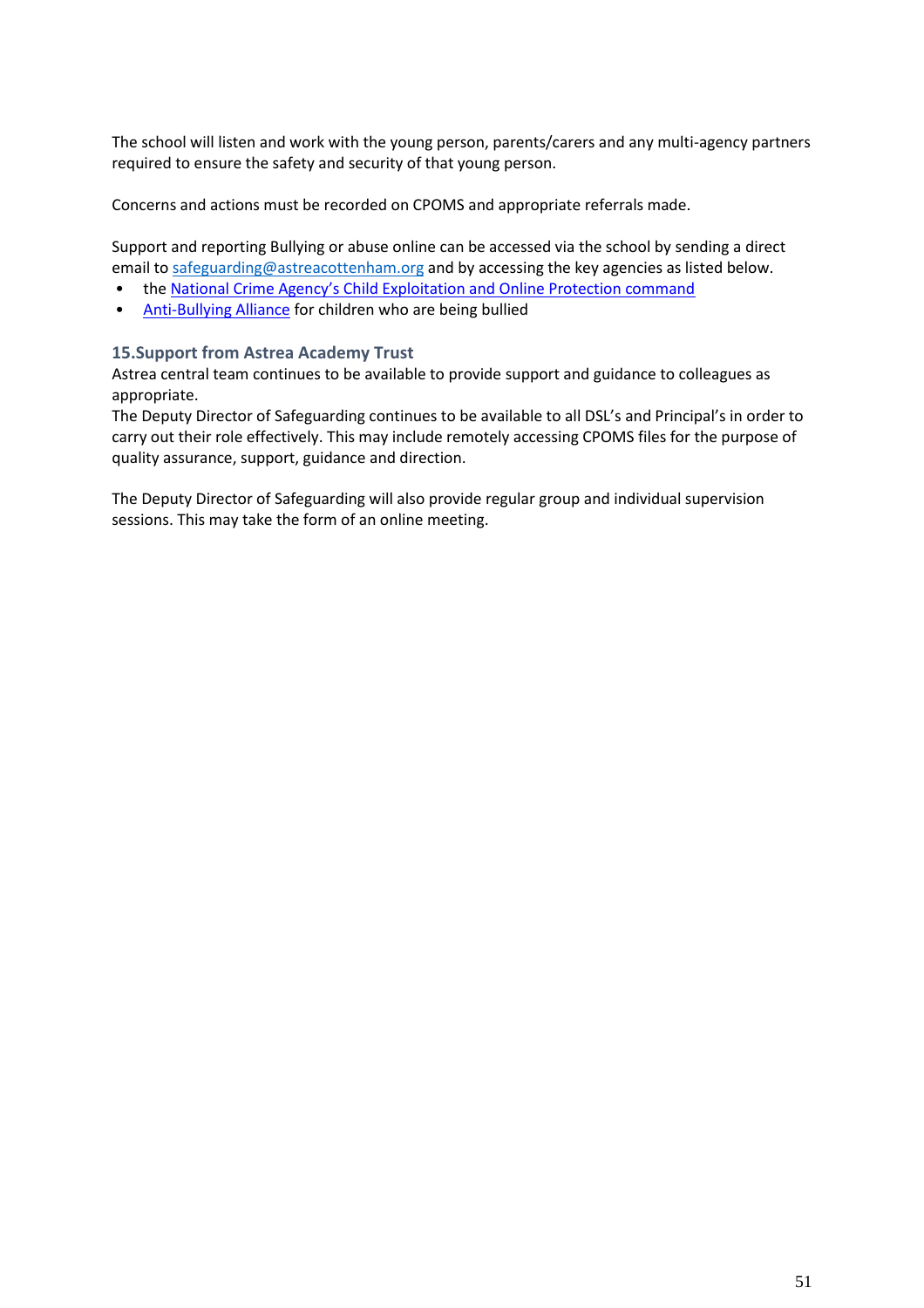The school will listen and work with the young person, parents/carers and any multi-agency partners required to ensure the safety and security of that young person.

Concerns and actions must be recorded on CPOMS and appropriate referrals made.

Support and reporting Bullying or abuse online can be accessed via the school by sending a direct email to [safeguarding@astreacottenham.org](mailto:safeguarding@astreacottenham.org) and by accessing the key agencies as listed below.

- the National Crime Agency's Child Exploitation and Online Protection command
- Anti-Bullying Alliance for children who are being bullied

### 15.Support from Astrea Academy Trust

Astrea central team continues to be available to provide support and guidance to colleagues as appropriate.
The Deputy Director of Safeguarding continues to be available to all DSL's and Principal's in order to carry out their role effectively. This may include remotely accessing CPOMS files for the purpose of quality assurance, support, guidance and direction.

The Deputy Director of Safeguarding will also provide regular group and individual supervision sessions. This may take the form of an online meeting.